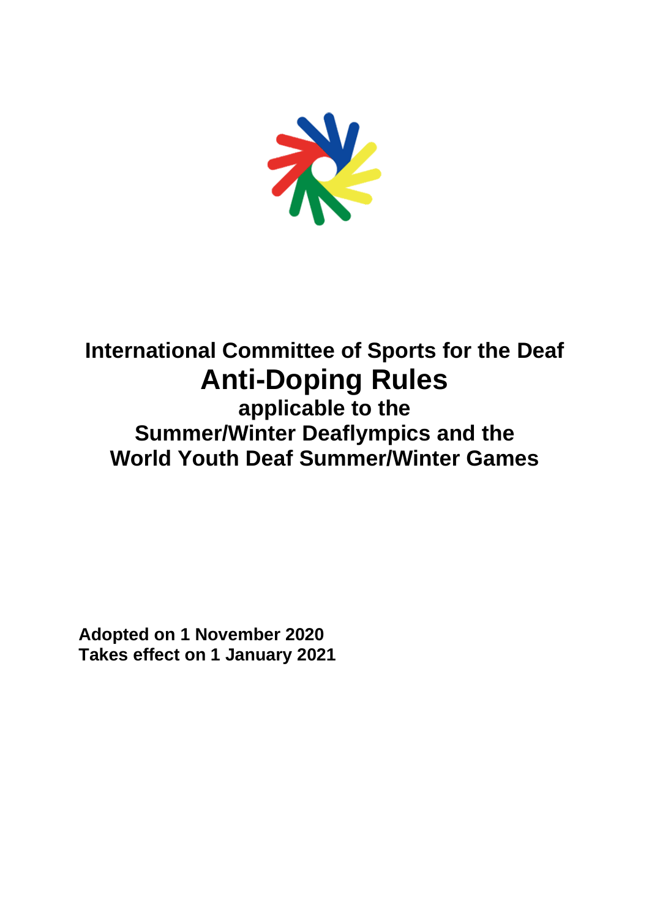# International Committee of Sports for the Deaf

# Anti-Doping Rules

## applicable to the Summer/Winter Deaflympics and the World Youth Deaf Summer/Winter Games

**Adopted on 1 November 2020**
**Takes effect on 1 January 2021**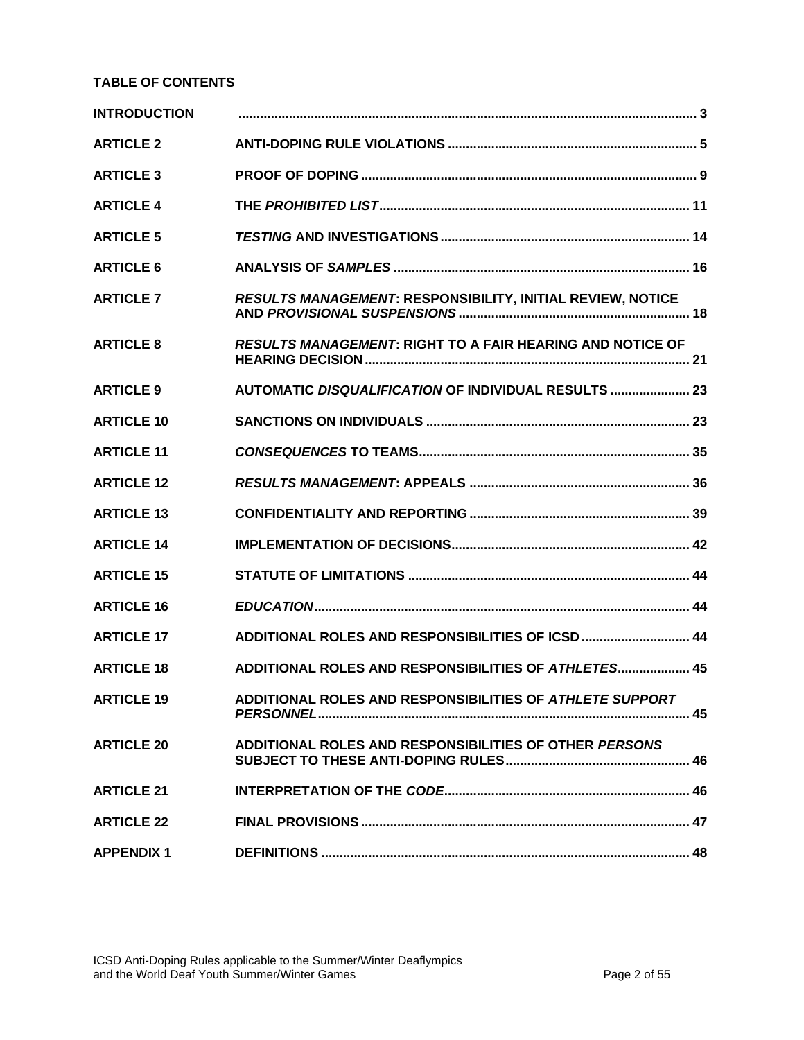**TABLE OF CONTENTS**

| | | |
|---|---|---|
| **INTRODUCTION** | | **3** |
| **ARTICLE 2** | **ANTI-DOPING RULE VIOLATIONS** | **5** |
| **ARTICLE 3** | **PROOF OF DOPING** | **9** |
| **ARTICLE 4** | **THE *PROHIBITED LIST*** | **11** |
| **ARTICLE 5** | ***TESTING* AND INVESTIGATIONS** | **14** |
| **ARTICLE 6** | **ANALYSIS OF *SAMPLES*** | **16** |
| **ARTICLE 7** | ***RESULTS MANAGEMENT*: RESPONSIBILITY, INITIAL REVIEW, NOTICE AND *PROVISIONAL SUSPENSIONS*** | **18** |
| **ARTICLE 8** | ***RESULTS MANAGEMENT*: RIGHT TO A FAIR HEARING AND NOTICE OF HEARING DECISION** | **21** |
| **ARTICLE 9** | **AUTOMATIC *DISQUALIFICATION* OF INDIVIDUAL RESULTS** | **23** |
| **ARTICLE 10** | **SANCTIONS ON INDIVIDUALS** | **23** |
| **ARTICLE 11** | ***CONSEQUENCES* TO TEAMS** | **35** |
| **ARTICLE 12** | ***RESULTS MANAGEMENT*: APPEALS** | **36** |
| **ARTICLE 13** | **CONFIDENTIALITY AND REPORTING** | **39** |
| **ARTICLE 14** | **IMPLEMENTATION OF DECISIONS** | **42** |
| **ARTICLE 15** | **STATUTE OF LIMITATIONS** | **44** |
| **ARTICLE 16** | ***EDUCATION*** | **44** |
| **ARTICLE 17** | **ADDITIONAL ROLES AND RESPONSIBILITIES OF ICSD** | **44** |
| **ARTICLE 18** | **ADDITIONAL ROLES AND RESPONSIBILITIES OF *ATHLETES*** | **45** |
| **ARTICLE 19** | **ADDITIONAL ROLES AND RESPONSIBILITIES OF *ATHLETE SUPPORT PERSONNEL*** | **45** |
| **ARTICLE 20** | **ADDITIONAL ROLES AND RESPONSIBILITIES OF OTHER *PERSONS* SUBJECT TO THESE ANTI-DOPING RULES** | **46** |
| **ARTICLE 21** | **INTERPRETATION OF THE *CODE*** | **46** |
| **ARTICLE 22** | **FINAL PROVISIONS** | **47** |
| **APPENDIX 1** | **DEFINITIONS** | **48** |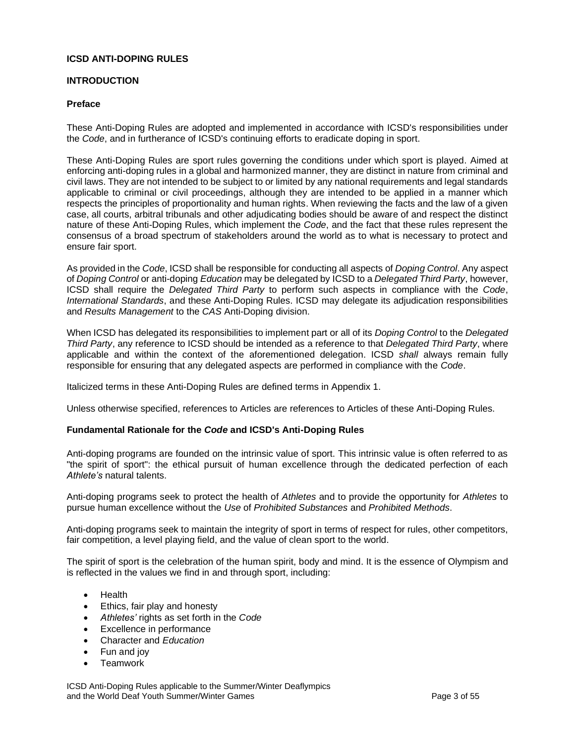# ICSD ANTI-DOPING RULES

## INTRODUCTION

### Preface

These Anti-Doping Rules are adopted and implemented in accordance with ICSD's responsibilities under the *Code*, and in furtherance of ICSD's continuing efforts to eradicate doping in sport.

These Anti-Doping Rules are sport rules governing the conditions under which sport is played. Aimed at enforcing anti-doping rules in a global and harmonized manner, they are distinct in nature from criminal and civil laws. They are not intended to be subject to or limited by any national requirements and legal standards applicable to criminal or civil proceedings, although they are intended to be applied in a manner which respects the principles of proportionality and human rights. When reviewing the facts and the law of a given case, all courts, arbitral tribunals and other adjudicating bodies should be aware of and respect the distinct nature of these Anti-Doping Rules, which implement the *Code*, and the fact that these rules represent the consensus of a broad spectrum of stakeholders around the world as to what is necessary to protect and ensure fair sport.

As provided in the *Code*, ICSD shall be responsible for conducting all aspects of *Doping Control*. Any aspect of *Doping Control* or anti-doping *Education* may be delegated by ICSD to a *Delegated Third Party*, however, ICSD shall require the *Delegated Third Party* to perform such aspects in compliance with the *Code*, *International Standards*, and these Anti-Doping Rules. ICSD may delegate its adjudication responsibilities and *Results Management* to the *CAS* Anti-Doping division.

When ICSD has delegated its responsibilities to implement part or all of its *Doping Control* to the *Delegated Third Party*, any reference to ICSD should be intended as a reference to that *Delegated Third Party*, where applicable and within the context of the aforementioned delegation. ICSD *shall* always remain fully responsible for ensuring that any delegated aspects are performed in compliance with the *Code*.

Italicized terms in these Anti-Doping Rules are defined terms in Appendix 1.

Unless otherwise specified, references to Articles are references to Articles of these Anti-Doping Rules.

### Fundamental Rationale for the *Code* and ICSD's Anti-Doping Rules

Anti-doping programs are founded on the intrinsic value of sport. This intrinsic value is often referred to as "the spirit of sport": the ethical pursuit of human excellence through the dedicated perfection of each *Athlete's* natural talents.

Anti-doping programs seek to protect the health of *Athletes* and to provide the opportunity for *Athletes* to pursue human excellence without the *Use* of *Prohibited Substances* and *Prohibited Methods*.

Anti-doping programs seek to maintain the integrity of sport in terms of respect for rules, other competitors, fair competition, a level playing field, and the value of clean sport to the world.

The spirit of sport is the celebration of the human spirit, body and mind. It is the essence of Olympism and is reflected in the values we find in and through sport, including:

- Health
- Ethics, fair play and honesty
- *Athletes'* rights as set forth in the *Code*
- Excellence in performance
- Character and *Education*
- Fun and joy
- Teamwork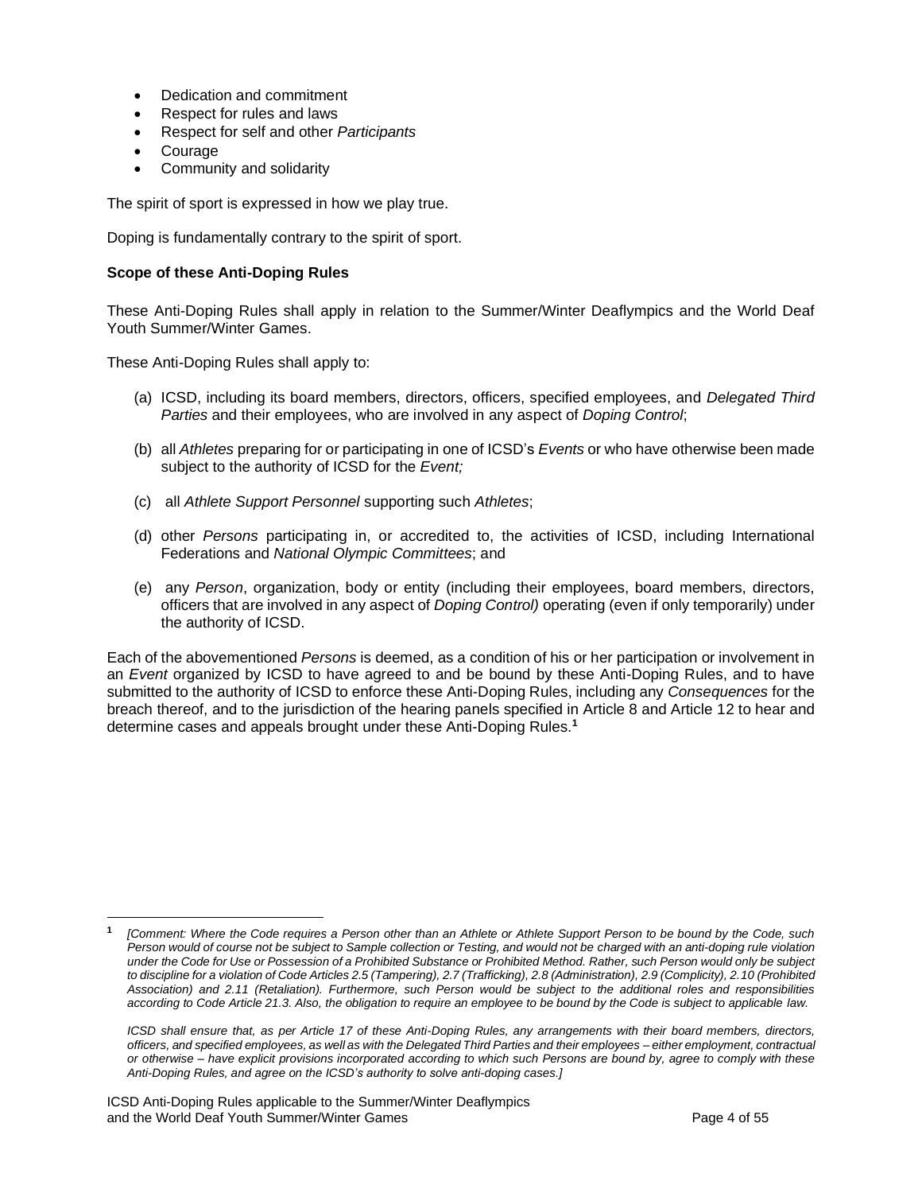- Dedication and commitment
- Respect for rules and laws
- Respect for self and other *Participants*
- Courage
- Community and solidarity

The spirit of sport is expressed in how we play true.

Doping is fundamentally contrary to the spirit of sport.

**Scope of these Anti-Doping Rules**

These Anti-Doping Rules shall apply in relation to the Summer/Winter Deaflympics and the World Deaf Youth Summer/Winter Games.

These Anti-Doping Rules shall apply to:

(a) ICSD, including its board members, directors, officers, specified employees, and *Delegated Third Parties* and their employees, who are involved in any aspect of *Doping Control*;

(b) all *Athletes* preparing for or participating in one of ICSD's *Events* or who have otherwise been made subject to the authority of ICSD for the *Event;*

(c) all *Athlete Support Personnel* supporting such *Athletes*;

(d) other *Persons* participating in, or accredited to, the activities of ICSD, including International Federations and *National Olympic Committees*; and

(e) any *Person*, organization, body or entity (including their employees, board members, directors, officers that are involved in any aspect of *Doping Control)* operating (even if only temporarily) under the authority of ICSD.

Each of the abovementioned *Persons* is deemed, as a condition of his or her participation or involvement in an *Event* organized by ICSD to have agreed to and be bound by these Anti-Doping Rules, and to have submitted to the authority of ICSD to enforce these Anti-Doping Rules, including any *Consequences* for the breach thereof, and to the jurisdiction of the hearing panels specified in Article 8 and Article 12 to hear and determine cases and appeals brought under these Anti-Doping Rules.[1]

---

[1] *[Comment: Where the Code requires a Person other than an Athlete or Athlete Support Person to be bound by the Code, such Person would of course not be subject to Sample collection or Testing, and would not be charged with an anti-doping rule violation under the Code for Use or Possession of a Prohibited Substance or Prohibited Method. Rather, such Person would only be subject to discipline for a violation of Code Articles 2.5 (Tampering), 2.7 (Trafficking), 2.8 (Administration), 2.9 (Complicity), 2.10 (Prohibited Association) and 2.11 (Retaliation). Furthermore, such Person would be subject to the additional roles and responsibilities according to Code Article 21.3. Also, the obligation to require an employee to be bound by the Code is subject to applicable law.*

*ICSD shall ensure that, as per Article 17 of these Anti-Doping Rules, any arrangements with their board members, directors, officers, and specified employees, as well as with the Delegated Third Parties and their employees – either employment, contractual or otherwise – have explicit provisions incorporated according to which such Persons are bound by, agree to comply with these Anti-Doping Rules, and agree on the ICSD's authority to solve anti-doping cases.]*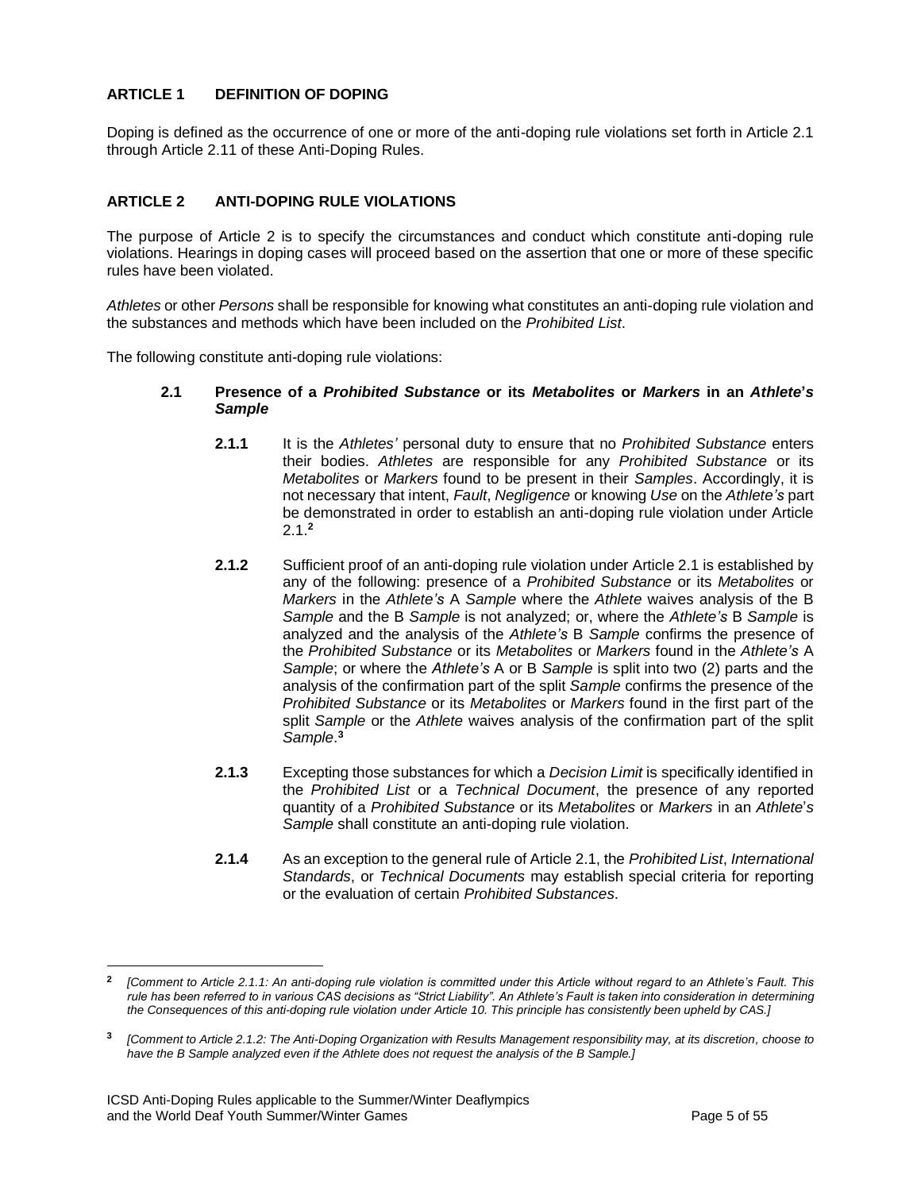## ARTICLE 1 DEFINITION OF DOPING

Doping is defined as the occurrence of one or more of the anti-doping rule violations set forth in Article 2.1 through Article 2.11 of these Anti-Doping Rules.

## ARTICLE 2 ANTI-DOPING RULE VIOLATIONS

The purpose of Article 2 is to specify the circumstances and conduct which constitute anti-doping rule violations. Hearings in doping cases will proceed based on the assertion that one or more of these specific rules have been violated.

*Athletes* or other *Persons* shall be responsible for knowing what constitutes an anti-doping rule violation and the substances and methods which have been included on the *Prohibited List*.

The following constitute anti-doping rule violations:

### 2.1 Presence of a *Prohibited Substance* or its *Metabolites* or *Markers* in an *Athlete's Sample*

**2.1.1** It is the *Athletes'* personal duty to ensure that no *Prohibited Substance* enters their bodies. *Athletes* are responsible for any *Prohibited Substance* or its *Metabolites* or *Markers* found to be present in their *Samples*. Accordingly, it is not necessary that intent, *Fault*, *Negligence* or knowing *Use* on the *Athlete's* part be demonstrated in order to establish an anti-doping rule violation under Article 2.1.[2]

**2.1.2** Sufficient proof of an anti-doping rule violation under Article 2.1 is established by any of the following: presence of a *Prohibited Substance* or its *Metabolites* or *Markers* in the *Athlete's* A *Sample* where the *Athlete* waives analysis of the B *Sample* and the B *Sample* is not analyzed; or, where the *Athlete's* B *Sample* is analyzed and the analysis of the *Athlete's* B *Sample* confirms the presence of the *Prohibited Substance* or its *Metabolites* or *Markers* found in the *Athlete's* A *Sample*; or where the *Athlete's* A or B *Sample* is split into two (2) parts and the analysis of the confirmation part of the split *Sample* confirms the presence of the *Prohibited Substance* or its *Metabolites* or *Markers* found in the first part of the split *Sample* or the *Athlete* waives analysis of the confirmation part of the split *Sample*.[3]

**2.1.3** Excepting those substances for which a *Decision Limit* is specifically identified in the *Prohibited List* or a *Technical Document*, the presence of any reported quantity of a *Prohibited Substance* or its *Metabolites* or *Markers* in an *Athlete's Sample* shall constitute an anti-doping rule violation.

**2.1.4** As an exception to the general rule of Article 2.1, the *Prohibited List*, *International Standards*, or *Technical Documents* may establish special criteria for reporting or the evaluation of certain *Prohibited Substances*.

---

[2] *[Comment to Article 2.1.1: An anti-doping rule violation is committed under this Article without regard to an Athlete's Fault. This rule has been referred to in various CAS decisions as "Strict Liability". An Athlete's Fault is taken into consideration in determining the Consequences of this anti-doping rule violation under Article 10. This principle has consistently been upheld by CAS.]*

[3] *[Comment to Article 2.1.2: The Anti-Doping Organization with Results Management responsibility may, at its discretion, choose to have the B Sample analyzed even if the Athlete does not request the analysis of the B Sample.]*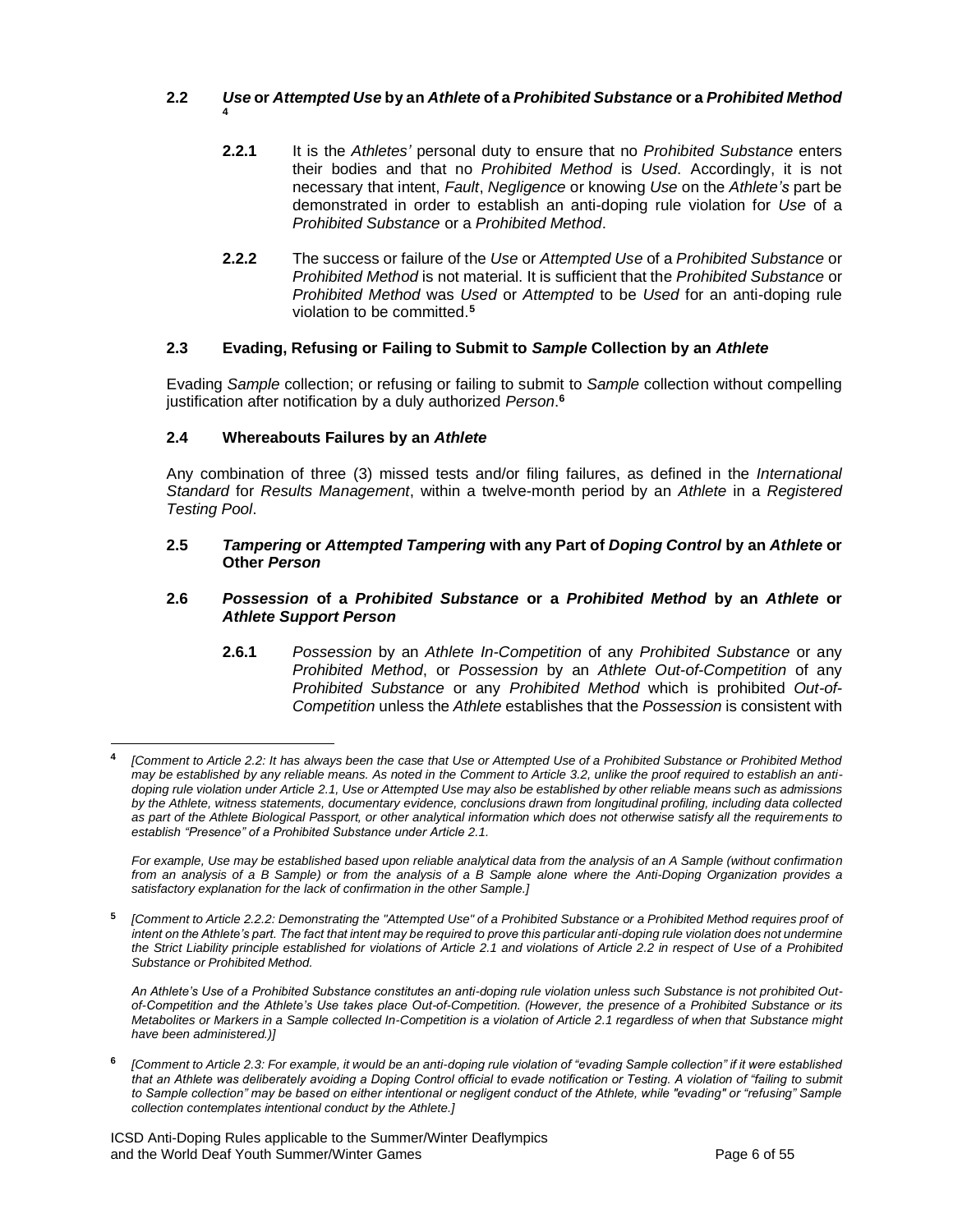### 2.2 *Use* or *Attempted Use* by an *Athlete* of a *Prohibited Substance* or a *Prohibited Method* [4]

**2.2.1** It is the *Athletes'* personal duty to ensure that no *Prohibited Substance* enters their bodies and that no *Prohibited Method* is *Used*. Accordingly, it is not necessary that intent, *Fault*, *Negligence* or knowing *Use* on the *Athlete's* part be demonstrated in order to establish an anti-doping rule violation for *Use* of a *Prohibited Substance* or a *Prohibited Method*.

**2.2.2** The success or failure of the *Use* or *Attempted Use* of a *Prohibited Substance* or *Prohibited Method* is not material. It is sufficient that the *Prohibited Substance* or *Prohibited Method* was *Used* or *Attempted* to be *Used* for an anti-doping rule violation to be committed.[5]

### 2.3 Evading, Refusing or Failing to Submit to *Sample* Collection by an *Athlete*

Evading *Sample* collection; or refusing or failing to submit to *Sample* collection without compelling justification after notification by a duly authorized *Person*.[6]

### 2.4 Whereabouts Failures by an *Athlete*

Any combination of three (3) missed tests and/or filing failures, as defined in the *International Standard* for *Results Management*, within a twelve-month period by an *Athlete* in a *Registered Testing Pool*.

### 2.5 *Tampering* or *Attempted Tampering* with any Part of *Doping Control* by an *Athlete* or Other *Person*

### 2.6 *Possession* of a *Prohibited Substance* or a *Prohibited Method* by an *Athlete* or *Athlete Support Person*

**2.6.1** *Possession* by an *Athlete In-Competition* of any *Prohibited Substance* or any *Prohibited Method*, or *Possession* by an *Athlete Out-of-Competition* of any *Prohibited Substance* or any *Prohibited Method* which is prohibited *Out-of-Competition* unless the *Athlete* establishes that the *Possession* is consistent with

---

[4] *[Comment to Article 2.2: It has always been the case that Use or Attempted Use of a Prohibited Substance or Prohibited Method may be established by any reliable means. As noted in the Comment to Article 3.2, unlike the proof required to establish an anti-doping rule violation under Article 2.1, Use or Attempted Use may also be established by other reliable means such as admissions by the Athlete, witness statements, documentary evidence, conclusions drawn from longitudinal profiling, including data collected as part of the Athlete Biological Passport, or other analytical information which does not otherwise satisfy all the requirements to establish "Presence" of a Prohibited Substance under Article 2.1.*

*For example, Use may be established based upon reliable analytical data from the analysis of an A Sample (without confirmation from an analysis of a B Sample) or from the analysis of a B Sample alone where the Anti-Doping Organization provides a satisfactory explanation for the lack of confirmation in the other Sample.]*

[5] *[Comment to Article 2.2.2: Demonstrating the "Attempted Use" of a Prohibited Substance or a Prohibited Method requires proof of intent on the Athlete's part. The fact that intent may be required to prove this particular anti-doping rule violation does not undermine the Strict Liability principle established for violations of Article 2.1 and violations of Article 2.2 in respect of Use of a Prohibited Substance or Prohibited Method.*

*An Athlete's Use of a Prohibited Substance constitutes an anti-doping rule violation unless such Substance is not prohibited Out-of-Competition and the Athlete's Use takes place Out-of-Competition. (However, the presence of a Prohibited Substance or its Metabolites or Markers in a Sample collected In-Competition is a violation of Article 2.1 regardless of when that Substance might have been administered.)]*

[6] *[Comment to Article 2.3: For example, it would be an anti-doping rule violation of "evading Sample collection" if it were established that an Athlete was deliberately avoiding a Doping Control official to evade notification or Testing. A violation of "failing to submit to Sample collection" may be based on either intentional or negligent conduct of the Athlete, while "evading" or "refusing" Sample collection contemplates intentional conduct by the Athlete.]*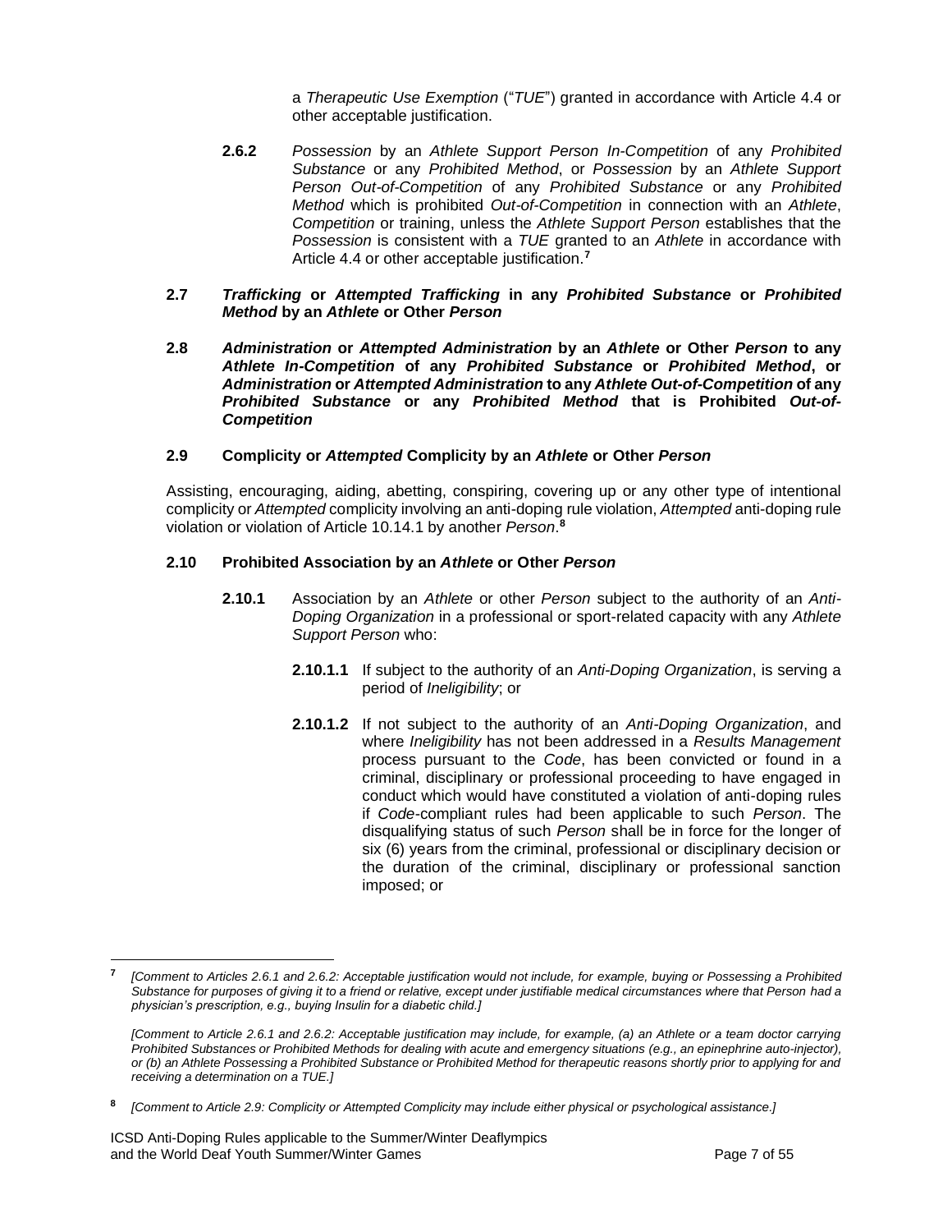a *Therapeutic Use Exemption* ("*TUE*") granted in accordance with Article 4.4 or other acceptable justification.

**2.6.2** *Possession* by an *Athlete Support Person In-Competition* of any *Prohibited Substance* or any *Prohibited Method*, or *Possession* by an *Athlete Support Person Out-of-Competition* of any *Prohibited Substance* or any *Prohibited Method* which is prohibited *Out-of-Competition* in connection with an *Athlete*, *Competition* or training, unless the *Athlete Support Person* establishes that the *Possession* is consistent with a *TUE* granted to an *Athlete* in accordance with Article 4.4 or other acceptable justification.[7]

**2.7 *Trafficking* or *Attempted Trafficking* in any *Prohibited Substance* or *Prohibited Method* by an *Athlete* or Other *Person***

**2.8 *Administration* or *Attempted Administration* by an *Athlete* or Other *Person* to any *Athlete In-Competition* of any *Prohibited Substance* or *Prohibited Method*, or *Administration* or *Attempted Administration* to any *Athlete Out-of-Competition* of any *Prohibited Substance* or any *Prohibited Method* that is Prohibited *Out-of-Competition***

**2.9 Complicity or *Attempted* Complicity by an *Athlete* or Other *Person***

Assisting, encouraging, aiding, abetting, conspiring, covering up or any other type of intentional complicity or *Attempted* complicity involving an anti-doping rule violation, *Attempted* anti-doping rule violation or violation of Article 10.14.1 by another *Person*.[8]

**2.10 Prohibited Association by an *Athlete* or Other *Person***

**2.10.1** Association by an *Athlete* or other *Person* subject to the authority of an *Anti-Doping Organization* in a professional or sport-related capacity with any *Athlete Support Person* who:

**2.10.1.1** If subject to the authority of an *Anti-Doping Organization*, is serving a period of *Ineligibility*; or

**2.10.1.2** If not subject to the authority of an *Anti-Doping Organization*, and where *Ineligibility* has not been addressed in a *Results Management* process pursuant to the *Code*, has been convicted or found in a criminal, disciplinary or professional proceeding to have engaged in conduct which would have constituted a violation of anti-doping rules if *Code*-compliant rules had been applicable to such *Person*. The disqualifying status of such *Person* shall be in force for the longer of six (6) years from the criminal, professional or disciplinary decision or the duration of the criminal, disciplinary or professional sanction imposed; or

---

[7] *[Comment to Articles 2.6.1 and 2.6.2: Acceptable justification would not include, for example, buying or Possessing a Prohibited Substance for purposes of giving it to a friend or relative, except under justifiable medical circumstances where that Person had a physician's prescription, e.g., buying Insulin for a diabetic child.]*

*[Comment to Article 2.6.1 and 2.6.2: Acceptable justification may include, for example, (a) an Athlete or a team doctor carrying Prohibited Substances or Prohibited Methods for dealing with acute and emergency situations (e.g., an epinephrine auto-injector), or (b) an Athlete Possessing a Prohibited Substance or Prohibited Method for therapeutic reasons shortly prior to applying for and receiving a determination on a TUE.]*

[8] *[Comment to Article 2.9: Complicity or Attempted Complicity may include either physical or psychological assistance.]*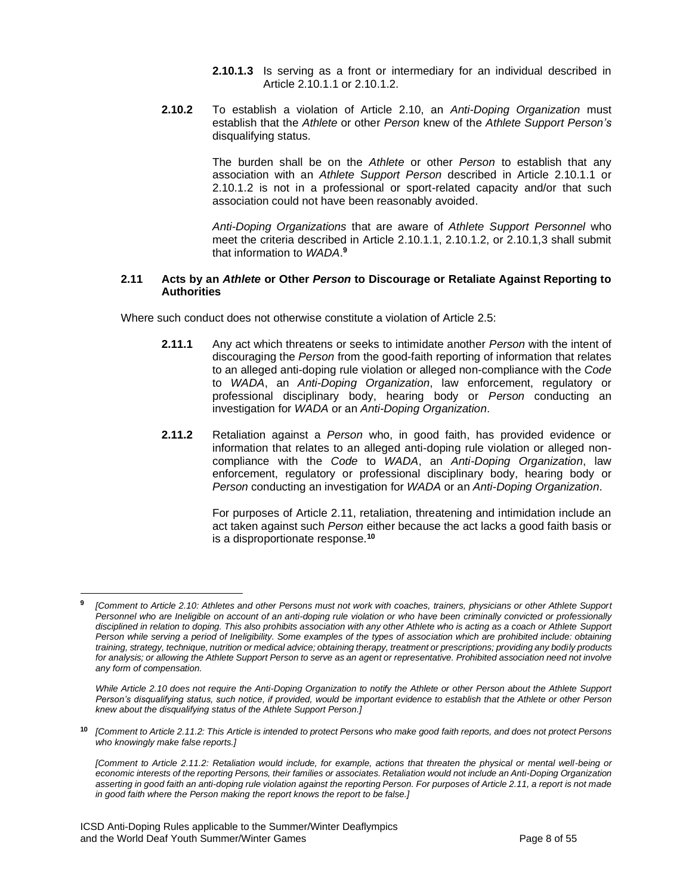**2.10.1.3** Is serving as a front or intermediary for an individual described in Article 2.10.1.1 or 2.10.1.2.

**2.10.2** To establish a violation of Article 2.10, an *Anti-Doping Organization* must establish that the *Athlete* or other *Person* knew of the *Athlete Support Person's* disqualifying status.

The burden shall be on the *Athlete* or other *Person* to establish that any association with an *Athlete Support Person* described in Article 2.10.1.1 or 2.10.1.2 is not in a professional or sport-related capacity and/or that such association could not have been reasonably avoided.

*Anti-Doping Organizations* that are aware of *Athlete Support Personnel* who meet the criteria described in Article 2.10.1.1, 2.10.1.2, or 2.10.1,3 shall submit that information to *WADA*.[9]

### 2.11 Acts by an *Athlete* or Other *Person* to Discourage or Retaliate Against Reporting to Authorities

Where such conduct does not otherwise constitute a violation of Article 2.5:

**2.11.1** Any act which threatens or seeks to intimidate another *Person* with the intent of discouraging the *Person* from the good-faith reporting of information that relates to an alleged anti-doping rule violation or alleged non-compliance with the *Code* to *WADA*, an *Anti-Doping Organization*, law enforcement, regulatory or professional disciplinary body, hearing body or *Person* conducting an investigation for *WADA* or an *Anti-Doping Organization*.

**2.11.2** Retaliation against a *Person* who, in good faith, has provided evidence or information that relates to an alleged anti-doping rule violation or alleged non-compliance with the *Code* to *WADA*, an *Anti-Doping Organization*, law enforcement, regulatory or professional disciplinary body, hearing body or *Person* conducting an investigation for *WADA* or an *Anti-Doping Organization*.

For purposes of Article 2.11, retaliation, threatening and intimidation include an act taken against such *Person* either because the act lacks a good faith basis or is a disproportionate response.[10]

---

[9] *[Comment to Article 2.10: Athletes and other Persons must not work with coaches, trainers, physicians or other Athlete Support Personnel who are Ineligible on account of an anti-doping rule violation or who have been criminally convicted or professionally disciplined in relation to doping. This also prohibits association with any other Athlete who is acting as a coach or Athlete Support Person while serving a period of Ineligibility. Some examples of the types of association which are prohibited include: obtaining training, strategy, technique, nutrition or medical advice; obtaining therapy, treatment or prescriptions; providing any bodily products for analysis; or allowing the Athlete Support Person to serve as an agent or representative. Prohibited association need not involve any form of compensation.*

*While Article 2.10 does not require the Anti-Doping Organization to notify the Athlete or other Person about the Athlete Support Person's disqualifying status, such notice, if provided, would be important evidence to establish that the Athlete or other Person knew about the disqualifying status of the Athlete Support Person.]*

[10] *[Comment to Article 2.11.2: This Article is intended to protect Persons who make good faith reports, and does not protect Persons who knowingly make false reports.]*

*[Comment to Article 2.11.2: Retaliation would include, for example, actions that threaten the physical or mental well-being or economic interests of the reporting Persons, their families or associates. Retaliation would not include an Anti-Doping Organization asserting in good faith an anti-doping rule violation against the reporting Person. For purposes of Article 2.11, a report is not made in good faith where the Person making the report knows the report to be false.]*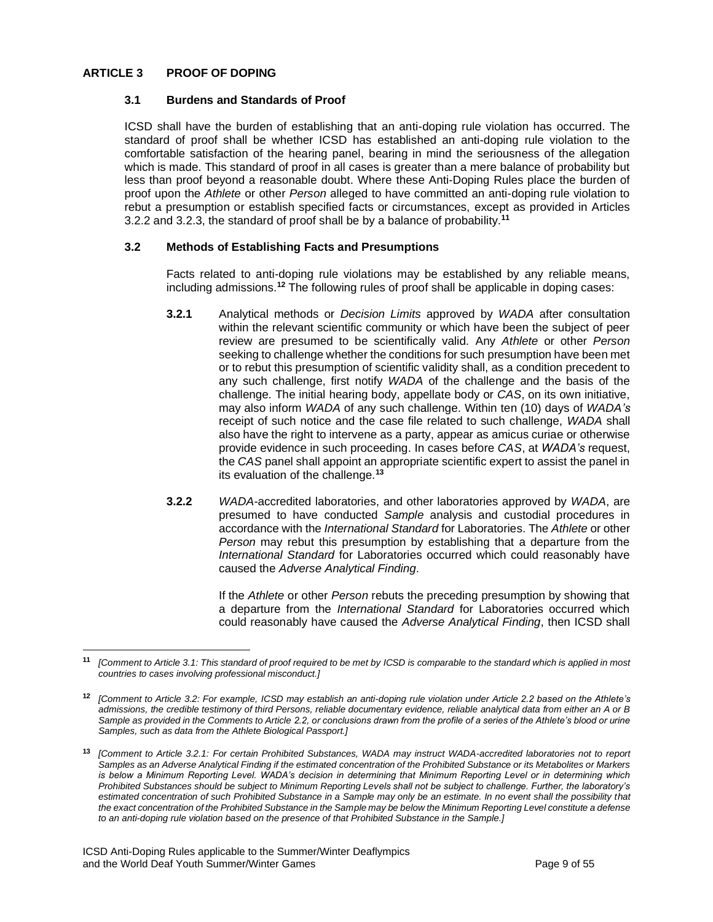## ARTICLE 3 PROOF OF DOPING

### 3.1 Burdens and Standards of Proof

ICSD shall have the burden of establishing that an anti-doping rule violation has occurred. The standard of proof shall be whether ICSD has established an anti-doping rule violation to the comfortable satisfaction of the hearing panel, bearing in mind the seriousness of the allegation which is made. This standard of proof in all cases is greater than a mere balance of probability but less than proof beyond a reasonable doubt. Where these Anti-Doping Rules place the burden of proof upon the *Athlete* or other *Person* alleged to have committed an anti-doping rule violation to rebut a presumption or establish specified facts or circumstances, except as provided in Articles 3.2.2 and 3.2.3, the standard of proof shall be by a balance of probability.[11]

### 3.2 Methods of Establishing Facts and Presumptions

Facts related to anti-doping rule violations may be established by any reliable means, including admissions.[12] The following rules of proof shall be applicable in doping cases:

**3.2.1** Analytical methods or *Decision Limits* approved by *WADA* after consultation within the relevant scientific community or which have been the subject of peer review are presumed to be scientifically valid. Any *Athlete* or other *Person* seeking to challenge whether the conditions for such presumption have been met or to rebut this presumption of scientific validity shall, as a condition precedent to any such challenge, first notify *WADA* of the challenge and the basis of the challenge. The initial hearing body, appellate body or *CAS*, on its own initiative, may also inform *WADA* of any such challenge. Within ten (10) days of *WADA's* receipt of such notice and the case file related to such challenge, *WADA* shall also have the right to intervene as a party, appear as amicus curiae or otherwise provide evidence in such proceeding. In cases before *CAS*, at *WADA's* request, the *CAS* panel shall appoint an appropriate scientific expert to assist the panel in its evaluation of the challenge.[13]

**3.2.2** *WADA*-accredited laboratories, and other laboratories approved by *WADA*, are presumed to have conducted *Sample* analysis and custodial procedures in accordance with the *International Standard* for Laboratories. The *Athlete* or other *Person* may rebut this presumption by establishing that a departure from the *International Standard* for Laboratories occurred which could reasonably have caused the *Adverse Analytical Finding*.

If the *Athlete* or other *Person* rebuts the preceding presumption by showing that a departure from the *International Standard* for Laboratories occurred which could reasonably have caused the *Adverse Analytical Finding*, then ICSD shall

---

[11] *[Comment to Article 3.1: This standard of proof required to be met by ICSD is comparable to the standard which is applied in most countries to cases involving professional misconduct.]*

[12] *[Comment to Article 3.2: For example, ICSD may establish an anti-doping rule violation under Article 2.2 based on the Athlete's admissions, the credible testimony of third Persons, reliable documentary evidence, reliable analytical data from either an A or B Sample as provided in the Comments to Article 2.2, or conclusions drawn from the profile of a series of the Athlete's blood or urine Samples, such as data from the Athlete Biological Passport.]*

[13] *[Comment to Article 3.2.1: For certain Prohibited Substances, WADA may instruct WADA-accredited laboratories not to report Samples as an Adverse Analytical Finding if the estimated concentration of the Prohibited Substance or its Metabolites or Markers is below a Minimum Reporting Level. WADA's decision in determining that Minimum Reporting Level or in determining which Prohibited Substances should be subject to Minimum Reporting Levels shall not be subject to challenge. Further, the laboratory's estimated concentration of such Prohibited Substance in a Sample may only be an estimate. In no event shall the possibility that the exact concentration of the Prohibited Substance in the Sample may be below the Minimum Reporting Level constitute a defense to an anti-doping rule violation based on the presence of that Prohibited Substance in the Sample.]*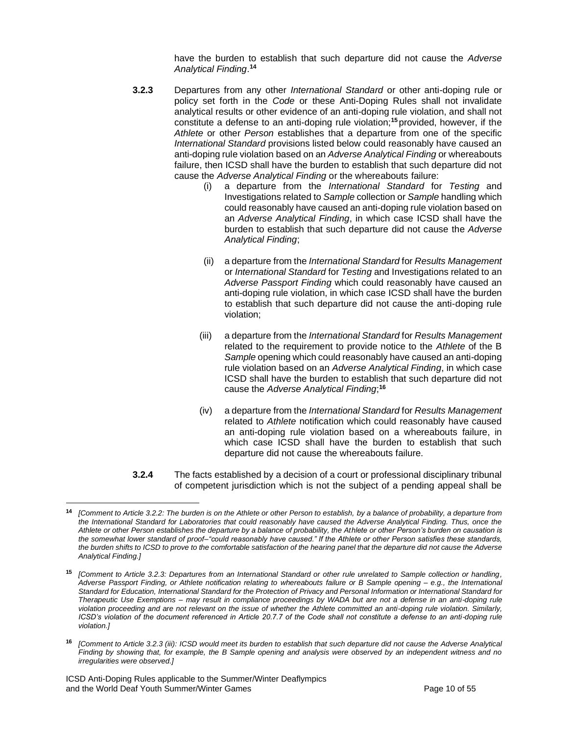have the burden to establish that such departure did not cause the *Adverse Analytical Finding*.[14]

**3.2.3** Departures from any other *International Standard* or other anti-doping rule or policy set forth in the *Code* or these Anti-Doping Rules shall not invalidate analytical results or other evidence of an anti-doping rule violation, and shall not constitute a defense to an anti-doping rule violation;[15] provided, however, if the *Athlete* or other *Person* establishes that a departure from one of the specific *International Standard* provisions listed below could reasonably have caused an anti-doping rule violation based on an *Adverse Analytical Finding* or whereabouts failure, then ICSD shall have the burden to establish that such departure did not cause the *Adverse Analytical Finding* or the whereabouts failure:

(i) a departure from the *International Standard* for *Testing* and Investigations related to *Sample* collection or *Sample* handling which could reasonably have caused an anti-doping rule violation based on an *Adverse Analytical Finding*, in which case ICSD shall have the burden to establish that such departure did not cause the *Adverse Analytical Finding*;

(ii) a departure from the *International Standard* for *Results Management* or *International Standard* for *Testing* and Investigations related to an *Adverse Passport Finding* which could reasonably have caused an anti-doping rule violation, in which case ICSD shall have the burden to establish that such departure did not cause the anti-doping rule violation;

(iii) a departure from the *International Standard* for *Results Management* related to the requirement to provide notice to the *Athlete* of the B *Sample* opening which could reasonably have caused an anti-doping rule violation based on an *Adverse Analytical Finding*, in which case ICSD shall have the burden to establish that such departure did not cause the *Adverse Analytical Finding*;[16]

(iv) a departure from the *International Standard* for *Results Management* related to *Athlete* notification which could reasonably have caused an anti-doping rule violation based on a whereabouts failure, in which case ICSD shall have the burden to establish that such departure did not cause the whereabouts failure.

**3.2.4** The facts established by a decision of a court or professional disciplinary tribunal of competent jurisdiction which is not the subject of a pending appeal shall be

---

[14] *[Comment to Article 3.2.2: The burden is on the Athlete or other Person to establish, by a balance of probability, a departure from the International Standard for Laboratories that could reasonably have caused the Adverse Analytical Finding. Thus, once the Athlete or other Person establishes the departure by a balance of probability, the Athlete or other Person's burden on causation is the somewhat lower standard of proof–"could reasonably have caused." If the Athlete or other Person satisfies these standards, the burden shifts to ICSD to prove to the comfortable satisfaction of the hearing panel that the departure did not cause the Adverse Analytical Finding.]*

[15] *[Comment to Article 3.2.3: Departures from an International Standard or other rule unrelated to Sample collection or handling, Adverse Passport Finding, or Athlete notification relating to whereabouts failure or B Sample opening – e.g., the International Standard for Education, International Standard for the Protection of Privacy and Personal Information or International Standard for Therapeutic Use Exemptions – may result in compliance proceedings by WADA but are not a defense in an anti-doping rule violation proceeding and are not relevant on the issue of whether the Athlete committed an anti-doping rule violation. Similarly, ICSD's violation of the document referenced in Article 20.7.7 of the Code shall not constitute a defense to an anti-doping rule violation.]*

[16] *[Comment to Article 3.2.3 (iii): ICSD would meet its burden to establish that such departure did not cause the Adverse Analytical Finding by showing that, for example, the B Sample opening and analysis were observed by an independent witness and no irregularities were observed.]*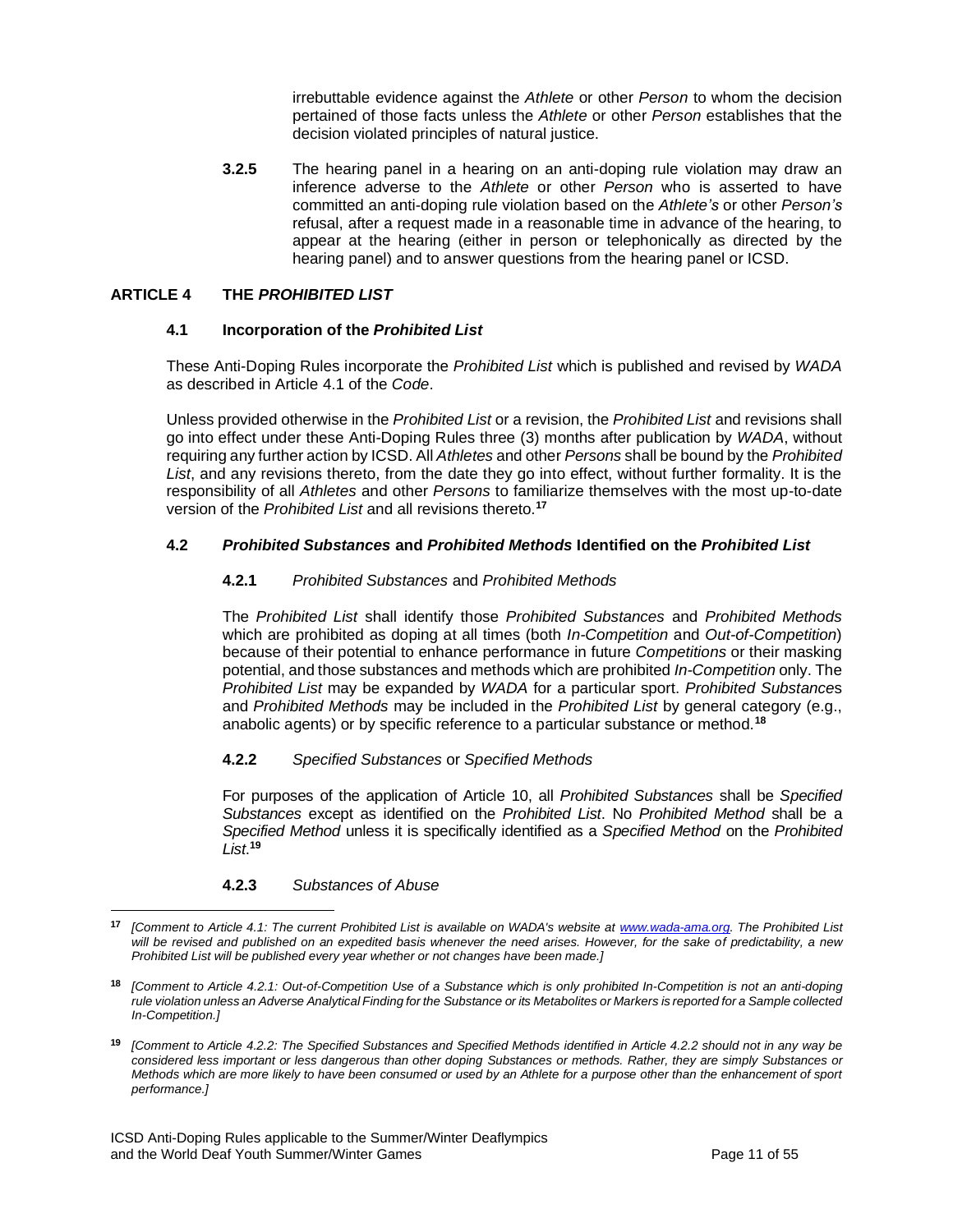irrebuttable evidence against the *Athlete* or other *Person* to whom the decision pertained of those facts unless the *Athlete* or other *Person* establishes that the decision violated principles of natural justice.

**3.2.5** The hearing panel in a hearing on an anti-doping rule violation may draw an inference adverse to the *Athlete* or other *Person* who is asserted to have committed an anti-doping rule violation based on the *Athlete's* or other *Person's* refusal, after a request made in a reasonable time in advance of the hearing, to appear at the hearing (either in person or telephonically as directed by the hearing panel) and to answer questions from the hearing panel or ICSD.

## ARTICLE 4 THE *PROHIBITED LIST*

### 4.1 Incorporation of the *Prohibited List*

These Anti-Doping Rules incorporate the *Prohibited List* which is published and revised by *WADA* as described in Article 4.1 of the *Code*.

Unless provided otherwise in the *Prohibited List* or a revision, the *Prohibited List* and revisions shall go into effect under these Anti-Doping Rules three (3) months after publication by *WADA*, without requiring any further action by ICSD. All *Athletes* and other *Persons* shall be bound by the *Prohibited List*, and any revisions thereto, from the date they go into effect, without further formality. It is the responsibility of all *Athletes* and other *Persons* to familiarize themselves with the most up-to-date version of the *Prohibited List* and all revisions thereto.[17]

### 4.2 *Prohibited Substances* and *Prohibited Methods* Identified on the *Prohibited List*

#### 4.2.1 *Prohibited Substances* and *Prohibited Methods*

The *Prohibited List* shall identify those *Prohibited Substances* and *Prohibited Methods* which are prohibited as doping at all times (both *In-Competition* and *Out-of-Competition*) because of their potential to enhance performance in future *Competitions* or their masking potential, and those substances and methods which are prohibited *In-Competition* only. The *Prohibited List* may be expanded by *WADA* for a particular sport. *Prohibited Substances* and *Prohibited Methods* may be included in the *Prohibited List* by general category (e.g., anabolic agents) or by specific reference to a particular substance or method.[18]

#### 4.2.2 *Specified Substances* or *Specified Methods*

For purposes of the application of Article 10, all *Prohibited Substances* shall be *Specified Substances* except as identified on the *Prohibited List*. No *Prohibited Method* shall be a *Specified Method* unless it is specifically identified as a *Specified Method* on the *Prohibited List*.[19]

#### 4.2.3 *Substances of Abuse*

---

[17] *[Comment to Article 4.1: The current Prohibited List is available on WADA's website at www.wada-ama.org. The Prohibited List will be revised and published on an expedited basis whenever the need arises. However, for the sake of predictability, a new Prohibited List will be published every year whether or not changes have been made.]*

[18] *[Comment to Article 4.2.1: Out-of-Competition Use of a Substance which is only prohibited In-Competition is not an anti-doping rule violation unless an Adverse Analytical Finding for the Substance or its Metabolites or Markers is reported for a Sample collected In-Competition.]*

[19] *[Comment to Article 4.2.2: The Specified Substances and Specified Methods identified in Article 4.2.2 should not in any way be considered less important or less dangerous than other doping Substances or methods. Rather, they are simply Substances or Methods which are more likely to have been consumed or used by an Athlete for a purpose other than the enhancement of sport performance.]*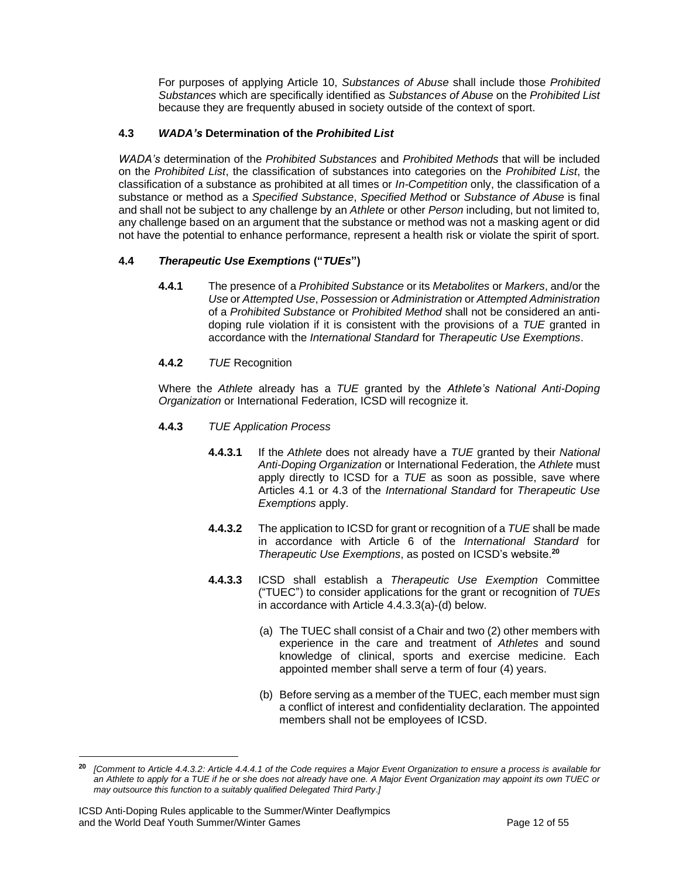For purposes of applying Article 10, *Substances of Abuse* shall include those *Prohibited Substances* which are specifically identified as *Substances of Abuse* on the *Prohibited List* because they are frequently abused in society outside of the context of sport.

### 4.3 *WADA's* Determination of the *Prohibited List*

*WADA's* determination of the *Prohibited Substances* and *Prohibited Methods* that will be included on the *Prohibited List*, the classification of substances into categories on the *Prohibited List*, the classification of a substance as prohibited at all times or *In-Competition* only, the classification of a substance or method as a *Specified Substance*, *Specified Method* or *Substance of Abuse* is final and shall not be subject to any challenge by an *Athlete* or other *Person* including, but not limited to, any challenge based on an argument that the substance or method was not a masking agent or did not have the potential to enhance performance, represent a health risk or violate the spirit of sport.

### 4.4 *Therapeutic Use Exemptions* ("*TUEs*")

**4.4.1** The presence of a *Prohibited Substance* or its *Metabolites* or *Markers*, and/or the *Use* or *Attempted Use*, *Possession* or *Administration* or *Attempted Administration* of a *Prohibited Substance* or *Prohibited Method* shall not be considered an anti-doping rule violation if it is consistent with the provisions of a *TUE* granted in accordance with the *International Standard* for *Therapeutic Use Exemptions*.

**4.4.2** *TUE* Recognition

Where the *Athlete* already has a *TUE* granted by the *Athlete's National Anti-Doping Organization* or International Federation, ICSD will recognize it.

**4.4.3** *TUE Application Process*

**4.4.3.1** If the *Athlete* does not already have a *TUE* granted by their *National Anti-Doping Organization* or International Federation, the *Athlete* must apply directly to ICSD for a *TUE* as soon as possible, save where Articles 4.1 or 4.3 of the *International Standard* for *Therapeutic Use Exemptions* apply.

**4.4.3.2** The application to ICSD for grant or recognition of a *TUE* shall be made in accordance with Article 6 of the *International Standard* for *Therapeutic Use Exemptions*, as posted on ICSD's website.[20]

**4.4.3.3** ICSD shall establish a *Therapeutic Use Exemption* Committee ("TUEC") to consider applications for the grant or recognition of *TUEs* in accordance with Article 4.4.3.3(a)-(d) below.

(a) The TUEC shall consist of a Chair and two (2) other members with experience in the care and treatment of *Athletes* and sound knowledge of clinical, sports and exercise medicine. Each appointed member shall serve a term of four (4) years.

(b) Before serving as a member of the TUEC, each member must sign a conflict of interest and confidentiality declaration. The appointed members shall not be employees of ICSD.

---

[20] *[Comment to Article 4.4.3.2: Article 4.4.4.1 of the Code requires a Major Event Organization to ensure a process is available for an Athlete to apply for a TUE if he or she does not already have one. A Major Event Organization may appoint its own TUEC or may outsource this function to a suitably qualified Delegated Third Party.]*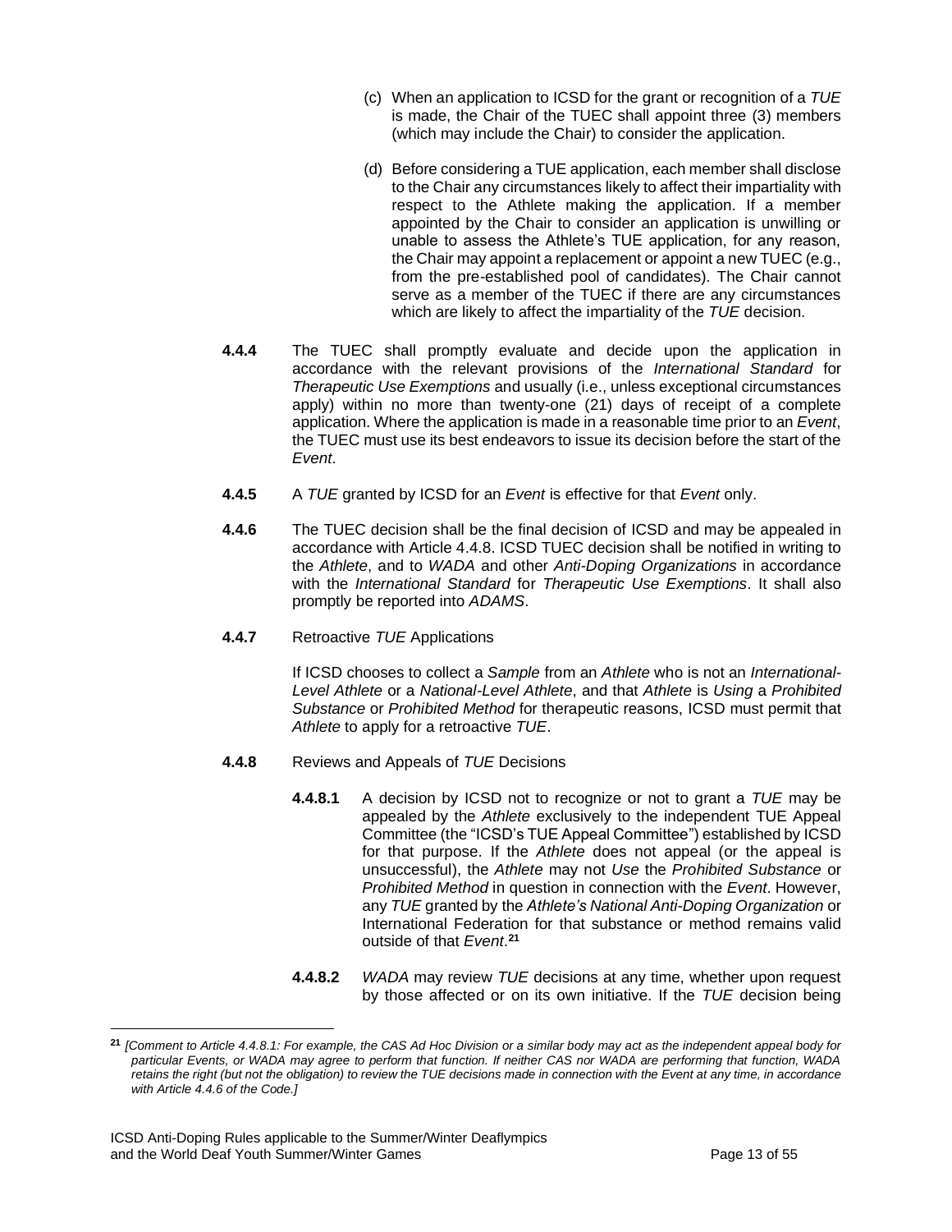(c) When an application to ICSD for the grant or recognition of a *TUE* is made, the Chair of the TUEC shall appoint three (3) members (which may include the Chair) to consider the application.

(d) Before considering a TUE application, each member shall disclose to the Chair any circumstances likely to affect their impartiality with respect to the Athlete making the application. If a member appointed by the Chair to consider an application is unwilling or unable to assess the Athlete's TUE application, for any reason, the Chair may appoint a replacement or appoint a new TUEC (e.g., from the pre-established pool of candidates). The Chair cannot serve as a member of the TUEC if there are any circumstances which are likely to affect the impartiality of the *TUE* decision.

**4.4.4** The TUEC shall promptly evaluate and decide upon the application in accordance with the relevant provisions of the *International Standard* for *Therapeutic Use Exemptions* and usually (i.e., unless exceptional circumstances apply) within no more than twenty-one (21) days of receipt of a complete application. Where the application is made in a reasonable time prior to an *Event*, the TUEC must use its best endeavors to issue its decision before the start of the *Event*.

**4.4.5** A *TUE* granted by ICSD for an *Event* is effective for that *Event* only.

**4.4.6** The TUEC decision shall be the final decision of ICSD and may be appealed in accordance with Article 4.4.8. ICSD TUEC decision shall be notified in writing to the *Athlete*, and to *WADA* and other *Anti-Doping Organizations* in accordance with the *International Standard* for *Therapeutic Use Exemptions*. It shall also promptly be reported into *ADAMS*.

**4.4.7** Retroactive *TUE* Applications

If ICSD chooses to collect a *Sample* from an *Athlete* who is not an *International-Level Athlete* or a *National-Level Athlete*, and that *Athlete* is *Using* a *Prohibited Substance* or *Prohibited Method* for therapeutic reasons, ICSD must permit that *Athlete* to apply for a retroactive *TUE*.

**4.4.8** Reviews and Appeals of *TUE* Decisions

**4.4.8.1** A decision by ICSD not to recognize or not to grant a *TUE* may be appealed by the *Athlete* exclusively to the independent TUE Appeal Committee (the "ICSD's TUE Appeal Committee") established by ICSD for that purpose. If the *Athlete* does not appeal (or the appeal is unsuccessful), the *Athlete* may not *Use* the *Prohibited Substance* or *Prohibited Method* in question in connection with the *Event*. However, any *TUE* granted by the *Athlete's National Anti-Doping Organization* or International Federation for that substance or method remains valid outside of that *Event*.[21]

**4.4.8.2** *WADA* may review *TUE* decisions at any time, whether upon request by those affected or on its own initiative. If the *TUE* decision being

---

[21] *[Comment to Article 4.4.8.1: For example, the CAS Ad Hoc Division or a similar body may act as the independent appeal body for particular Events, or WADA may agree to perform that function. If neither CAS nor WADA are performing that function, WADA retains the right (but not the obligation) to review the TUE decisions made in connection with the Event at any time, in accordance with Article 4.4.6 of the Code.]*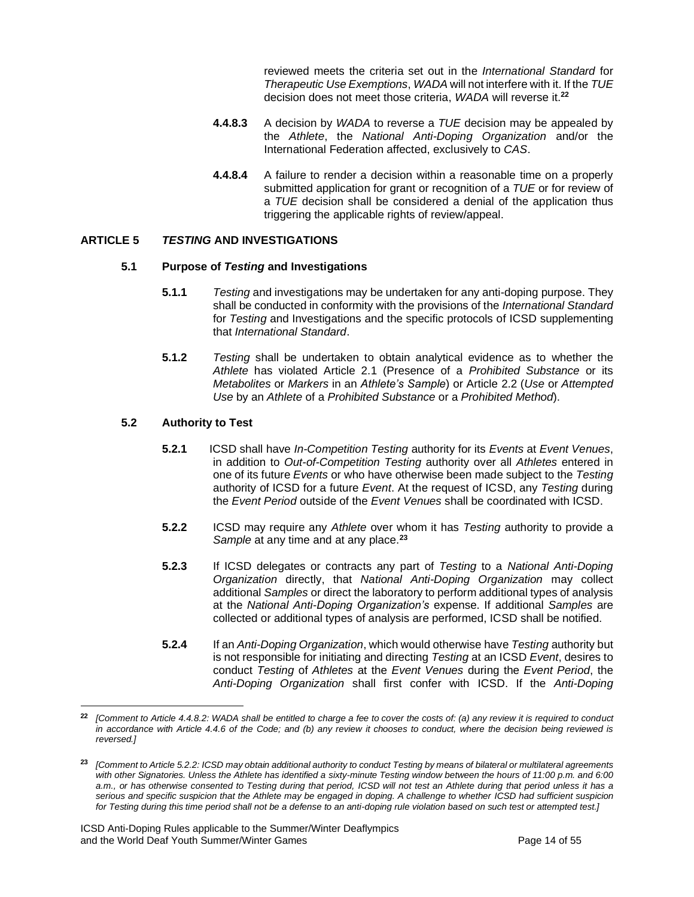reviewed meets the criteria set out in the *International Standard* for *Therapeutic Use Exemptions*, *WADA* will not interfere with it. If the *TUE* decision does not meet those criteria, *WADA* will reverse it.[22]

**4.4.8.3** A decision by *WADA* to reverse a *TUE* decision may be appealed by the *Athlete*, the *National Anti-Doping Organization* and/or the International Federation affected, exclusively to *CAS*.

**4.4.8.4** A failure to render a decision within a reasonable time on a properly submitted application for grant or recognition of a *TUE* or for review of a *TUE* decision shall be considered a denial of the application thus triggering the applicable rights of review/appeal.

## ARTICLE 5 *TESTING* AND INVESTIGATIONS

### 5.1 Purpose of *Testing* and Investigations

**5.1.1** *Testing* and investigations may be undertaken for any anti-doping purpose. They shall be conducted in conformity with the provisions of the *International Standard* for *Testing* and Investigations and the specific protocols of ICSD supplementing that *International Standard*.

**5.1.2** *Testing* shall be undertaken to obtain analytical evidence as to whether the *Athlete* has violated Article 2.1 (Presence of a *Prohibited Substance* or its *Metabolites* or *Markers* in an *Athlete's Sample*) or Article 2.2 (*Use* or *Attempted Use* by an *Athlete* of a *Prohibited Substance* or a *Prohibited Method*).

### 5.2 Authority to Test

**5.2.1** ICSD shall have *In-Competition Testing* authority for its *Events* at *Event Venues*, in addition to *Out-of-Competition Testing* authority over all *Athletes* entered in one of its future *Events* or who have otherwise been made subject to the *Testing* authority of ICSD for a future *Event*. At the request of ICSD, any *Testing* during the *Event Period* outside of the *Event Venues* shall be coordinated with ICSD.

**5.2.2** ICSD may require any *Athlete* over whom it has *Testing* authority to provide a *Sample* at any time and at any place.[23]

**5.2.3** If ICSD delegates or contracts any part of *Testing* to a *National Anti-Doping Organization* directly, that *National Anti-Doping Organization* may collect additional *Samples* or direct the laboratory to perform additional types of analysis at the *National Anti-Doping Organization's* expense. If additional *Samples* are collected or additional types of analysis are performed, ICSD shall be notified.

**5.2.4** If an *Anti-Doping Organization*, which would otherwise have *Testing* authority but is not responsible for initiating and directing *Testing* at an ICSD *Event*, desires to conduct *Testing* of *Athletes* at the *Event Venues* during the *Event Period*, the *Anti-Doping Organization* shall first confer with ICSD. If the *Anti-Doping*

---

[22] *[Comment to Article 4.4.8.2: WADA shall be entitled to charge a fee to cover the costs of: (a) any review it is required to conduct in accordance with Article 4.4.6 of the Code; and (b) any review it chooses to conduct, where the decision being reviewed is reversed.]*

[23] *[Comment to Article 5.2.2: ICSD may obtain additional authority to conduct Testing by means of bilateral or multilateral agreements with other Signatories. Unless the Athlete has identified a sixty-minute Testing window between the hours of 11:00 p.m. and 6:00 a.m., or has otherwise consented to Testing during that period, ICSD will not test an Athlete during that period unless it has a serious and specific suspicion that the Athlete may be engaged in doping. A challenge to whether ICSD had sufficient suspicion for Testing during this time period shall not be a defense to an anti-doping rule violation based on such test or attempted test.]*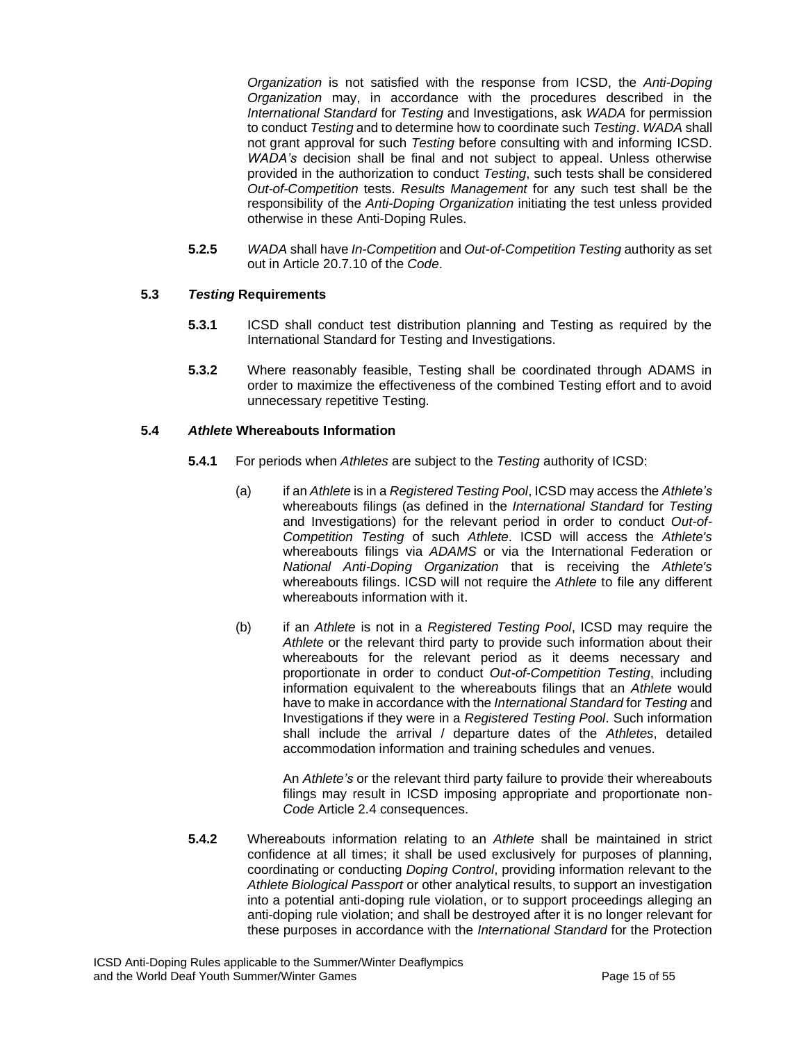*Organization* is not satisfied with the response from ICSD, the *Anti-Doping Organization* may, in accordance with the procedures described in the *International Standard* for *Testing* and Investigations, ask *WADA* for permission to conduct *Testing* and to determine how to coordinate such *Testing*. *WADA* shall not grant approval for such *Testing* before consulting with and informing ICSD. *WADA's* decision shall be final and not subject to appeal. Unless otherwise provided in the authorization to conduct *Testing*, such tests shall be considered *Out-of-Competition* tests. *Results Management* for any such test shall be the responsibility of the *Anti-Doping Organization* initiating the test unless provided otherwise in these Anti-Doping Rules.

**5.2.5** *WADA* shall have *In-Competition* and *Out-of-Competition Testing* authority as set out in Article 20.7.10 of the *Code*.

### 5.3 *Testing* Requirements

**5.3.1** ICSD shall conduct test distribution planning and Testing as required by the International Standard for Testing and Investigations.

**5.3.2** Where reasonably feasible, Testing shall be coordinated through ADAMS in order to maximize the effectiveness of the combined Testing effort and to avoid unnecessary repetitive Testing.

### 5.4 *Athlete* Whereabouts Information

**5.4.1** For periods when *Athletes* are subject to the *Testing* authority of ICSD:

(a) if an *Athlete* is in a *Registered Testing Pool*, ICSD may access the *Athlete's* whereabouts filings (as defined in the *International Standard* for *Testing* and Investigations) for the relevant period in order to conduct *Out-of-Competition Testing* of such *Athlete*. ICSD will access the *Athlete's* whereabouts filings via *ADAMS* or via the International Federation or *National Anti-Doping Organization* that is receiving the *Athlete's* whereabouts filings. ICSD will not require the *Athlete* to file any different whereabouts information with it.

(b) if an *Athlete* is not in a *Registered Testing Pool*, ICSD may require the *Athlete* or the relevant third party to provide such information about their whereabouts for the relevant period as it deems necessary and proportionate in order to conduct *Out-of-Competition Testing*, including information equivalent to the whereabouts filings that an *Athlete* would have to make in accordance with the *International Standard* for *Testing* and Investigations if they were in a *Registered Testing Pool*. Such information shall include the arrival / departure dates of the *Athletes*, detailed accommodation information and training schedules and venues.

An *Athlete's* or the relevant third party failure to provide their whereabouts filings may result in ICSD imposing appropriate and proportionate non-*Code* Article 2.4 consequences.

**5.4.2** Whereabouts information relating to an *Athlete* shall be maintained in strict confidence at all times; it shall be used exclusively for purposes of planning, coordinating or conducting *Doping Control*, providing information relevant to the *Athlete Biological Passport* or other analytical results, to support an investigation into a potential anti-doping rule violation, or to support proceedings alleging an anti-doping rule violation; and shall be destroyed after it is no longer relevant for these purposes in accordance with the *International Standard* for the Protection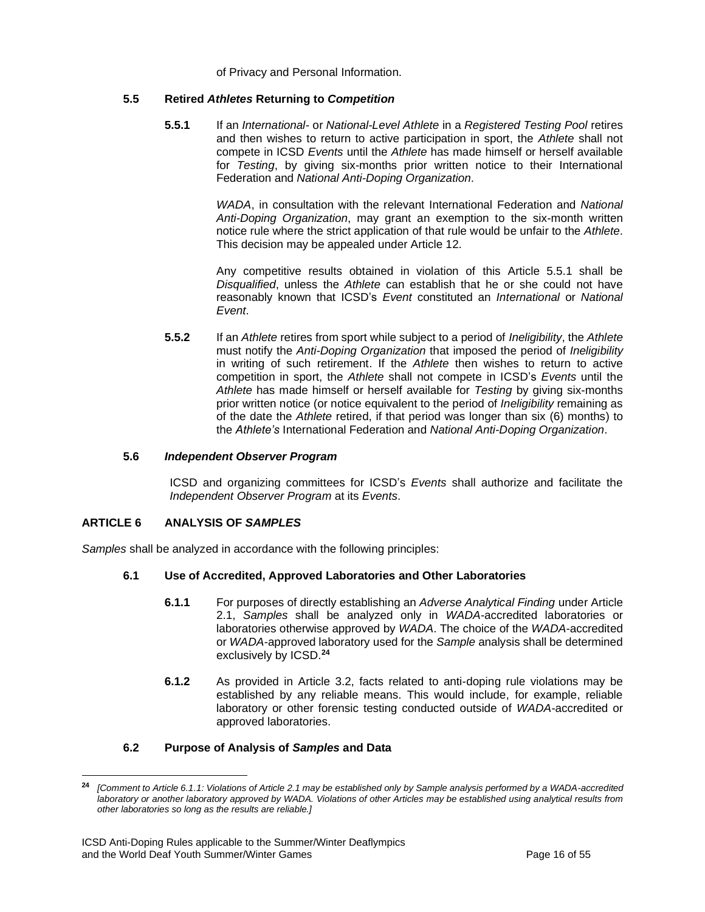of Privacy and Personal Information.

### 5.5 Retired *Athletes* Returning to *Competition*

**5.5.1** If an *International-* or *National-Level Athlete* in a *Registered Testing Pool* retires and then wishes to return to active participation in sport, the *Athlete* shall not compete in ICSD *Events* until the *Athlete* has made himself or herself available for *Testing*, by giving six-months prior written notice to their International Federation and *National Anti-Doping Organization*.

*WADA*, in consultation with the relevant International Federation and *National Anti-Doping Organization*, may grant an exemption to the six-month written notice rule where the strict application of that rule would be unfair to the *Athlete*. This decision may be appealed under Article 12.

Any competitive results obtained in violation of this Article 5.5.1 shall be *Disqualified*, unless the *Athlete* can establish that he or she could not have reasonably known that ICSD's *Event* constituted an *International* or *National Event*.

**5.5.2** If an *Athlete* retires from sport while subject to a period of *Ineligibility*, the *Athlete* must notify the *Anti-Doping Organization* that imposed the period of *Ineligibility* in writing of such retirement. If the *Athlete* then wishes to return to active competition in sport, the *Athlete* shall not compete in ICSD's *Events* until the *Athlete* has made himself or herself available for *Testing* by giving six-months prior written notice (or notice equivalent to the period of *Ineligibility* remaining as of the date the *Athlete* retired, if that period was longer than six (6) months) to the *Athlete's* International Federation and *National Anti-Doping Organization*.

### 5.6 *Independent Observer Program*

ICSD and organizing committees for ICSD's *Events* shall authorize and facilitate the *Independent Observer Program* at its *Events*.

## ARTICLE 6 ANALYSIS OF *SAMPLES*

*Samples* shall be analyzed in accordance with the following principles:

### 6.1 Use of Accredited, Approved Laboratories and Other Laboratories

**6.1.1** For purposes of directly establishing an *Adverse Analytical Finding* under Article 2.1, *Samples* shall be analyzed only in *WADA*-accredited laboratories or laboratories otherwise approved by *WADA*. The choice of the *WADA*-accredited or *WADA*-approved laboratory used for the *Sample* analysis shall be determined exclusively by ICSD.[24]

**6.1.2** As provided in Article 3.2, facts related to anti-doping rule violations may be established by any reliable means. This would include, for example, reliable laboratory or other forensic testing conducted outside of *WADA*-accredited or approved laboratories.

### 6.2 Purpose of Analysis of *Samples* and Data

---

[24] *[Comment to Article 6.1.1: Violations of Article 2.1 may be established only by Sample analysis performed by a WADA-accredited laboratory or another laboratory approved by WADA. Violations of other Articles may be established using analytical results from other laboratories so long as the results are reliable.]*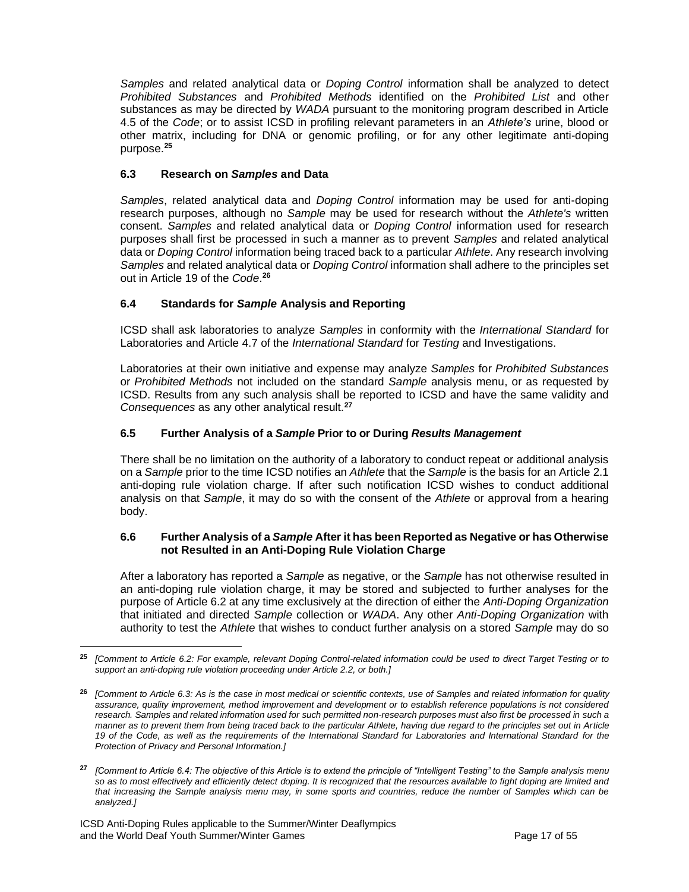*Samples* and related analytical data or *Doping Control* information shall be analyzed to detect *Prohibited Substances* and *Prohibited Methods* identified on the *Prohibited List* and other substances as may be directed by *WADA* pursuant to the monitoring program described in Article 4.5 of the *Code*; or to assist ICSD in profiling relevant parameters in an *Athlete's* urine, blood or other matrix, including for DNA or genomic profiling, or for any other legitimate anti-doping purpose.[25]

### 6.3 Research on *Samples* and Data

*Samples*, related analytical data and *Doping Control* information may be used for anti-doping research purposes, although no *Sample* may be used for research without the *Athlete's* written consent. *Samples* and related analytical data or *Doping Control* information used for research purposes shall first be processed in such a manner as to prevent *Samples* and related analytical data or *Doping Control* information being traced back to a particular *Athlete*. Any research involving *Samples* and related analytical data or *Doping Control* information shall adhere to the principles set out in Article 19 of the *Code*.[26]

### 6.4 Standards for *Sample* Analysis and Reporting

ICSD shall ask laboratories to analyze *Samples* in conformity with the *International Standard* for Laboratories and Article 4.7 of the *International Standard* for *Testing* and Investigations.

Laboratories at their own initiative and expense may analyze *Samples* for *Prohibited Substances* or *Prohibited Methods* not included on the standard *Sample* analysis menu, or as requested by ICSD. Results from any such analysis shall be reported to ICSD and have the same validity and *Consequences* as any other analytical result.[27]

### 6.5 Further Analysis of a *Sample* Prior to or During *Results Management*

There shall be no limitation on the authority of a laboratory to conduct repeat or additional analysis on a *Sample* prior to the time ICSD notifies an *Athlete* that the *Sample* is the basis for an Article 2.1 anti-doping rule violation charge. If after such notification ICSD wishes to conduct additional analysis on that *Sample*, it may do so with the consent of the *Athlete* or approval from a hearing body.

### 6.6 Further Analysis of a *Sample* After it has been Reported as Negative or has Otherwise not Resulted in an Anti-Doping Rule Violation Charge

After a laboratory has reported a *Sample* as negative, or the *Sample* has not otherwise resulted in an anti-doping rule violation charge, it may be stored and subjected to further analyses for the purpose of Article 6.2 at any time exclusively at the direction of either the *Anti-Doping Organization* that initiated and directed *Sample* collection or *WADA*. Any other *Anti-Doping Organization* with authority to test the *Athlete* that wishes to conduct further analysis on a stored *Sample* may do so

---

[25] *[Comment to Article 6.2: For example, relevant Doping Control-related information could be used to direct Target Testing or to support an anti-doping rule violation proceeding under Article 2.2, or both.]*

[26] *[Comment to Article 6.3: As is the case in most medical or scientific contexts, use of Samples and related information for quality assurance, quality improvement, method improvement and development or to establish reference populations is not considered research. Samples and related information used for such permitted non-research purposes must also first be processed in such a manner as to prevent them from being traced back to the particular Athlete, having due regard to the principles set out in Article 19 of the Code, as well as the requirements of the International Standard for Laboratories and International Standard for the Protection of Privacy and Personal Information.]*

[27] *[Comment to Article 6.4: The objective of this Article is to extend the principle of "Intelligent Testing" to the Sample analysis menu so as to most effectively and efficiently detect doping. It is recognized that the resources available to fight doping are limited and that increasing the Sample analysis menu may, in some sports and countries, reduce the number of Samples which can be analyzed.]*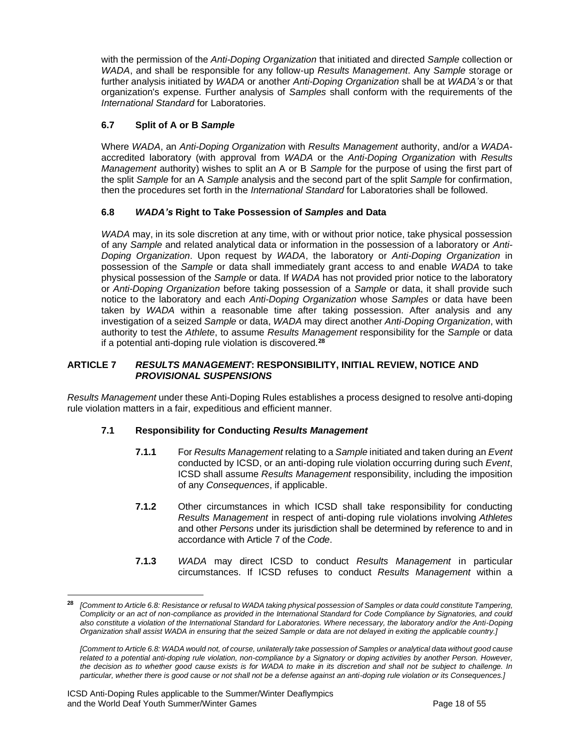with the permission of the *Anti-Doping Organization* that initiated and directed *Sample* collection or *WADA*, and shall be responsible for any follow-up *Results Management*. Any *Sample* storage or further analysis initiated by *WADA* or another *Anti-Doping Organization* shall be at *WADA's* or that organization's expense. Further analysis of *Samples* shall conform with the requirements of the *International Standard* for Laboratories.

### 6.7 Split of A or B *Sample*

Where *WADA*, an *Anti-Doping Organization* with *Results Management* authority, and/or a *WADA*-accredited laboratory (with approval from *WADA* or the *Anti-Doping Organization* with *Results Management* authority) wishes to split an A or B *Sample* for the purpose of using the first part of the split *Sample* for an A *Sample* analysis and the second part of the split *Sample* for confirmation, then the procedures set forth in the *International Standard* for Laboratories shall be followed.

### 6.8 *WADA's* Right to Take Possession of *Samples* and Data

*WADA* may, in its sole discretion at any time, with or without prior notice, take physical possession of any *Sample* and related analytical data or information in the possession of a laboratory or *Anti-Doping Organization*. Upon request by *WADA*, the laboratory or *Anti-Doping Organization* in possession of the *Sample* or data shall immediately grant access to and enable *WADA* to take physical possession of the *Sample* or data. If *WADA* has not provided prior notice to the laboratory or *Anti-Doping Organization* before taking possession of a *Sample* or data, it shall provide such notice to the laboratory and each *Anti-Doping Organization* whose *Samples* or data have been taken by *WADA* within a reasonable time after taking possession. After analysis and any investigation of a seized *Sample* or data, *WADA* may direct another *Anti-Doping Organization*, with authority to test the *Athlete*, to assume *Results Management* responsibility for the *Sample* or data if a potential anti-doping rule violation is discovered.[28]

## ARTICLE 7 *RESULTS MANAGEMENT*: RESPONSIBILITY, INITIAL REVIEW, NOTICE AND *PROVISIONAL SUSPENSIONS*

*Results Management* under these Anti-Doping Rules establishes a process designed to resolve anti-doping rule violation matters in a fair, expeditious and efficient manner.

### 7.1 Responsibility for Conducting *Results Management*

**7.1.1** For *Results Management* relating to a *Sample* initiated and taken during an *Event* conducted by ICSD, or an anti-doping rule violation occurring during such *Event*, ICSD shall assume *Results Management* responsibility, including the imposition of any *Consequences*, if applicable.

**7.1.2** Other circumstances in which ICSD shall take responsibility for conducting *Results Management* in respect of anti-doping rule violations involving *Athletes* and other *Persons* under its jurisdiction shall be determined by reference to and in accordance with Article 7 of the *Code*.

**7.1.3** *WADA* may direct ICSD to conduct *Results Management* in particular circumstances. If ICSD refuses to conduct *Results Management* within a

---

[28] *[Comment to Article 6.8: Resistance or refusal to WADA taking physical possession of Samples or data could constitute Tampering, Complicity or an act of non-compliance as provided in the International Standard for Code Compliance by Signatories, and could also constitute a violation of the International Standard for Laboratories. Where necessary, the laboratory and/or the Anti-Doping Organization shall assist WADA in ensuring that the seized Sample or data are not delayed in exiting the applicable country.]*

*[Comment to Article 6.8: WADA would not, of course, unilaterally take possession of Samples or analytical data without good cause related to a potential anti-doping rule violation, non-compliance by a Signatory or doping activities by another Person. However, the decision as to whether good cause exists is for WADA to make in its discretion and shall not be subject to challenge. In particular, whether there is good cause or not shall not be a defense against an anti-doping rule violation or its Consequences.]*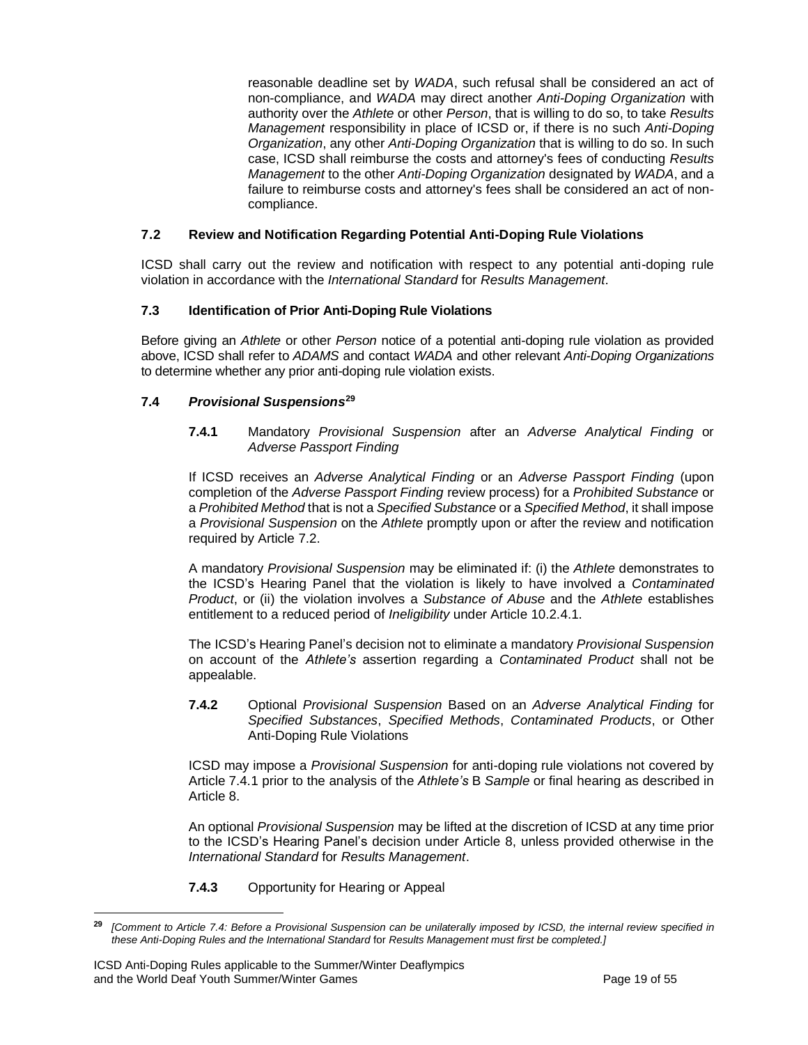reasonable deadline set by *WADA*, such refusal shall be considered an act of non-compliance, and *WADA* may direct another *Anti-Doping Organization* with authority over the *Athlete* or other *Person*, that is willing to do so, to take *Results Management* responsibility in place of ICSD or, if there is no such *Anti-Doping Organization*, any other *Anti-Doping Organization* that is willing to do so. In such case, ICSD shall reimburse the costs and attorney's fees of conducting *Results Management* to the other *Anti-Doping Organization* designated by *WADA*, and a failure to reimburse costs and attorney's fees shall be considered an act of non-compliance.

### 7.2 Review and Notification Regarding Potential Anti-Doping Rule Violations

ICSD shall carry out the review and notification with respect to any potential anti-doping rule violation in accordance with the *International Standard* for *Results Management*.

### 7.3 Identification of Prior Anti-Doping Rule Violations

Before giving an *Athlete* or other *Person* notice of a potential anti-doping rule violation as provided above, ICSD shall refer to *ADAMS* and contact *WADA* and other relevant *Anti-Doping Organizations* to determine whether any prior anti-doping rule violation exists.

### 7.4 *Provisional Suspensions*[29]

**7.4.1** Mandatory *Provisional Suspension* after an *Adverse Analytical Finding* or *Adverse Passport Finding*

If ICSD receives an *Adverse Analytical Finding* or an *Adverse Passport Finding* (upon completion of the *Adverse Passport Finding* review process) for a *Prohibited Substance* or a *Prohibited Method* that is not a *Specified Substance* or a *Specified Method*, it shall impose a *Provisional Suspension* on the *Athlete* promptly upon or after the review and notification required by Article 7.2.

A mandatory *Provisional Suspension* may be eliminated if: (i) the *Athlete* demonstrates to the ICSD's Hearing Panel that the violation is likely to have involved a *Contaminated Product*, or (ii) the violation involves a *Substance of Abuse* and the *Athlete* establishes entitlement to a reduced period of *Ineligibility* under Article 10.2.4.1.

The ICSD's Hearing Panel's decision not to eliminate a mandatory *Provisional Suspension* on account of the *Athlete's* assertion regarding a *Contaminated Product* shall not be appealable.

**7.4.2** Optional *Provisional Suspension* Based on an *Adverse Analytical Finding* for *Specified Substances*, *Specified Methods*, *Contaminated Products*, or Other Anti-Doping Rule Violations

ICSD may impose a *Provisional Suspension* for anti-doping rule violations not covered by Article 7.4.1 prior to the analysis of the *Athlete's* B *Sample* or final hearing as described in Article 8.

An optional *Provisional Suspension* may be lifted at the discretion of ICSD at any time prior to the ICSD's Hearing Panel's decision under Article 8, unless provided otherwise in the *International Standard* for *Results Management*.

**7.4.3** Opportunity for Hearing or Appeal

---

[29] *[Comment to Article 7.4: Before a Provisional Suspension can be unilaterally imposed by ICSD, the internal review specified in these Anti-Doping Rules and the International Standard* for *Results Management must first be completed.]*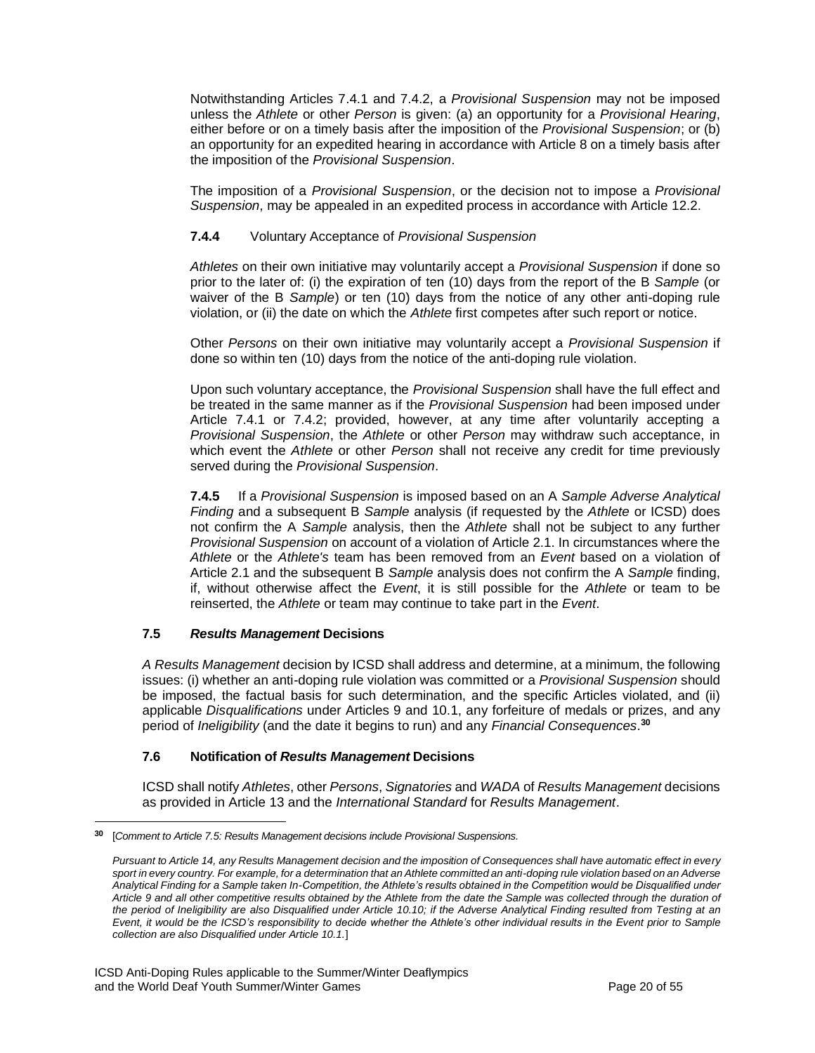Notwithstanding Articles 7.4.1 and 7.4.2, a *Provisional Suspension* may not be imposed unless the *Athlete* or other *Person* is given: (a) an opportunity for a *Provisional Hearing*, either before or on a timely basis after the imposition of the *Provisional Suspension*; or (b) an opportunity for an expedited hearing in accordance with Article 8 on a timely basis after the imposition of the *Provisional Suspension*.

The imposition of a *Provisional Suspension*, or the decision not to impose a *Provisional Suspension*, may be appealed in an expedited process in accordance with Article 12.2.

**7.4.4** Voluntary Acceptance of *Provisional Suspension*

*Athletes* on their own initiative may voluntarily accept a *Provisional Suspension* if done so prior to the later of: (i) the expiration of ten (10) days from the report of the B *Sample* (or waiver of the B *Sample*) or ten (10) days from the notice of any other anti-doping rule violation, or (ii) the date on which the *Athlete* first competes after such report or notice.

Other *Persons* on their own initiative may voluntarily accept a *Provisional Suspension* if done so within ten (10) days from the notice of the anti-doping rule violation.

Upon such voluntary acceptance, the *Provisional Suspension* shall have the full effect and be treated in the same manner as if the *Provisional Suspension* had been imposed under Article 7.4.1 or 7.4.2; provided, however, at any time after voluntarily accepting a *Provisional Suspension*, the *Athlete* or other *Person* may withdraw such acceptance, in which event the *Athlete* or other *Person* shall not receive any credit for time previously served during the *Provisional Suspension*.

**7.4.5** If a *Provisional Suspension* is imposed based on an A *Sample Adverse Analytical Finding* and a subsequent B *Sample* analysis (if requested by the *Athlete* or ICSD) does not confirm the A *Sample* analysis, then the *Athlete* shall not be subject to any further *Provisional Suspension* on account of a violation of Article 2.1. In circumstances where the *Athlete* or the *Athlete's* team has been removed from an *Event* based on a violation of Article 2.1 and the subsequent B *Sample* analysis does not confirm the A *Sample* finding, if, without otherwise affect the *Event*, it is still possible for the *Athlete* or team to be reinserted, the *Athlete* or team may continue to take part in the *Event*.

### 7.5 *Results Management* Decisions

*A Results Management* decision by ICSD shall address and determine, at a minimum, the following issues: (i) whether an anti-doping rule violation was committed or a *Provisional Suspension* should be imposed, the factual basis for such determination, and the specific Articles violated, and (ii) applicable *Disqualifications* under Articles 9 and 10.1, any forfeiture of medals or prizes, and any period of *Ineligibility* (and the date it begins to run) and any *Financial Consequences*.[30]

### 7.6 Notification of *Results Management* Decisions

ICSD shall notify *Athletes*, other *Persons*, *Signatories* and *WADA* of *Results Management* decisions as provided in Article 13 and the *International Standard* for *Results Management*.

---

[30] [*Comment to Article 7.5: Results Management decisions include Provisional Suspensions.*

*Pursuant to Article 14, any Results Management decision and the imposition of Consequences shall have automatic effect in every sport in every country. For example, for a determination that an Athlete committed an anti-doping rule violation based on an Adverse Analytical Finding for a Sample taken In-Competition, the Athlete's results obtained in the Competition would be Disqualified under Article 9 and all other competitive results obtained by the Athlete from the date the Sample was collected through the duration of the period of Ineligibility are also Disqualified under Article 10.10; if the Adverse Analytical Finding resulted from Testing at an Event, it would be the ICSD's responsibility to decide whether the Athlete's other individual results in the Event prior to Sample collection are also Disqualified under Article 10.1.*]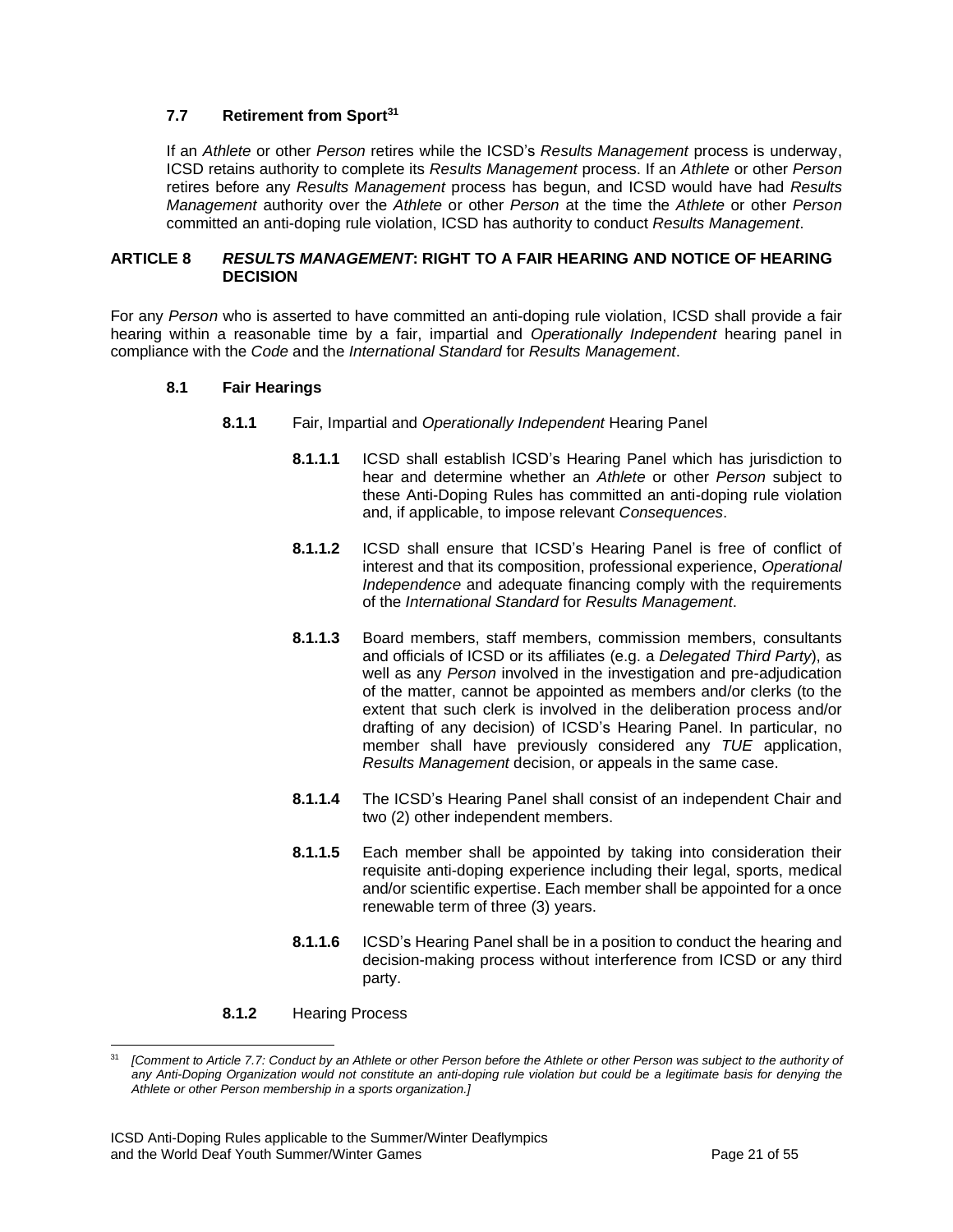### 7.7 Retirement from Sport[31]

If an *Athlete* or other *Person* retires while the ICSD's *Results Management* process is underway, ICSD retains authority to complete its *Results Management* process. If an *Athlete* or other *Person* retires before any *Results Management* process has begun, and ICSD would have had *Results Management* authority over the *Athlete* or other *Person* at the time the *Athlete* or other *Person* committed an anti-doping rule violation, ICSD has authority to conduct *Results Management*.

## ARTICLE 8 *RESULTS MANAGEMENT*: RIGHT TO A FAIR HEARING AND NOTICE OF HEARING DECISION

For any *Person* who is asserted to have committed an anti-doping rule violation, ICSD shall provide a fair hearing within a reasonable time by a fair, impartial and *Operationally Independent* hearing panel in compliance with the *Code* and the *International Standard* for *Results Management*.

### 8.1 Fair Hearings

**8.1.1** Fair, Impartial and *Operationally Independent* Hearing Panel

**8.1.1.1** ICSD shall establish ICSD's Hearing Panel which has jurisdiction to hear and determine whether an *Athlete* or other *Person* subject to these Anti-Doping Rules has committed an anti-doping rule violation and, if applicable, to impose relevant *Consequences*.

**8.1.1.2** ICSD shall ensure that ICSD's Hearing Panel is free of conflict of interest and that its composition, professional experience, *Operational Independence* and adequate financing comply with the requirements of the *International Standard* for *Results Management*.

**8.1.1.3** Board members, staff members, commission members, consultants and officials of ICSD or its affiliates (e.g. a *Delegated Third Party*), as well as any *Person* involved in the investigation and pre-adjudication of the matter, cannot be appointed as members and/or clerks (to the extent that such clerk is involved in the deliberation process and/or drafting of any decision) of ICSD's Hearing Panel. In particular, no member shall have previously considered any *TUE* application, *Results Management* decision, or appeals in the same case.

**8.1.1.4** The ICSD's Hearing Panel shall consist of an independent Chair and two (2) other independent members.

**8.1.1.5** Each member shall be appointed by taking into consideration their requisite anti-doping experience including their legal, sports, medical and/or scientific expertise. Each member shall be appointed for a once renewable term of three (3) years.

**8.1.1.6** ICSD's Hearing Panel shall be in a position to conduct the hearing and decision-making process without interference from ICSD or any third party.

**8.1.2** Hearing Process

---

[31] *[Comment to Article 7.7: Conduct by an Athlete or other Person before the Athlete or other Person was subject to the authority of any Anti-Doping Organization would not constitute an anti-doping rule violation but could be a legitimate basis for denying the Athlete or other Person membership in a sports organization.]*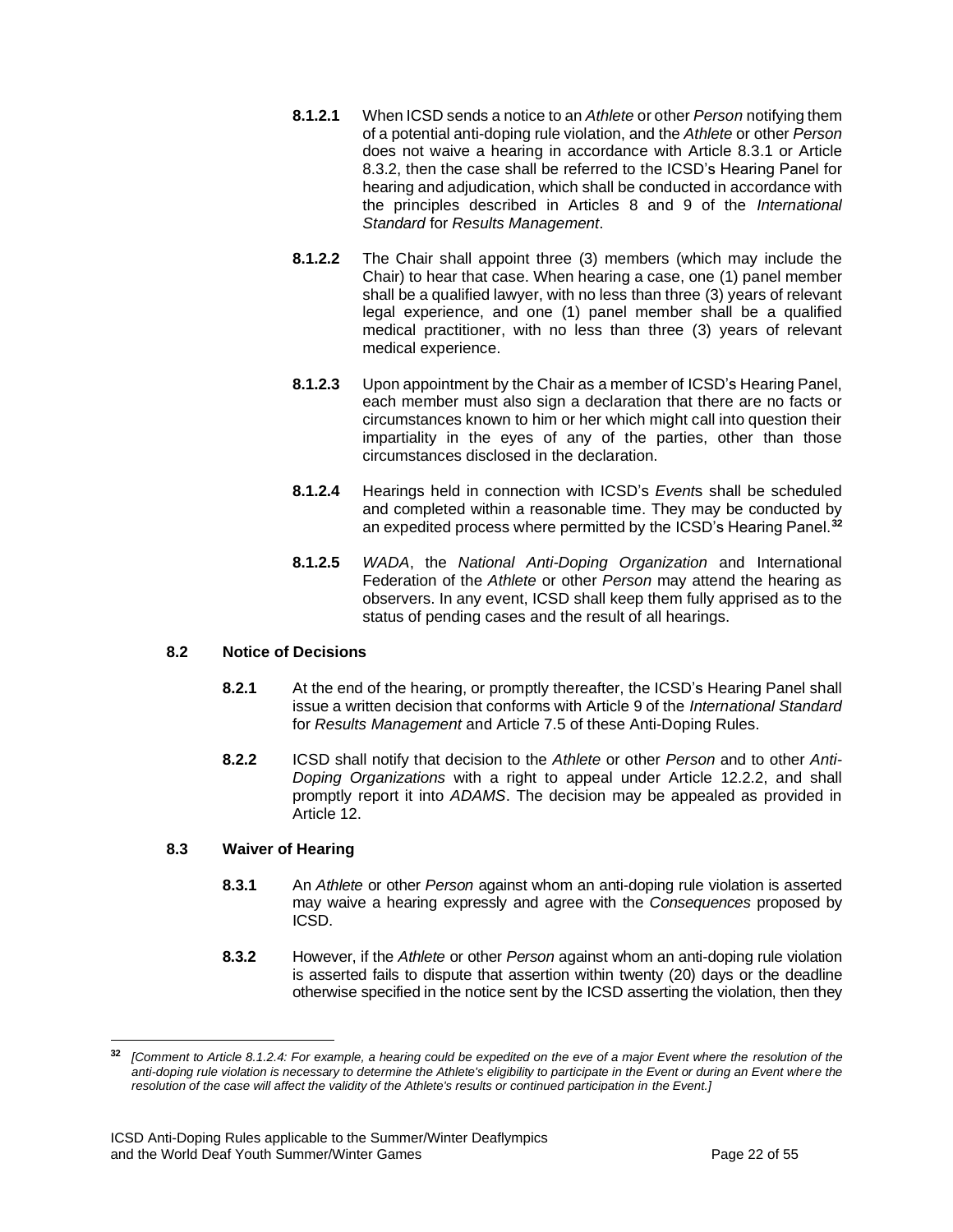**8.1.2.1** When ICSD sends a notice to an *Athlete* or other *Person* notifying them of a potential anti-doping rule violation, and the *Athlete* or other *Person* does not waive a hearing in accordance with Article 8.3.1 or Article 8.3.2, then the case shall be referred to the ICSD's Hearing Panel for hearing and adjudication, which shall be conducted in accordance with the principles described in Articles 8 and 9 of the *International Standard* for *Results Management*.

**8.1.2.2** The Chair shall appoint three (3) members (which may include the Chair) to hear that case. When hearing a case, one (1) panel member shall be a qualified lawyer, with no less than three (3) years of relevant legal experience, and one (1) panel member shall be a qualified medical practitioner, with no less than three (3) years of relevant medical experience.

**8.1.2.3** Upon appointment by the Chair as a member of ICSD's Hearing Panel, each member must also sign a declaration that there are no facts or circumstances known to him or her which might call into question their impartiality in the eyes of any of the parties, other than those circumstances disclosed in the declaration.

**8.1.2.4** Hearings held in connection with ICSD's *Event*s shall be scheduled and completed within a reasonable time. They may be conducted by an expedited process where permitted by the ICSD's Hearing Panel.[32]

**8.1.2.5** *WADA*, the *National Anti-Doping Organization* and International Federation of the *Athlete* or other *Person* may attend the hearing as observers. In any event, ICSD shall keep them fully apprised as to the status of pending cases and the result of all hearings.

### 8.2 Notice of Decisions

**8.2.1** At the end of the hearing, or promptly thereafter, the ICSD's Hearing Panel shall issue a written decision that conforms with Article 9 of the *International Standard* for *Results Management* and Article 7.5 of these Anti-Doping Rules.

**8.2.2** ICSD shall notify that decision to the *Athlete* or other *Person* and to other *Anti-Doping Organizations* with a right to appeal under Article 12.2.2, and shall promptly report it into *ADAMS*. The decision may be appealed as provided in Article 12.

### 8.3 Waiver of Hearing

**8.3.1** An *Athlete* or other *Person* against whom an anti-doping rule violation is asserted may waive a hearing expressly and agree with the *Consequences* proposed by ICSD.

**8.3.2** However, if the *Athlete* or other *Person* against whom an anti-doping rule violation is asserted fails to dispute that assertion within twenty (20) days or the deadline otherwise specified in the notice sent by the ICSD asserting the violation, then they

---

[32] *[Comment to Article 8.1.2.4: For example, a hearing could be expedited on the eve of a major Event where the resolution of the anti-doping rule violation is necessary to determine the Athlete's eligibility to participate in the Event or during an Event where the resolution of the case will affect the validity of the Athlete's results or continued participation in the Event.]*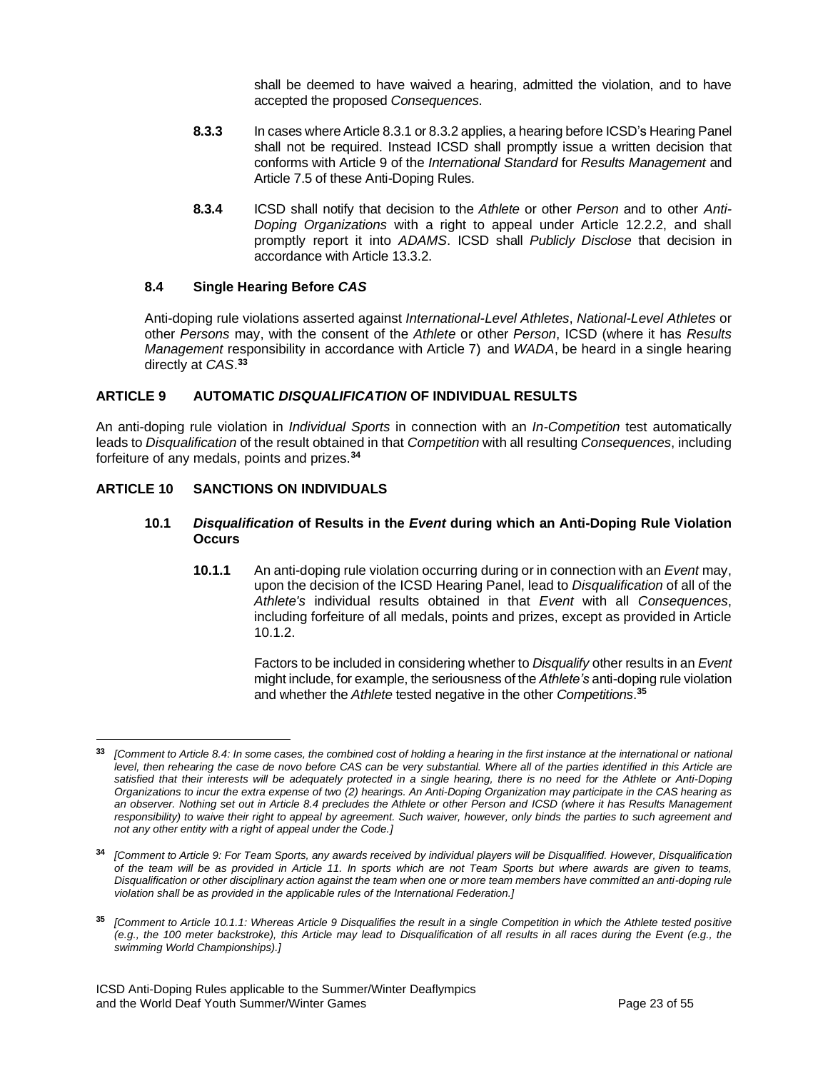shall be deemed to have waived a hearing, admitted the violation, and to have accepted the proposed *Consequences*.

**8.3.3** In cases where Article 8.3.1 or 8.3.2 applies, a hearing before ICSD's Hearing Panel shall not be required. Instead ICSD shall promptly issue a written decision that conforms with Article 9 of the *International Standard* for *Results Management* and Article 7.5 of these Anti-Doping Rules.

**8.3.4** ICSD shall notify that decision to the *Athlete* or other *Person* and to other *Anti-Doping Organizations* with a right to appeal under Article 12.2.2, and shall promptly report it into *ADAMS*. ICSD shall *Publicly Disclose* that decision in accordance with Article 13.3.2.

### 8.4 Single Hearing Before *CAS*

Anti-doping rule violations asserted against *International-Level Athletes*, *National-Level Athletes* or other *Persons* may, with the consent of the *Athlete* or other *Person*, ICSD (where it has *Results Management* responsibility in accordance with Article 7) and *WADA*, be heard in a single hearing directly at *CAS*.[33]

## ARTICLE 9 AUTOMATIC *DISQUALIFICATION* OF INDIVIDUAL RESULTS

An anti-doping rule violation in *Individual Sports* in connection with an *In-Competition* test automatically leads to *Disqualification* of the result obtained in that *Competition* with all resulting *Consequences*, including forfeiture of any medals, points and prizes.[34]

## ARTICLE 10 SANCTIONS ON INDIVIDUALS

### 10.1 *Disqualification* of Results in the *Event* during which an Anti-Doping Rule Violation Occurs

**10.1.1** An anti-doping rule violation occurring during or in connection with an *Event* may, upon the decision of the ICSD Hearing Panel, lead to *Disqualification* of all of the *Athlete's* individual results obtained in that *Event* with all *Consequences*, including forfeiture of all medals, points and prizes, except as provided in Article 10.1.2.

Factors to be included in considering whether to *Disqualify* other results in an *Event* might include, for example, the seriousness of the *Athlete's* anti-doping rule violation and whether the *Athlete* tested negative in the other *Competitions*.[35]

---

[33] *[Comment to Article 8.4: In some cases, the combined cost of holding a hearing in the first instance at the international or national level, then rehearing the case de novo before CAS can be very substantial. Where all of the parties identified in this Article are satisfied that their interests will be adequately protected in a single hearing, there is no need for the Athlete or Anti-Doping Organizations to incur the extra expense of two (2) hearings. An Anti-Doping Organization may participate in the CAS hearing as an observer. Nothing set out in Article 8.4 precludes the Athlete or other Person and ICSD (where it has Results Management responsibility) to waive their right to appeal by agreement. Such waiver, however, only binds the parties to such agreement and not any other entity with a right of appeal under the Code.]*

[34] *[Comment to Article 9: For Team Sports, any awards received by individual players will be Disqualified. However, Disqualification of the team will be as provided in Article 11. In sports which are not Team Sports but where awards are given to teams, Disqualification or other disciplinary action against the team when one or more team members have committed an anti-doping rule violation shall be as provided in the applicable rules of the International Federation.]*

[35] *[Comment to Article 10.1.1: Whereas Article 9 Disqualifies the result in a single Competition in which the Athlete tested positive (e.g., the 100 meter backstroke), this Article may lead to Disqualification of all results in all races during the Event (e.g., the swimming World Championships).]*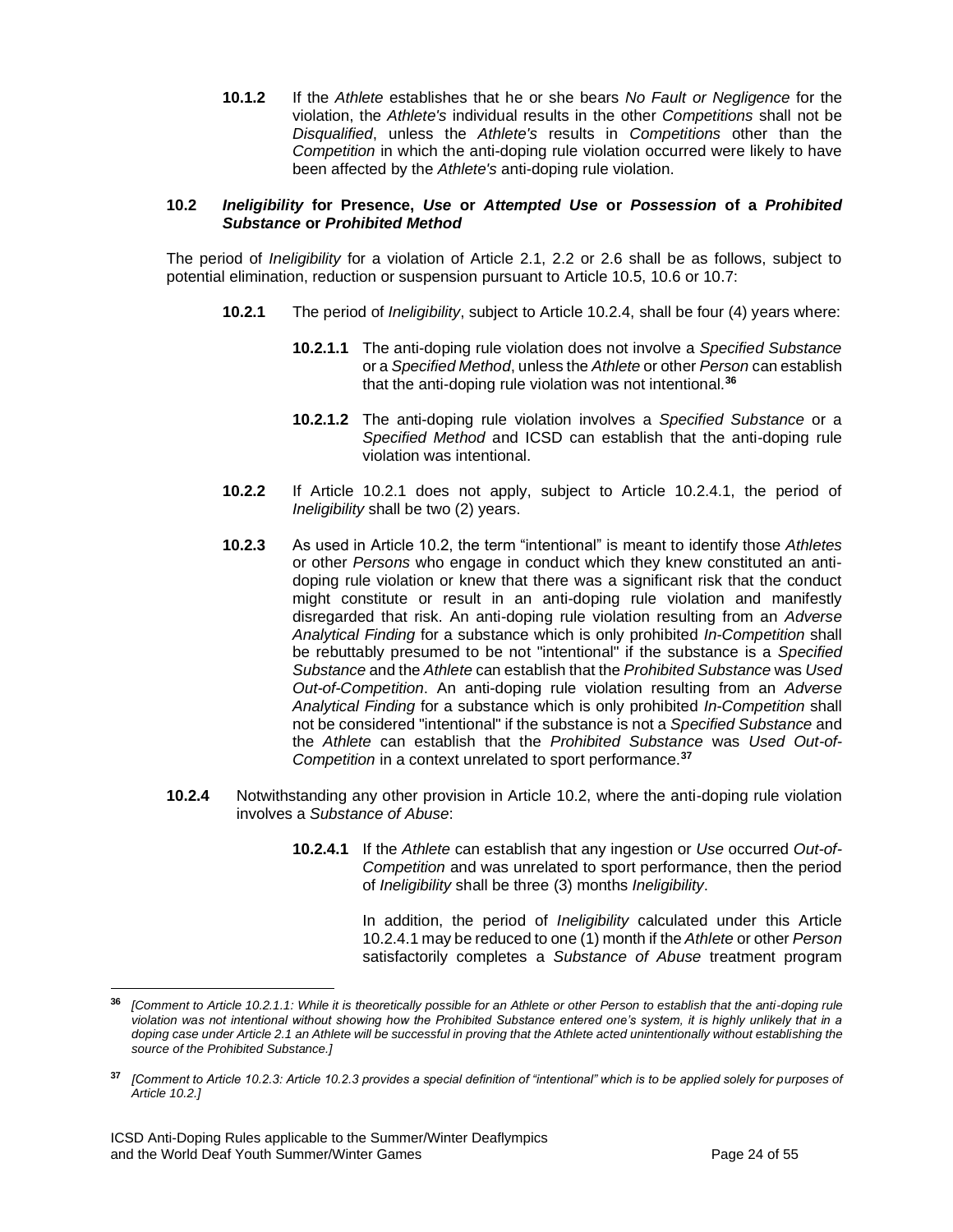**10.1.2** If the *Athlete* establishes that he or she bears *No Fault or Negligence* for the violation, the *Athlete's* individual results in the other *Competitions* shall not be *Disqualified*, unless the *Athlete's* results in *Competitions* other than the *Competition* in which the anti-doping rule violation occurred were likely to have been affected by the *Athlete's* anti-doping rule violation.

### 10.2 *Ineligibility* for Presence, *Use* or *Attempted Use* or *Possession* of a *Prohibited Substance* or *Prohibited Method*

The period of *Ineligibility* for a violation of Article 2.1, 2.2 or 2.6 shall be as follows, subject to potential elimination, reduction or suspension pursuant to Article 10.5, 10.6 or 10.7:

**10.2.1** The period of *Ineligibility*, subject to Article 10.2.4, shall be four (4) years where:

**10.2.1.1** The anti-doping rule violation does not involve a *Specified Substance* or a *Specified Method*, unless the *Athlete* or other *Person* can establish that the anti-doping rule violation was not intentional.[36]

**10.2.1.2** The anti-doping rule violation involves a *Specified Substance* or a *Specified Method* and ICSD can establish that the anti-doping rule violation was intentional.

**10.2.2** If Article 10.2.1 does not apply, subject to Article 10.2.4.1, the period of *Ineligibility* shall be two (2) years.

**10.2.3** As used in Article 10.2, the term "intentional" is meant to identify those *Athletes* or other *Persons* who engage in conduct which they knew constituted an anti-doping rule violation or knew that there was a significant risk that the conduct might constitute or result in an anti-doping rule violation and manifestly disregarded that risk. An anti-doping rule violation resulting from an *Adverse Analytical Finding* for a substance which is only prohibited *In-Competition* shall be rebuttably presumed to be not "intentional" if the substance is a *Specified Substance* and the *Athlete* can establish that the *Prohibited Substance* was *Used Out-of-Competition*. An anti-doping rule violation resulting from an *Adverse Analytical Finding* for a substance which is only prohibited *In-Competition* shall not be considered "intentional" if the substance is not a *Specified Substance* and the *Athlete* can establish that the *Prohibited Substance* was *Used Out-of-Competition* in a context unrelated to sport performance.[37]

**10.2.4** Notwithstanding any other provision in Article 10.2, where the anti-doping rule violation involves a *Substance of Abuse*:

**10.2.4.1** If the *Athlete* can establish that any ingestion or *Use* occurred *Out-of-Competition* and was unrelated to sport performance, then the period of *Ineligibility* shall be three (3) months *Ineligibility*.

In addition, the period of *Ineligibility* calculated under this Article 10.2.4.1 may be reduced to one (1) month if the *Athlete* or other *Person* satisfactorily completes a *Substance of Abuse* treatment program

---

[36] *[Comment to Article 10.2.1.1: While it is theoretically possible for an Athlete or other Person to establish that the anti-doping rule violation was not intentional without showing how the Prohibited Substance entered one's system, it is highly unlikely that in a doping case under Article 2.1 an Athlete will be successful in proving that the Athlete acted unintentionally without establishing the source of the Prohibited Substance.]*

[37] *[Comment to Article 10.2.3: Article 10.2.3 provides a special definition of "intentional" which is to be applied solely for purposes of Article 10.2.]*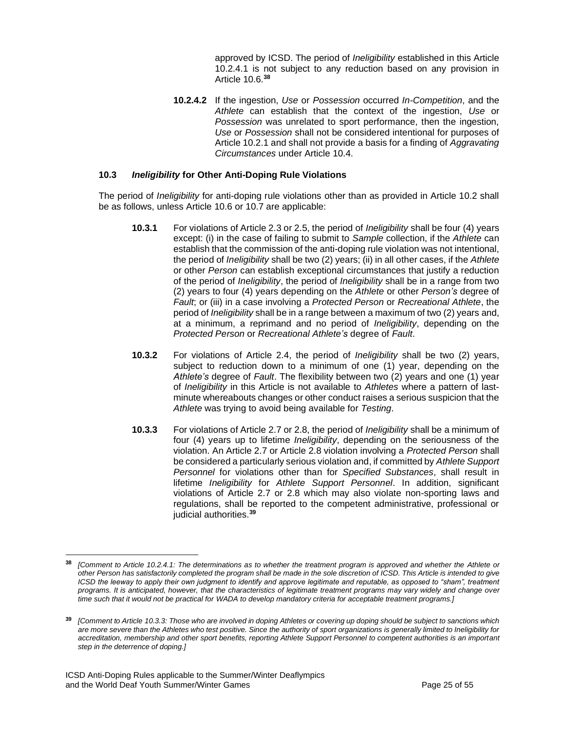approved by ICSD. The period of *Ineligibility* established in this Article 10.2.4.1 is not subject to any reduction based on any provision in Article 10.6.[38]

**10.2.4.2** If the ingestion, *Use* or *Possession* occurred *In-Competition*, and the *Athlete* can establish that the context of the ingestion, *Use* or *Possession* was unrelated to sport performance, then the ingestion, *Use* or *Possession* shall not be considered intentional for purposes of Article 10.2.1 and shall not provide a basis for a finding of *Aggravating Circumstances* under Article 10.4.

### 10.3 *Ineligibility* for Other Anti-Doping Rule Violations

The period of *Ineligibility* for anti-doping rule violations other than as provided in Article 10.2 shall be as follows, unless Article 10.6 or 10.7 are applicable:

**10.3.1** For violations of Article 2.3 or 2.5, the period of *Ineligibility* shall be four (4) years except: (i) in the case of failing to submit to *Sample* collection, if the *Athlete* can establish that the commission of the anti-doping rule violation was not intentional, the period of *Ineligibility* shall be two (2) years; (ii) in all other cases, if the *Athlete* or other *Person* can establish exceptional circumstances that justify a reduction of the period of *Ineligibility*, the period of *Ineligibility* shall be in a range from two (2) years to four (4) years depending on the *Athlete* or other *Person's* degree of *Fault*; or (iii) in a case involving a *Protected Person* or *Recreational Athlete*, the period of *Ineligibility* shall be in a range between a maximum of two (2) years and, at a minimum, a reprimand and no period of *Ineligibility*, depending on the *Protected Person* or *Recreational Athlete's* degree of *Fault*.

**10.3.2** For violations of Article 2.4, the period of *Ineligibility* shall be two (2) years, subject to reduction down to a minimum of one (1) year, depending on the *Athlete's* degree of *Fault*. The flexibility between two (2) years and one (1) year of *Ineligibility* in this Article is not available to *Athletes* where a pattern of last-minute whereabouts changes or other conduct raises a serious suspicion that the *Athlete* was trying to avoid being available for *Testing*.

**10.3.3** For violations of Article 2.7 or 2.8, the period of *Ineligibility* shall be a minimum of four (4) years up to lifetime *Ineligibility*, depending on the seriousness of the violation. An Article 2.7 or Article 2.8 violation involving a *Protected Person* shall be considered a particularly serious violation and, if committed by *Athlete Support Personnel* for violations other than for *Specified Substances*, shall result in lifetime *Ineligibility* for *Athlete Support Personnel*. In addition, significant violations of Article 2.7 or 2.8 which may also violate non-sporting laws and regulations, shall be reported to the competent administrative, professional or judicial authorities.[39]

---

[38] *[Comment to Article 10.2.4.1: The determinations as to whether the treatment program is approved and whether the Athlete or other Person has satisfactorily completed the program shall be made in the sole discretion of ICSD. This Article is intended to give ICSD the leeway to apply their own judgment to identify and approve legitimate and reputable, as opposed to "sham", treatment programs. It is anticipated, however, that the characteristics of legitimate treatment programs may vary widely and change over time such that it would not be practical for WADA to develop mandatory criteria for acceptable treatment programs.]*

[39] *[Comment to Article 10.3.3: Those who are involved in doping Athletes or covering up doping should be subject to sanctions which are more severe than the Athletes who test positive. Since the authority of sport organizations is generally limited to Ineligibility for accreditation, membership and other sport benefits, reporting Athlete Support Personnel to competent authorities is an important step in the deterrence of doping.]*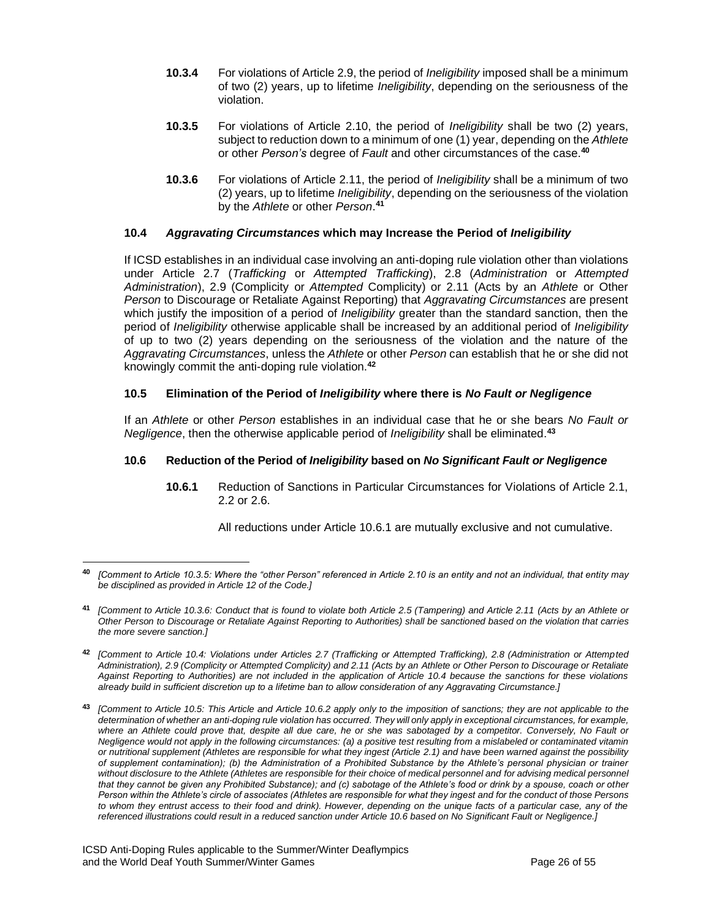**10.3.4** For violations of Article 2.9, the period of *Ineligibility* imposed shall be a minimum of two (2) years, up to lifetime *Ineligibility*, depending on the seriousness of the violation.

**10.3.5** For violations of Article 2.10, the period of *Ineligibility* shall be two (2) years, subject to reduction down to a minimum of one (1) year, depending on the *Athlete* or other *Person's* degree of *Fault* and other circumstances of the case.[40]

**10.3.6** For violations of Article 2.11, the period of *Ineligibility* shall be a minimum of two (2) years, up to lifetime *Ineligibility*, depending on the seriousness of the violation by the *Athlete* or other *Person*.[41]

### 10.4 *Aggravating Circumstances* which may Increase the Period of *Ineligibility*

If ICSD establishes in an individual case involving an anti-doping rule violation other than violations under Article 2.7 (*Trafficking* or *Attempted Trafficking*), 2.8 (*Administration* or *Attempted Administration*), 2.9 (Complicity or *Attempted* Complicity) or 2.11 (Acts by an *Athlete* or Other *Person* to Discourage or Retaliate Against Reporting) that *Aggravating Circumstances* are present which justify the imposition of a period of *Ineligibility* greater than the standard sanction, then the period of *Ineligibility* otherwise applicable shall be increased by an additional period of *Ineligibility* of up to two (2) years depending on the seriousness of the violation and the nature of the *Aggravating Circumstances*, unless the *Athlete* or other *Person* can establish that he or she did not knowingly commit the anti-doping rule violation.[42]

### 10.5 Elimination of the Period of *Ineligibility* where there is *No Fault or Negligence*

If an *Athlete* or other *Person* establishes in an individual case that he or she bears *No Fault or Negligence*, then the otherwise applicable period of *Ineligibility* shall be eliminated.[43]

### 10.6 Reduction of the Period of *Ineligibility* based on *No Significant Fault or Negligence*

**10.6.1** Reduction of Sanctions in Particular Circumstances for Violations of Article 2.1, 2.2 or 2.6.

All reductions under Article 10.6.1 are mutually exclusive and not cumulative.

---

[40] *[Comment to Article 10.3.5: Where the "other Person" referenced in Article 2.10 is an entity and not an individual, that entity may be disciplined as provided in Article 12 of the Code.]*

[41] *[Comment to Article 10.3.6: Conduct that is found to violate both Article 2.5 (Tampering) and Article 2.11 (Acts by an Athlete or Other Person to Discourage or Retaliate Against Reporting to Authorities) shall be sanctioned based on the violation that carries the more severe sanction.]*

[42] *[Comment to Article 10.4: Violations under Articles 2.7 (Trafficking or Attempted Trafficking), 2.8 (Administration or Attempted Administration), 2.9 (Complicity or Attempted Complicity) and 2.11 (Acts by an Athlete or Other Person to Discourage or Retaliate Against Reporting to Authorities) are not included in the application of Article 10.4 because the sanctions for these violations already build in sufficient discretion up to a lifetime ban to allow consideration of any Aggravating Circumstance.]*

[43] *[Comment to Article 10.5: This Article and Article 10.6.2 apply only to the imposition of sanctions; they are not applicable to the determination of whether an anti-doping rule violation has occurred. They will only apply in exceptional circumstances, for example, where an Athlete could prove that, despite all due care, he or she was sabotaged by a competitor. Conversely, No Fault or Negligence would not apply in the following circumstances: (a) a positive test resulting from a mislabeled or contaminated vitamin or nutritional supplement (Athletes are responsible for what they ingest (Article 2.1) and have been warned against the possibility of supplement contamination); (b) the Administration of a Prohibited Substance by the Athlete's personal physician or trainer without disclosure to the Athlete (Athletes are responsible for their choice of medical personnel and for advising medical personnel that they cannot be given any Prohibited Substance); and (c) sabotage of the Athlete's food or drink by a spouse, coach or other Person within the Athlete's circle of associates (Athletes are responsible for what they ingest and for the conduct of those Persons to whom they entrust access to their food and drink). However, depending on the unique facts of a particular case, any of the referenced illustrations could result in a reduced sanction under Article 10.6 based on No Significant Fault or Negligence.]*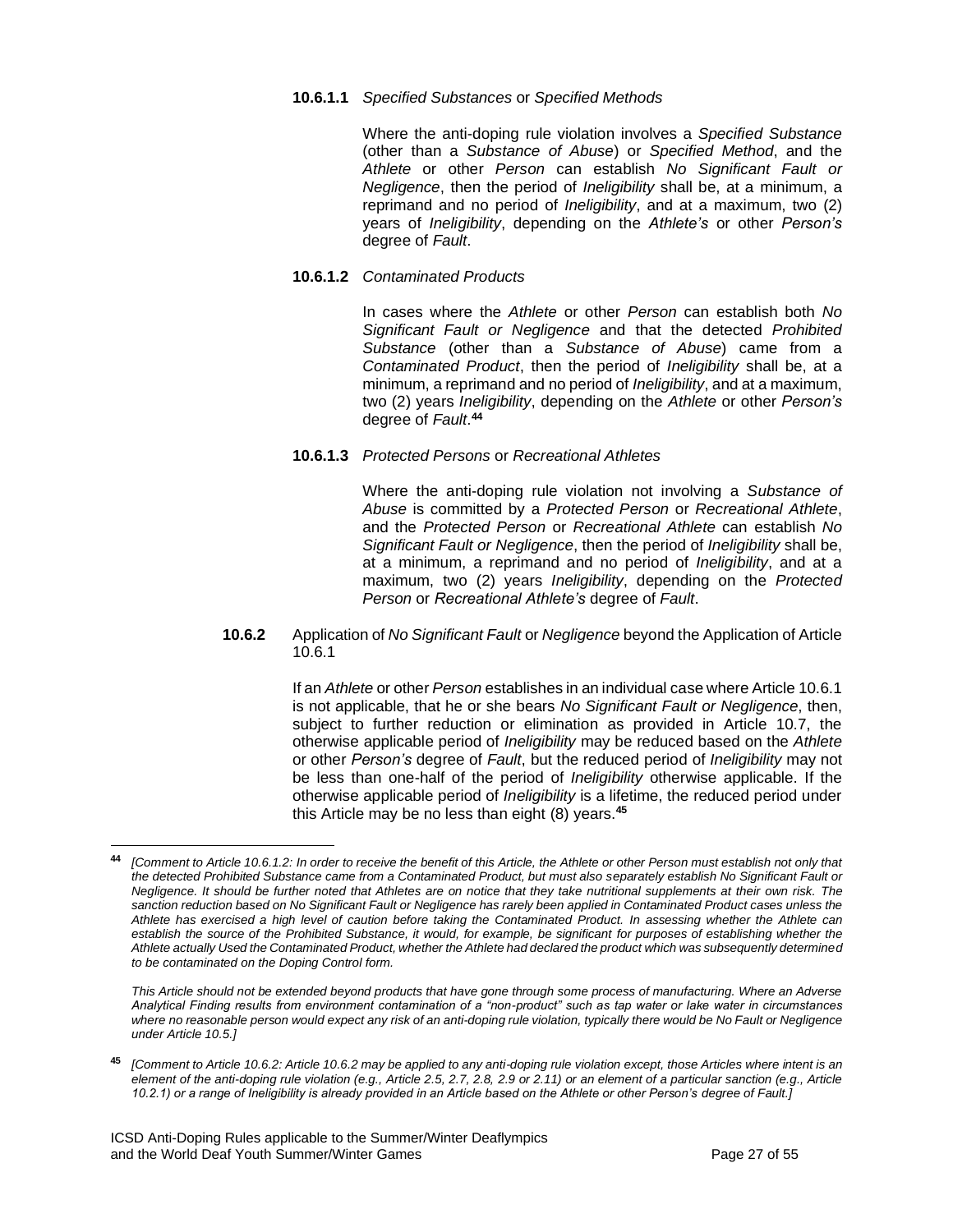**10.6.1.1** *Specified Substances* or *Specified Methods*

Where the anti-doping rule violation involves a *Specified Substance* (other than a *Substance of Abuse*) or *Specified Method*, and the *Athlete* or other *Person* can establish *No Significant Fault or Negligence*, then the period of *Ineligibility* shall be, at a minimum, a reprimand and no period of *Ineligibility*, and at a maximum, two (2) years of *Ineligibility*, depending on the *Athlete's* or other *Person's* degree of *Fault*.

**10.6.1.2** *Contaminated Products*

In cases where the *Athlete* or other *Person* can establish both *No Significant Fault or Negligence* and that the detected *Prohibited Substance* (other than a *Substance of Abuse*) came from a *Contaminated Product*, then the period of *Ineligibility* shall be, at a minimum, a reprimand and no period of *Ineligibility*, and at a maximum, two (2) years *Ineligibility*, depending on the *Athlete* or other *Person's* degree of *Fault*.[44]

**10.6.1.3** *Protected Persons* or *Recreational Athletes*

Where the anti-doping rule violation not involving a *Substance of Abuse* is committed by a *Protected Person* or *Recreational Athlete*, and the *Protected Person* or *Recreational Athlete* can establish *No Significant Fault or Negligence*, then the period of *Ineligibility* shall be, at a minimum, a reprimand and no period of *Ineligibility*, and at a maximum, two (2) years *Ineligibility*, depending on the *Protected Person* or *Recreational Athlete's* degree of *Fault*.

**10.6.2** Application of *No Significant Fault* or *Negligence* beyond the Application of Article 10.6.1

If an *Athlete* or other *Person* establishes in an individual case where Article 10.6.1 is not applicable, that he or she bears *No Significant Fault or Negligence*, then, subject to further reduction or elimination as provided in Article 10.7, the otherwise applicable period of *Ineligibility* may be reduced based on the *Athlete* or other *Person's* degree of *Fault*, but the reduced period of *Ineligibility* may not be less than one-half of the period of *Ineligibility* otherwise applicable. If the otherwise applicable period of *Ineligibility* is a lifetime, the reduced period under this Article may be no less than eight (8) years.[45]

---

[44] *[Comment to Article 10.6.1.2: In order to receive the benefit of this Article, the Athlete or other Person must establish not only that the detected Prohibited Substance came from a Contaminated Product, but must also separately establish No Significant Fault or Negligence. It should be further noted that Athletes are on notice that they take nutritional supplements at their own risk. The sanction reduction based on No Significant Fault or Negligence has rarely been applied in Contaminated Product cases unless the Athlete has exercised a high level of caution before taking the Contaminated Product. In assessing whether the Athlete can establish the source of the Prohibited Substance, it would, for example, be significant for purposes of establishing whether the Athlete actually Used the Contaminated Product, whether the Athlete had declared the product which was subsequently determined to be contaminated on the Doping Control form.*

*This Article should not be extended beyond products that have gone through some process of manufacturing. Where an Adverse Analytical Finding results from environment contamination of a "non-product" such as tap water or lake water in circumstances where no reasonable person would expect any risk of an anti-doping rule violation, typically there would be No Fault or Negligence under Article 10.5.]*

[45] *[Comment to Article 10.6.2: Article 10.6.2 may be applied to any anti-doping rule violation except, those Articles where intent is an element of the anti-doping rule violation (e.g., Article 2.5, 2.7, 2.8, 2.9 or 2.11) or an element of a particular sanction (e.g., Article 10.2.1) or a range of Ineligibility is already provided in an Article based on the Athlete or other Person's degree of Fault.]*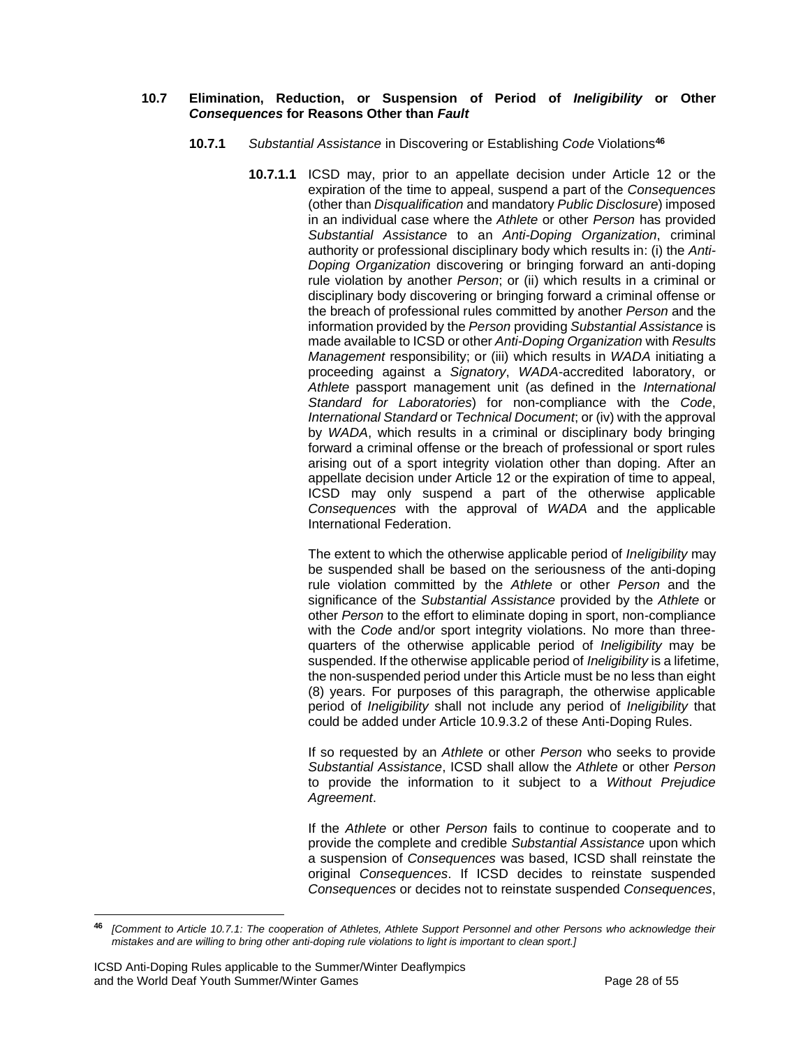### 10.7 Elimination, Reduction, or Suspension of Period of *Ineligibility* or Other *Consequences* for Reasons Other than *Fault*

**10.7.1** *Substantial Assistance* in Discovering or Establishing *Code* Violations[46]

**10.7.1.1** ICSD may, prior to an appellate decision under Article 12 or the expiration of the time to appeal, suspend a part of the *Consequences* (other than *Disqualification* and mandatory *Public Disclosure*) imposed in an individual case where the *Athlete* or other *Person* has provided *Substantial Assistance* to an *Anti-Doping Organization*, criminal authority or professional disciplinary body which results in: (i) the *Anti-Doping Organization* discovering or bringing forward an anti-doping rule violation by another *Person*; or (ii) which results in a criminal or disciplinary body discovering or bringing forward a criminal offense or the breach of professional rules committed by another *Person* and the information provided by the *Person* providing *Substantial Assistance* is made available to ICSD or other *Anti-Doping Organization* with *Results Management* responsibility; or (iii) which results in *WADA* initiating a proceeding against a *Signatory*, *WADA*-accredited laboratory, or *Athlete* passport management unit (as defined in the *International Standard for Laboratories*) for non-compliance with the *Code*, *International Standard* or *Technical Document*; or (iv) with the approval by *WADA*, which results in a criminal or disciplinary body bringing forward a criminal offense or the breach of professional or sport rules arising out of a sport integrity violation other than doping. After an appellate decision under Article 12 or the expiration of time to appeal, ICSD may only suspend a part of the otherwise applicable *Consequences* with the approval of *WADA* and the applicable International Federation.

The extent to which the otherwise applicable period of *Ineligibility* may be suspended shall be based on the seriousness of the anti-doping rule violation committed by the *Athlete* or other *Person* and the significance of the *Substantial Assistance* provided by the *Athlete* or other *Person* to the effort to eliminate doping in sport, non-compliance with the *Code* and/or sport integrity violations. No more than three-quarters of the otherwise applicable period of *Ineligibility* may be suspended. If the otherwise applicable period of *Ineligibility* is a lifetime, the non-suspended period under this Article must be no less than eight (8) years. For purposes of this paragraph, the otherwise applicable period of *Ineligibility* shall not include any period of *Ineligibility* that could be added under Article 10.9.3.2 of these Anti-Doping Rules.

If so requested by an *Athlete* or other *Person* who seeks to provide *Substantial Assistance*, ICSD shall allow the *Athlete* or other *Person* to provide the information to it subject to a *Without Prejudice Agreement*.

If the *Athlete* or other *Person* fails to continue to cooperate and to provide the complete and credible *Substantial Assistance* upon which a suspension of *Consequences* was based, ICSD shall reinstate the original *Consequences*. If ICSD decides to reinstate suspended *Consequences* or decides not to reinstate suspended *Consequences*,

---

[46] *[Comment to Article 10.7.1: The cooperation of Athletes, Athlete Support Personnel and other Persons who acknowledge their mistakes and are willing to bring other anti-doping rule violations to light is important to clean sport.]*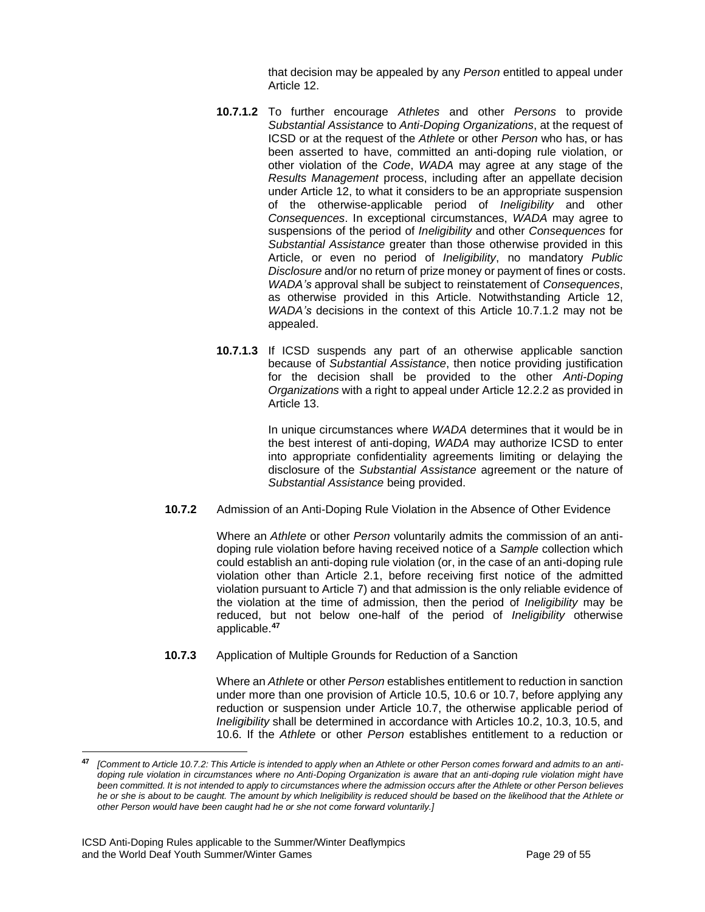that decision may be appealed by any *Person* entitled to appeal under Article 12.

**10.7.1.2** To further encourage *Athletes* and other *Persons* to provide *Substantial Assistance* to *Anti-Doping Organizations*, at the request of ICSD or at the request of the *Athlete* or other *Person* who has, or has been asserted to have, committed an anti-doping rule violation, or other violation of the *Code*, *WADA* may agree at any stage of the *Results Management* process, including after an appellate decision under Article 12, to what it considers to be an appropriate suspension of the otherwise-applicable period of *Ineligibility* and other *Consequences*. In exceptional circumstances, *WADA* may agree to suspensions of the period of *Ineligibility* and other *Consequences* for *Substantial Assistance* greater than those otherwise provided in this Article, or even no period of *Ineligibility*, no mandatory *Public Disclosure* and/or no return of prize money or payment of fines or costs. *WADA's* approval shall be subject to reinstatement of *Consequences*, as otherwise provided in this Article. Notwithstanding Article 12, *WADA's* decisions in the context of this Article 10.7.1.2 may not be appealed.

**10.7.1.3** If ICSD suspends any part of an otherwise applicable sanction because of *Substantial Assistance*, then notice providing justification for the decision shall be provided to the other *Anti-Doping Organizations* with a right to appeal under Article 12.2.2 as provided in Article 13.

In unique circumstances where *WADA* determines that it would be in the best interest of anti-doping, *WADA* may authorize ICSD to enter into appropriate confidentiality agreements limiting or delaying the disclosure of the *Substantial Assistance* agreement or the nature of *Substantial Assistance* being provided.

**10.7.2** Admission of an Anti-Doping Rule Violation in the Absence of Other Evidence

Where an *Athlete* or other *Person* voluntarily admits the commission of an anti-doping rule violation before having received notice of a *Sample* collection which could establish an anti-doping rule violation (or, in the case of an anti-doping rule violation other than Article 2.1, before receiving first notice of the admitted violation pursuant to Article 7) and that admission is the only reliable evidence of the violation at the time of admission, then the period of *Ineligibility* may be reduced, but not below one-half of the period of *Ineligibility* otherwise applicable.[47]

**10.7.3** Application of Multiple Grounds for Reduction of a Sanction

Where an *Athlete* or other *Person* establishes entitlement to reduction in sanction under more than one provision of Article 10.5, 10.6 or 10.7, before applying any reduction or suspension under Article 10.7, the otherwise applicable period of *Ineligibility* shall be determined in accordance with Articles 10.2, 10.3, 10.5, and 10.6. If the *Athlete* or other *Person* establishes entitlement to a reduction or

---

[47] *[Comment to Article 10.7.2: This Article is intended to apply when an Athlete or other Person comes forward and admits to an anti-doping rule violation in circumstances where no Anti-Doping Organization is aware that an anti-doping rule violation might have been committed. It is not intended to apply to circumstances where the admission occurs after the Athlete or other Person believes he or she is about to be caught. The amount by which Ineligibility is reduced should be based on the likelihood that the Athlete or other Person would have been caught had he or she not come forward voluntarily.]*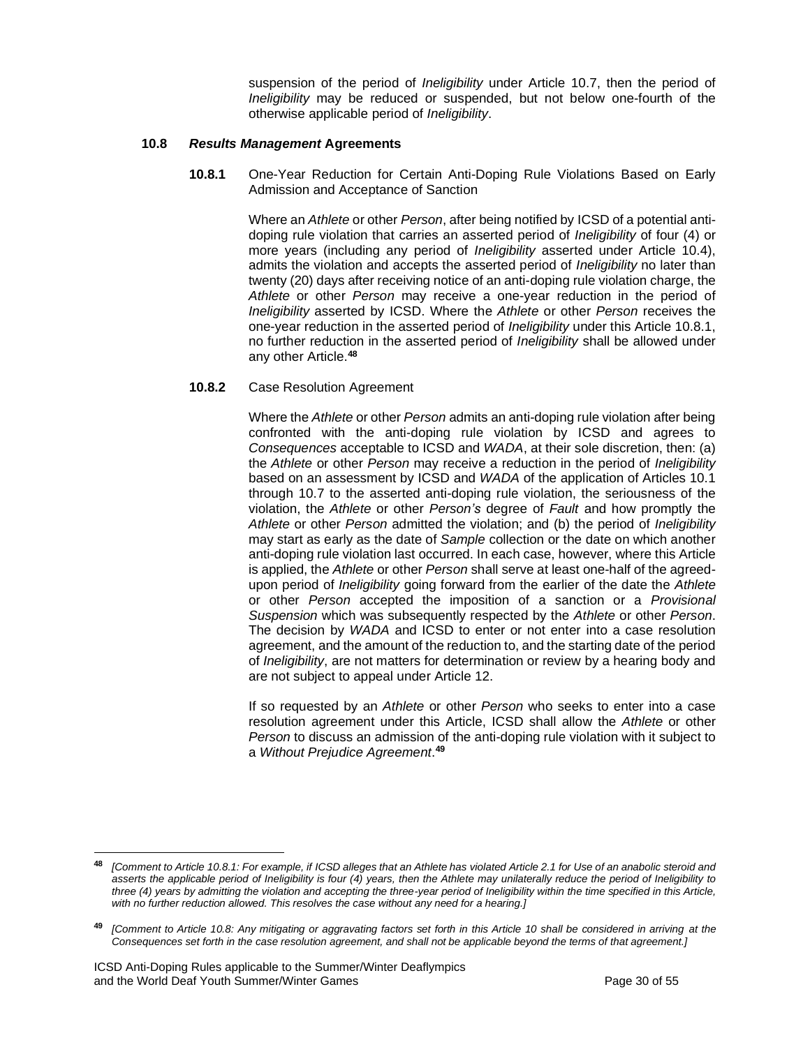suspension of the period of *Ineligibility* under Article 10.7, then the period of *Ineligibility* may be reduced or suspended, but not below one-fourth of the otherwise applicable period of *Ineligibility*.

**10.8** ***Results Management* Agreements**

**10.8.1** One-Year Reduction for Certain Anti-Doping Rule Violations Based on Early Admission and Acceptance of Sanction

Where an *Athlete* or other *Person*, after being notified by ICSD of a potential anti-doping rule violation that carries an asserted period of *Ineligibility* of four (4) or more years (including any period of *Ineligibility* asserted under Article 10.4), admits the violation and accepts the asserted period of *Ineligibility* no later than twenty (20) days after receiving notice of an anti-doping rule violation charge, the *Athlete* or other *Person* may receive a one-year reduction in the period of *Ineligibility* asserted by ICSD. Where the *Athlete* or other *Person* receives the one-year reduction in the asserted period of *Ineligibility* under this Article 10.8.1, no further reduction in the asserted period of *Ineligibility* shall be allowed under any other Article.[48]

**10.8.2** Case Resolution Agreement

Where the *Athlete* or other *Person* admits an anti-doping rule violation after being confronted with the anti-doping rule violation by ICSD and agrees to *Consequences* acceptable to ICSD and *WADA*, at their sole discretion, then: (a) the *Athlete* or other *Person* may receive a reduction in the period of *Ineligibility* based on an assessment by ICSD and *WADA* of the application of Articles 10.1 through 10.7 to the asserted anti-doping rule violation, the seriousness of the violation, the *Athlete* or other *Person's* degree of *Fault* and how promptly the *Athlete* or other *Person* admitted the violation; and (b) the period of *Ineligibility* may start as early as the date of *Sample* collection or the date on which another anti-doping rule violation last occurred. In each case, however, where this Article is applied, the *Athlete* or other *Person* shall serve at least one-half of the agreed-upon period of *Ineligibility* going forward from the earlier of the date the *Athlete* or other *Person* accepted the imposition of a sanction or a *Provisional Suspension* which was subsequently respected by the *Athlete* or other *Person*. The decision by *WADA* and ICSD to enter or not enter into a case resolution agreement, and the amount of the reduction to, and the starting date of the period of *Ineligibility*, are not matters for determination or review by a hearing body and are not subject to appeal under Article 12.

If so requested by an *Athlete* or other *Person* who seeks to enter into a case resolution agreement under this Article, ICSD shall allow the *Athlete* or other *Person* to discuss an admission of the anti-doping rule violation with it subject to a *Without Prejudice Agreement*.[49]

---

[48] *[Comment to Article 10.8.1: For example, if ICSD alleges that an Athlete has violated Article 2.1 for Use of an anabolic steroid and asserts the applicable period of Ineligibility is four (4) years, then the Athlete may unilaterally reduce the period of Ineligibility to three (4) years by admitting the violation and accepting the three-year period of Ineligibility within the time specified in this Article, with no further reduction allowed. This resolves the case without any need for a hearing.]*

[49] *[Comment to Article 10.8: Any mitigating or aggravating factors set forth in this Article 10 shall be considered in arriving at the Consequences set forth in the case resolution agreement, and shall not be applicable beyond the terms of that agreement.]*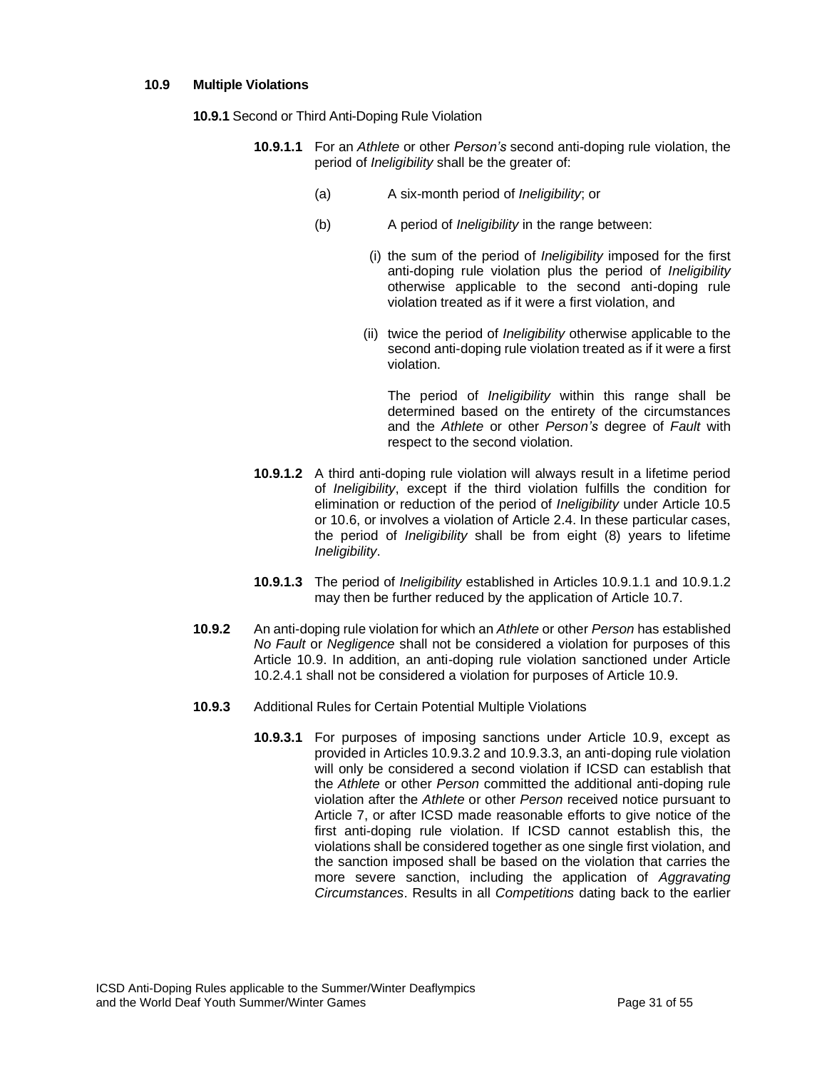### 10.9 Multiple Violations

**10.9.1** Second or Third Anti-Doping Rule Violation

**10.9.1.1** For an *Athlete* or other *Person's* second anti-doping rule violation, the period of *Ineligibility* shall be the greater of:

(a) A six-month period of *Ineligibility*; or

(b) A period of *Ineligibility* in the range between:

(i) the sum of the period of *Ineligibility* imposed for the first anti-doping rule violation plus the period of *Ineligibility* otherwise applicable to the second anti-doping rule violation treated as if it were a first violation, and

(ii) twice the period of *Ineligibility* otherwise applicable to the second anti-doping rule violation treated as if it were a first violation.

The period of *Ineligibility* within this range shall be determined based on the entirety of the circumstances and the *Athlete* or other *Person's* degree of *Fault* with respect to the second violation.

**10.9.1.2** A third anti-doping rule violation will always result in a lifetime period of *Ineligibility*, except if the third violation fulfills the condition for elimination or reduction of the period of *Ineligibility* under Article 10.5 or 10.6, or involves a violation of Article 2.4. In these particular cases, the period of *Ineligibility* shall be from eight (8) years to lifetime *Ineligibility*.

**10.9.1.3** The period of *Ineligibility* established in Articles 10.9.1.1 and 10.9.1.2 may then be further reduced by the application of Article 10.7.

**10.9.2** An anti-doping rule violation for which an *Athlete* or other *Person* has established *No Fault* or *Negligence* shall not be considered a violation for purposes of this Article 10.9. In addition, an anti-doping rule violation sanctioned under Article 10.2.4.1 shall not be considered a violation for purposes of Article 10.9.

**10.9.3** Additional Rules for Certain Potential Multiple Violations

**10.9.3.1** For purposes of imposing sanctions under Article 10.9, except as provided in Articles 10.9.3.2 and 10.9.3.3, an anti-doping rule violation will only be considered a second violation if ICSD can establish that the *Athlete* or other *Person* committed the additional anti-doping rule violation after the *Athlete* or other *Person* received notice pursuant to Article 7, or after ICSD made reasonable efforts to give notice of the first anti-doping rule violation. If ICSD cannot establish this, the violations shall be considered together as one single first violation, and the sanction imposed shall be based on the violation that carries the more severe sanction, including the application of *Aggravating Circumstances*. Results in all *Competitions* dating back to the earlier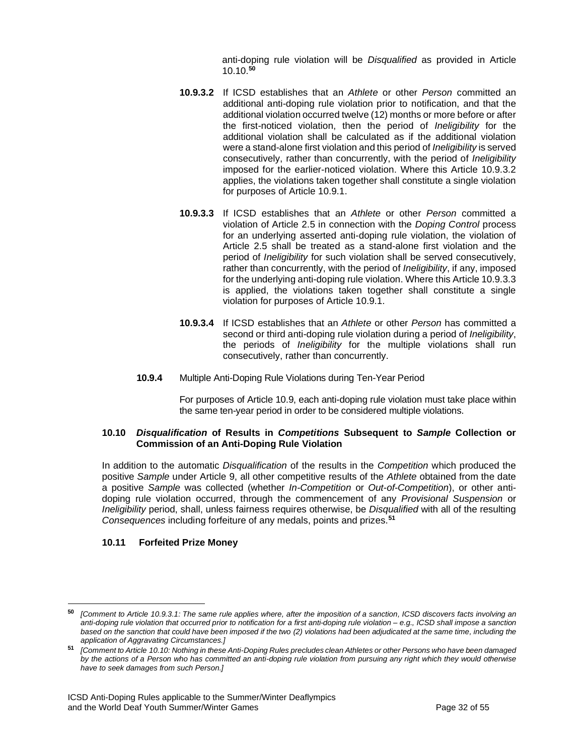anti-doping rule violation will be *Disqualified* as provided in Article 10.10.[50]

**10.9.3.2** If ICSD establishes that an *Athlete* or other *Person* committed an additional anti-doping rule violation prior to notification, and that the additional violation occurred twelve (12) months or more before or after the first-noticed violation, then the period of *Ineligibility* for the additional violation shall be calculated as if the additional violation were a stand-alone first violation and this period of *Ineligibility* is served consecutively, rather than concurrently, with the period of *Ineligibility* imposed for the earlier-noticed violation. Where this Article 10.9.3.2 applies, the violations taken together shall constitute a single violation for purposes of Article 10.9.1.

**10.9.3.3** If ICSD establishes that an *Athlete* or other *Person* committed a violation of Article 2.5 in connection with the *Doping Control* process for an underlying asserted anti-doping rule violation, the violation of Article 2.5 shall be treated as a stand-alone first violation and the period of *Ineligibility* for such violation shall be served consecutively, rather than concurrently, with the period of *Ineligibility*, if any, imposed for the underlying anti-doping rule violation. Where this Article 10.9.3.3 is applied, the violations taken together shall constitute a single violation for purposes of Article 10.9.1.

**10.9.3.4** If ICSD establishes that an *Athlete* or other *Person* has committed a second or third anti-doping rule violation during a period of *Ineligibility*, the periods of *Ineligibility* for the multiple violations shall run consecutively, rather than concurrently.

**10.9.4** Multiple Anti-Doping Rule Violations during Ten-Year Period

For purposes of Article 10.9, each anti-doping rule violation must take place within the same ten-year period in order to be considered multiple violations.

### 10.10 *Disqualification* of Results in *Competitions* Subsequent to *Sample* Collection or Commission of an Anti-Doping Rule Violation

In addition to the automatic *Disqualification* of the results in the *Competition* which produced the positive *Sample* under Article 9, all other competitive results of the *Athlete* obtained from the date a positive *Sample* was collected (whether *In-Competition* or *Out-of-Competition*), or other anti-doping rule violation occurred, through the commencement of any *Provisional Suspension* or *Ineligibility* period, shall, unless fairness requires otherwise, be *Disqualified* with all of the resulting *Consequences* including forfeiture of any medals, points and prizes.[51]

### 10.11 Forfeited Prize Money

---

[50] *[Comment to Article 10.9.3.1: The same rule applies where, after the imposition of a sanction, ICSD discovers facts involving an anti-doping rule violation that occurred prior to notification for a first anti-doping rule violation – e.g., ICSD shall impose a sanction based on the sanction that could have been imposed if the two (2) violations had been adjudicated at the same time, including the application of Aggravating Circumstances.]*

[51] *[Comment to Article 10.10: Nothing in these Anti-Doping Rules precludes clean Athletes or other Persons who have been damaged by the actions of a Person who has committed an anti-doping rule violation from pursuing any right which they would otherwise have to seek damages from such Person.]*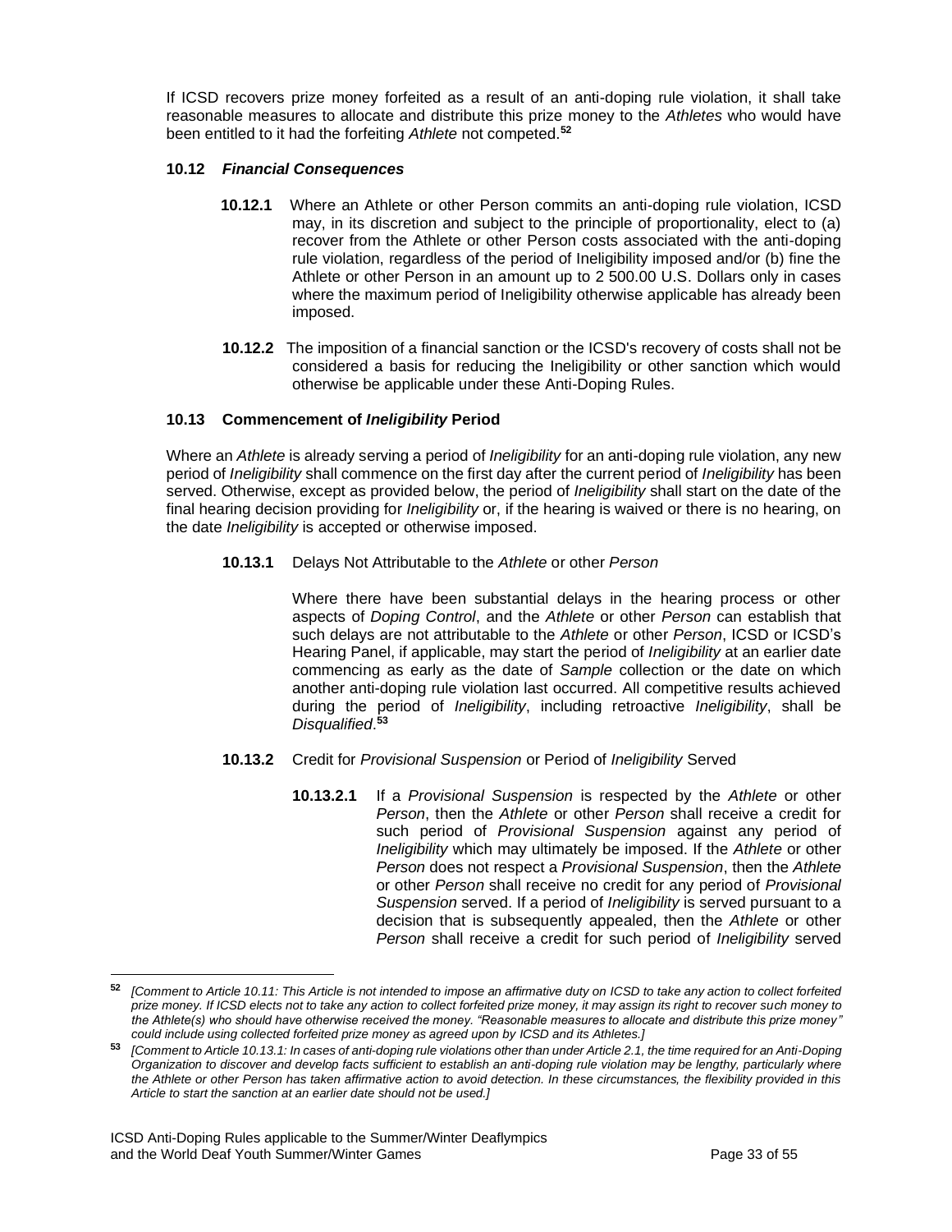If ICSD recovers prize money forfeited as a result of an anti-doping rule violation, it shall take reasonable measures to allocate and distribute this prize money to the *Athletes* who would have been entitled to it had the forfeiting *Athlete* not competed.[52]

### 10.12 *Financial Consequences*

**10.12.1** Where an Athlete or other Person commits an anti-doping rule violation, ICSD may, in its discretion and subject to the principle of proportionality, elect to (a) recover from the Athlete or other Person costs associated with the anti-doping rule violation, regardless of the period of Ineligibility imposed and/or (b) fine the Athlete or other Person in an amount up to 2 500.00 U.S. Dollars only in cases where the maximum period of Ineligibility otherwise applicable has already been imposed.

**10.12.2** The imposition of a financial sanction or the ICSD's recovery of costs shall not be considered a basis for reducing the Ineligibility or other sanction which would otherwise be applicable under these Anti-Doping Rules.

### 10.13 Commencement of *Ineligibility* Period

Where an *Athlete* is already serving a period of *Ineligibility* for an anti-doping rule violation, any new period of *Ineligibility* shall commence on the first day after the current period of *Ineligibility* has been served. Otherwise, except as provided below, the period of *Ineligibility* shall start on the date of the final hearing decision providing for *Ineligibility* or, if the hearing is waived or there is no hearing, on the date *Ineligibility* is accepted or otherwise imposed.

**10.13.1** Delays Not Attributable to the *Athlete* or other *Person*

Where there have been substantial delays in the hearing process or other aspects of *Doping Control*, and the *Athlete* or other *Person* can establish that such delays are not attributable to the *Athlete* or other *Person*, ICSD or ICSD's Hearing Panel, if applicable, may start the period of *Ineligibility* at an earlier date commencing as early as the date of *Sample* collection or the date on which another anti-doping rule violation last occurred. All competitive results achieved during the period of *Ineligibility*, including retroactive *Ineligibility*, shall be *Disqualified*.[53]

**10.13.2** Credit for *Provisional Suspension* or Period of *Ineligibility* Served

**10.13.2.1** If a *Provisional Suspension* is respected by the *Athlete* or other *Person*, then the *Athlete* or other *Person* shall receive a credit for such period of *Provisional Suspension* against any period of *Ineligibility* which may ultimately be imposed. If the *Athlete* or other *Person* does not respect a *Provisional Suspension*, then the *Athlete* or other *Person* shall receive no credit for any period of *Provisional Suspension* served. If a period of *Ineligibility* is served pursuant to a decision that is subsequently appealed, then the *Athlete* or other *Person* shall receive a credit for such period of *Ineligibility* served

---

[52] *[Comment to Article 10.11: This Article is not intended to impose an affirmative duty on ICSD to take any action to collect forfeited prize money. If ICSD elects not to take any action to collect forfeited prize money, it may assign its right to recover such money to the Athlete(s) who should have otherwise received the money. "Reasonable measures to allocate and distribute this prize money" could include using collected forfeited prize money as agreed upon by ICSD and its Athletes.]*

[53] *[Comment to Article 10.13.1: In cases of anti-doping rule violations other than under Article 2.1, the time required for an Anti-Doping Organization to discover and develop facts sufficient to establish an anti-doping rule violation may be lengthy, particularly where the Athlete or other Person has taken affirmative action to avoid detection. In these circumstances, the flexibility provided in this Article to start the sanction at an earlier date should not be used.]*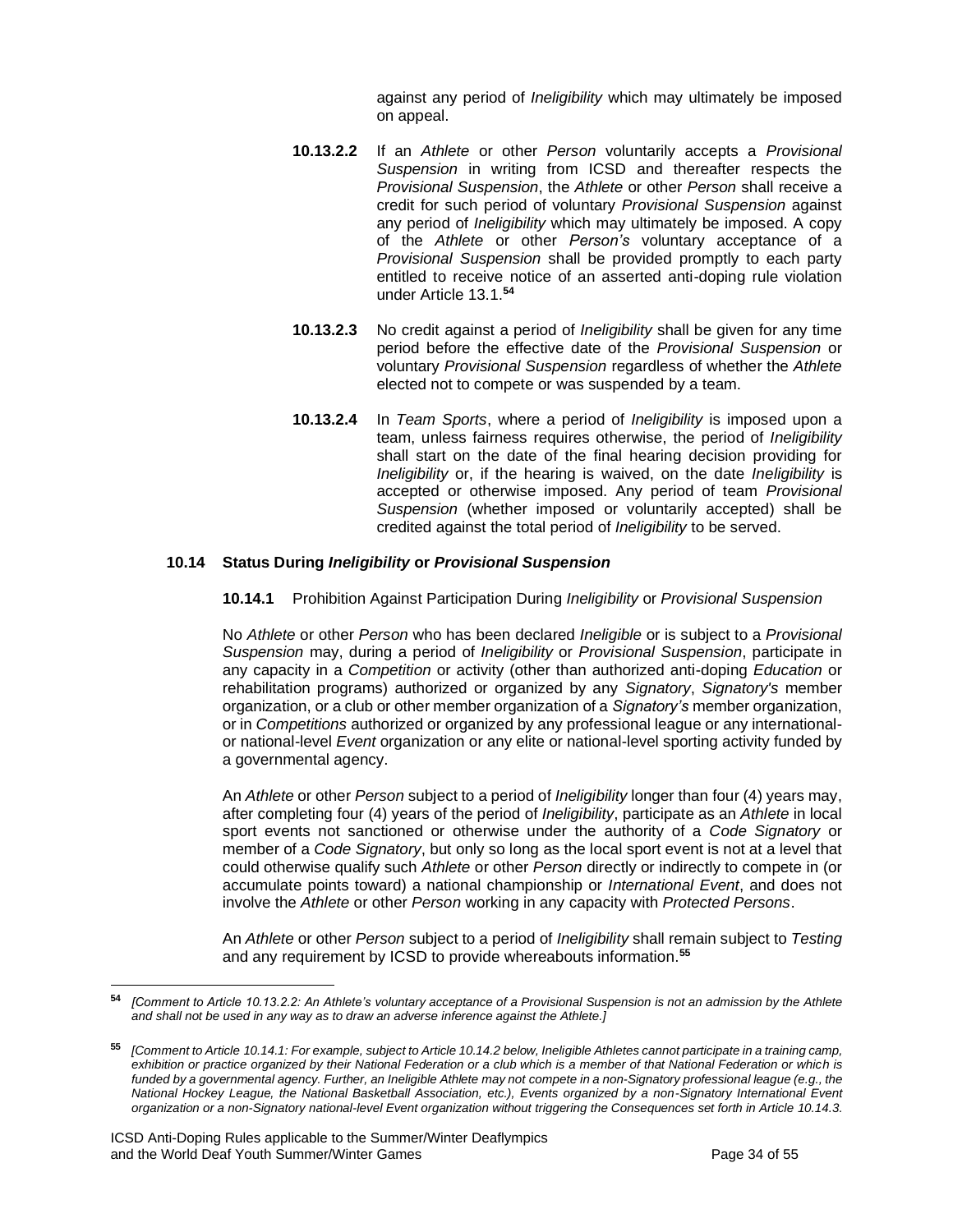against any period of *Ineligibility* which may ultimately be imposed on appeal.

**10.13.2.2** If an *Athlete* or other *Person* voluntarily accepts a *Provisional Suspension* in writing from ICSD and thereafter respects the *Provisional Suspension*, the *Athlete* or other *Person* shall receive a credit for such period of voluntary *Provisional Suspension* against any period of *Ineligibility* which may ultimately be imposed. A copy of the *Athlete* or other *Person's* voluntary acceptance of a *Provisional Suspension* shall be provided promptly to each party entitled to receive notice of an asserted anti-doping rule violation under Article 13.1.[54]

**10.13.2.3** No credit against a period of *Ineligibility* shall be given for any time period before the effective date of the *Provisional Suspension* or voluntary *Provisional Suspension* regardless of whether the *Athlete* elected not to compete or was suspended by a team.

**10.13.2.4** In *Team Sports*, where a period of *Ineligibility* is imposed upon a team, unless fairness requires otherwise, the period of *Ineligibility* shall start on the date of the final hearing decision providing for *Ineligibility* or, if the hearing is waived, on the date *Ineligibility* is accepted or otherwise imposed. Any period of team *Provisional Suspension* (whether imposed or voluntarily accepted) shall be credited against the total period of *Ineligibility* to be served.

### 10.14 Status During *Ineligibility* or *Provisional Suspension*

**10.14.1** Prohibition Against Participation During *Ineligibility* or *Provisional Suspension*

No *Athlete* or other *Person* who has been declared *Ineligible* or is subject to a *Provisional Suspension* may, during a period of *Ineligibility* or *Provisional Suspension*, participate in any capacity in a *Competition* or activity (other than authorized anti-doping *Education* or rehabilitation programs) authorized or organized by any *Signatory*, *Signatory's* member organization, or a club or other member organization of a *Signatory's* member organization, or in *Competitions* authorized or organized by any professional league or any international- or national-level *Event* organization or any elite or national-level sporting activity funded by a governmental agency.

An *Athlete* or other *Person* subject to a period of *Ineligibility* longer than four (4) years may, after completing four (4) years of the period of *Ineligibility*, participate as an *Athlete* in local sport events not sanctioned or otherwise under the authority of a *Code Signatory* or member of a *Code Signatory*, but only so long as the local sport event is not at a level that could otherwise qualify such *Athlete* or other *Person* directly or indirectly to compete in (or accumulate points toward) a national championship or *International Event*, and does not involve the *Athlete* or other *Person* working in any capacity with *Protected Persons*.

An *Athlete* or other *Person* subject to a period of *Ineligibility* shall remain subject to *Testing* and any requirement by ICSD to provide whereabouts information.[55]

---

[54] *[Comment to Article 10.13.2.2: An Athlete's voluntary acceptance of a Provisional Suspension is not an admission by the Athlete and shall not be used in any way as to draw an adverse inference against the Athlete.]*

[55] *[Comment to Article 10.14.1: For example, subject to Article 10.14.2 below, Ineligible Athletes cannot participate in a training camp, exhibition or practice organized by their National Federation or a club which is a member of that National Federation or which is funded by a governmental agency. Further, an Ineligible Athlete may not compete in a non-Signatory professional league (e.g., the National Hockey League, the National Basketball Association, etc.), Events organized by a non-Signatory International Event organization or a non-Signatory national-level Event organization without triggering the Consequences set forth in Article 10.14.3.*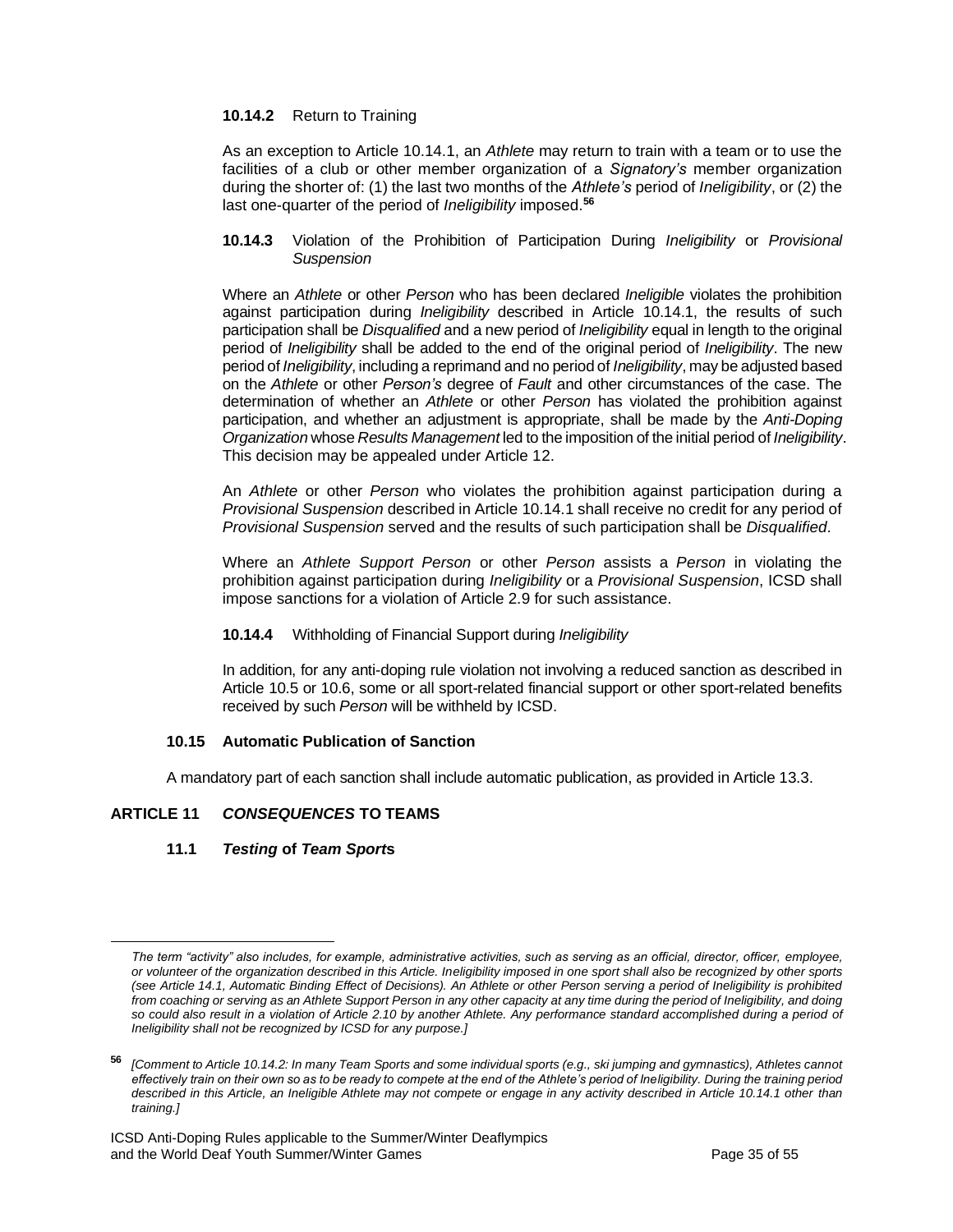**10.14.2** Return to Training

As an exception to Article 10.14.1, an *Athlete* may return to train with a team or to use the facilities of a club or other member organization of a *Signatory's* member organization during the shorter of: (1) the last two months of the *Athlete's* period of *Ineligibility*, or (2) the last one-quarter of the period of *Ineligibility* imposed.[56]

**10.14.3** Violation of the Prohibition of Participation During *Ineligibility* or *Provisional Suspension*

Where an *Athlete* or other *Person* who has been declared *Ineligible* violates the prohibition against participation during *Ineligibility* described in Article 10.14.1, the results of such participation shall be *Disqualified* and a new period of *Ineligibility* equal in length to the original period of *Ineligibility* shall be added to the end of the original period of *Ineligibility*. The new period of *Ineligibility*, including a reprimand and no period of *Ineligibility*, may be adjusted based on the *Athlete* or other *Person's* degree of *Fault* and other circumstances of the case. The determination of whether an *Athlete* or other *Person* has violated the prohibition against participation, and whether an adjustment is appropriate, shall be made by the *Anti-Doping Organization* whose *Results Management* led to the imposition of the initial period of *Ineligibility*. This decision may be appealed under Article 12.

An *Athlete* or other *Person* who violates the prohibition against participation during a *Provisional Suspension* described in Article 10.14.1 shall receive no credit for any period of *Provisional Suspension* served and the results of such participation shall be *Disqualified*.

Where an *Athlete Support Person* or other *Person* assists a *Person* in violating the prohibition against participation during *Ineligibility* or a *Provisional Suspension*, ICSD shall impose sanctions for a violation of Article 2.9 for such assistance.

**10.14.4** Withholding of Financial Support during *Ineligibility*

In addition, for any anti-doping rule violation not involving a reduced sanction as described in Article 10.5 or 10.6, some or all sport-related financial support or other sport-related benefits received by such *Person* will be withheld by ICSD.

### 10.15 Automatic Publication of Sanction

A mandatory part of each sanction shall include automatic publication, as provided in Article 13.3.

## ARTICLE 11 *CONSEQUENCES* TO TEAMS

### 11.1 *Testing* of *Team Sports*

---

*The term "activity" also includes, for example, administrative activities, such as serving as an official, director, officer, employee, or volunteer of the organization described in this Article. Ineligibility imposed in one sport shall also be recognized by other sports (see Article 14.1, Automatic Binding Effect of Decisions). An Athlete or other Person serving a period of Ineligibility is prohibited from coaching or serving as an Athlete Support Person in any other capacity at any time during the period of Ineligibility, and doing so could also result in a violation of Article 2.10 by another Athlete. Any performance standard accomplished during a period of Ineligibility shall not be recognized by ICSD for any purpose.]*

[56] *[Comment to Article 10.14.2: In many Team Sports and some individual sports (e.g., ski jumping and gymnastics), Athletes cannot effectively train on their own so as to be ready to compete at the end of the Athlete's period of Ineligibility. During the training period described in this Article, an Ineligible Athlete may not compete or engage in any activity described in Article 10.14.1 other than training.]*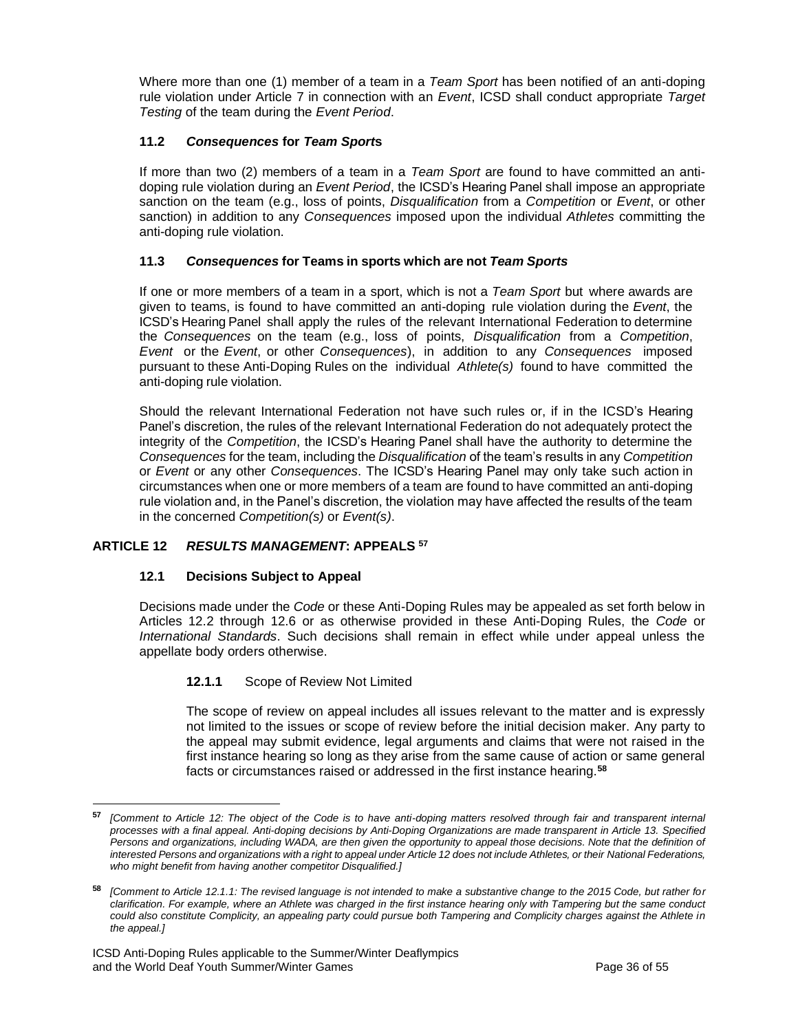Where more than one (1) member of a team in a *Team Sport* has been notified of an anti-doping rule violation under Article 7 in connection with an *Event*, ICSD shall conduct appropriate *Target Testing* of the team during the *Event Period*.

### 11.2 *Consequences* for *Team Sport*s

If more than two (2) members of a team in a *Team Sport* are found to have committed an anti-doping rule violation during an *Event Period*, the ICSD's Hearing Panel shall impose an appropriate sanction on the team (e.g., loss of points, *Disqualification* from a *Competition* or *Event*, or other sanction) in addition to any *Consequences* imposed upon the individual *Athletes* committing the anti-doping rule violation.

### 11.3 *Consequences* for Teams in sports which are not *Team Sports*

If one or more members of a team in a sport, which is not a *Team Sport* but where awards are given to teams, is found to have committed an anti-doping rule violation during the *Event*, the ICSD's Hearing Panel shall apply the rules of the relevant International Federation to determine the *Consequences* on the team (e.g., loss of points, *Disqualification* from a *Competition*, *Event* or the *Event*, or other *Consequences*), in addition to any *Consequences* imposed pursuant to these Anti-Doping Rules on the individual *Athlete(s)* found to have committed the anti-doping rule violation.

Should the relevant International Federation not have such rules or, if in the ICSD's Hearing Panel's discretion, the rules of the relevant International Federation do not adequately protect the integrity of the *Competition*, the ICSD's Hearing Panel shall have the authority to determine the *Consequences* for the team, including the *Disqualification* of the team's results in any *Competition* or *Event* or any other *Consequences*. The ICSD's Hearing Panel may only take such action in circumstances when one or more members of a team are found to have committed an anti-doping rule violation and, in the Panel's discretion, the violation may have affected the results of the team in the concerned *Competition(s)* or *Event(s)*.

## ARTICLE 12 *RESULTS MANAGEMENT*: APPEALS [57]

### 12.1 Decisions Subject to Appeal

Decisions made under the *Code* or these Anti-Doping Rules may be appealed as set forth below in Articles 12.2 through 12.6 or as otherwise provided in these Anti-Doping Rules, the *Code* or *International Standards*. Such decisions shall remain in effect while under appeal unless the appellate body orders otherwise.

#### 12.1.1 Scope of Review Not Limited

The scope of review on appeal includes all issues relevant to the matter and is expressly not limited to the issues or scope of review before the initial decision maker. Any party to the appeal may submit evidence, legal arguments and claims that were not raised in the first instance hearing so long as they arise from the same cause of action or same general facts or circumstances raised or addressed in the first instance hearing.[58]

---

[57] *[Comment to Article 12: The object of the Code is to have anti-doping matters resolved through fair and transparent internal processes with a final appeal. Anti-doping decisions by Anti-Doping Organizations are made transparent in Article 13. Specified Persons and organizations, including WADA, are then given the opportunity to appeal those decisions. Note that the definition of interested Persons and organizations with a right to appeal under Article 12 does not include Athletes, or their National Federations, who might benefit from having another competitor Disqualified.]*

[58] *[Comment to Article 12.1.1: The revised language is not intended to make a substantive change to the 2015 Code, but rather for clarification. For example, where an Athlete was charged in the first instance hearing only with Tampering but the same conduct could also constitute Complicity, an appealing party could pursue both Tampering and Complicity charges against the Athlete in the appeal.]*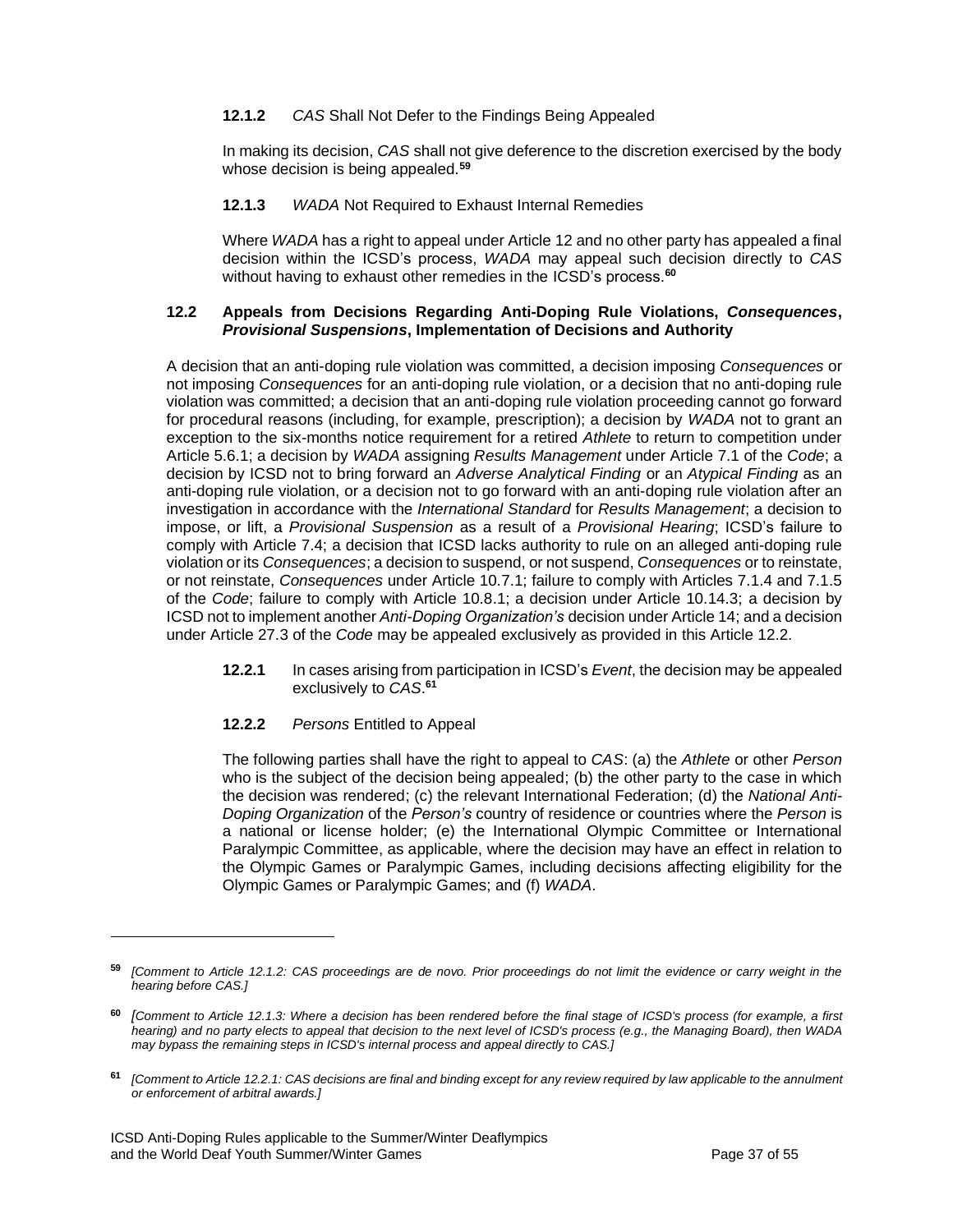**12.1.2** *CAS* Shall Not Defer to the Findings Being Appealed

In making its decision, *CAS* shall not give deference to the discretion exercised by the body whose decision is being appealed.[59]

**12.1.3** *WADA* Not Required to Exhaust Internal Remedies

Where *WADA* has a right to appeal under Article 12 and no other party has appealed a final decision within the ICSD's process, *WADA* may appeal such decision directly to *CAS* without having to exhaust other remedies in the ICSD's process.[60]

### 12.2 Appeals from Decisions Regarding Anti-Doping Rule Violations, *Consequences*, *Provisional Suspensions*, Implementation of Decisions and Authority

A decision that an anti-doping rule violation was committed, a decision imposing *Consequences* or not imposing *Consequences* for an anti-doping rule violation, or a decision that no anti-doping rule violation was committed; a decision that an anti-doping rule violation proceeding cannot go forward for procedural reasons (including, for example, prescription); a decision by *WADA* not to grant an exception to the six-months notice requirement for a retired *Athlete* to return to competition under Article 5.6.1; a decision by *WADA* assigning *Results Management* under Article 7.1 of the *Code*; a decision by ICSD not to bring forward an *Adverse Analytical Finding* or an *Atypical Finding* as an anti-doping rule violation, or a decision not to go forward with an anti-doping rule violation after an investigation in accordance with the *International Standard* for *Results Management*; a decision to impose, or lift, a *Provisional Suspension* as a result of a *Provisional Hearing*; ICSD's failure to comply with Article 7.4; a decision that ICSD lacks authority to rule on an alleged anti-doping rule violation or its *Consequences*; a decision to suspend, or not suspend, *Consequences* or to reinstate, or not reinstate, *Consequences* under Article 10.7.1; failure to comply with Articles 7.1.4 and 7.1.5 of the *Code*; failure to comply with Article 10.8.1; a decision under Article 10.14.3; a decision by ICSD not to implement another *Anti-Doping Organization's* decision under Article 14; and a decision under Article 27.3 of the *Code* may be appealed exclusively as provided in this Article 12.2.

**12.2.1** In cases arising from participation in ICSD's *Event*, the decision may be appealed exclusively to *CAS*.[61]

**12.2.2** *Persons* Entitled to Appeal

The following parties shall have the right to appeal to *CAS*: (a) the *Athlete* or other *Person* who is the subject of the decision being appealed; (b) the other party to the case in which the decision was rendered; (c) the relevant International Federation; (d) the *National Anti-Doping Organization* of the *Person's* country of residence or countries where the *Person* is a national or license holder; (e) the International Olympic Committee or International Paralympic Committee, as applicable, where the decision may have an effect in relation to the Olympic Games or Paralympic Games, including decisions affecting eligibility for the Olympic Games or Paralympic Games; and (f) *WADA*.

---

[59] *[Comment to Article 12.1.2: CAS proceedings are de novo. Prior proceedings do not limit the evidence or carry weight in the hearing before CAS.]*

[60] *[Comment to Article 12.1.3: Where a decision has been rendered before the final stage of ICSD's process (for example, a first hearing) and no party elects to appeal that decision to the next level of ICSD's process (e.g., the Managing Board), then WADA may bypass the remaining steps in ICSD's internal process and appeal directly to CAS.]*

[61] *[Comment to Article 12.2.1: CAS decisions are final and binding except for any review required by law applicable to the annulment or enforcement of arbitral awards.]*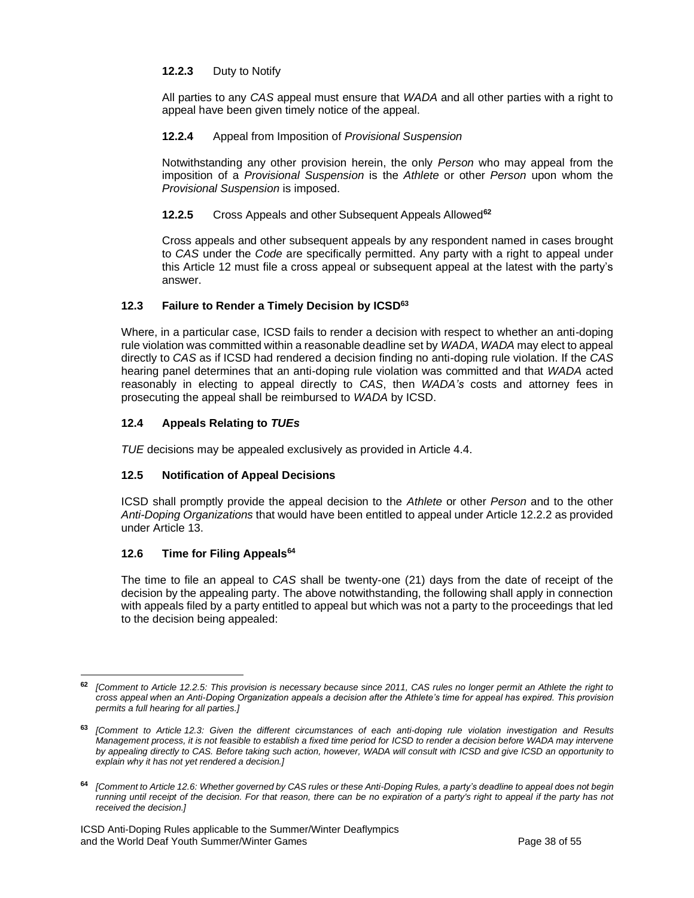#### **12.2.3** Duty to Notify

All parties to any *CAS* appeal must ensure that *WADA* and all other parties with a right to appeal have been given timely notice of the appeal.

#### **12.2.4** Appeal from Imposition of *Provisional Suspension*

Notwithstanding any other provision herein, the only *Person* who may appeal from the imposition of a *Provisional Suspension* is the *Athlete* or other *Person* upon whom the *Provisional Suspension* is imposed.

#### **12.2.5** Cross Appeals and other Subsequent Appeals Allowed[62]

Cross appeals and other subsequent appeals by any respondent named in cases brought to *CAS* under the *Code* are specifically permitted. Any party with a right to appeal under this Article 12 must file a cross appeal or subsequent appeal at the latest with the party's answer.

### **12.3 Failure to Render a Timely Decision by ICSD**[63]

Where, in a particular case, ICSD fails to render a decision with respect to whether an anti-doping rule violation was committed within a reasonable deadline set by *WADA*, *WADA* may elect to appeal directly to *CAS* as if ICSD had rendered a decision finding no anti-doping rule violation. If the *CAS* hearing panel determines that an anti-doping rule violation was committed and that *WADA* acted reasonably in electing to appeal directly to *CAS*, then *WADA's* costs and attorney fees in prosecuting the appeal shall be reimbursed to *WADA* by ICSD.

### **12.4 Appeals Relating to *TUEs***

*TUE* decisions may be appealed exclusively as provided in Article 4.4.

### **12.5 Notification of Appeal Decisions**

ICSD shall promptly provide the appeal decision to the *Athlete* or other *Person* and to the other *Anti-Doping Organizations* that would have been entitled to appeal under Article 12.2.2 as provided under Article 13.

### **12.6 Time for Filing Appeals**[64]

The time to file an appeal to *CAS* shall be twenty-one (21) days from the date of receipt of the decision by the appealing party. The above notwithstanding, the following shall apply in connection with appeals filed by a party entitled to appeal but which was not a party to the proceedings that led to the decision being appealed:

---

[62] *[Comment to Article 12.2.5: This provision is necessary because since 2011, CAS rules no longer permit an Athlete the right to cross appeal when an Anti-Doping Organization appeals a decision after the Athlete's time for appeal has expired. This provision permits a full hearing for all parties.]*

[63] *[Comment to Article 12.3: Given the different circumstances of each anti-doping rule violation investigation and Results Management process, it is not feasible to establish a fixed time period for ICSD to render a decision before WADA may intervene by appealing directly to CAS. Before taking such action, however, WADA will consult with ICSD and give ICSD an opportunity to explain why it has not yet rendered a decision.]*

[64] *[Comment to Article 12.6: Whether governed by CAS rules or these Anti-Doping Rules, a party's deadline to appeal does not begin running until receipt of the decision. For that reason, there can be no expiration of a party's right to appeal if the party has not received the decision.]*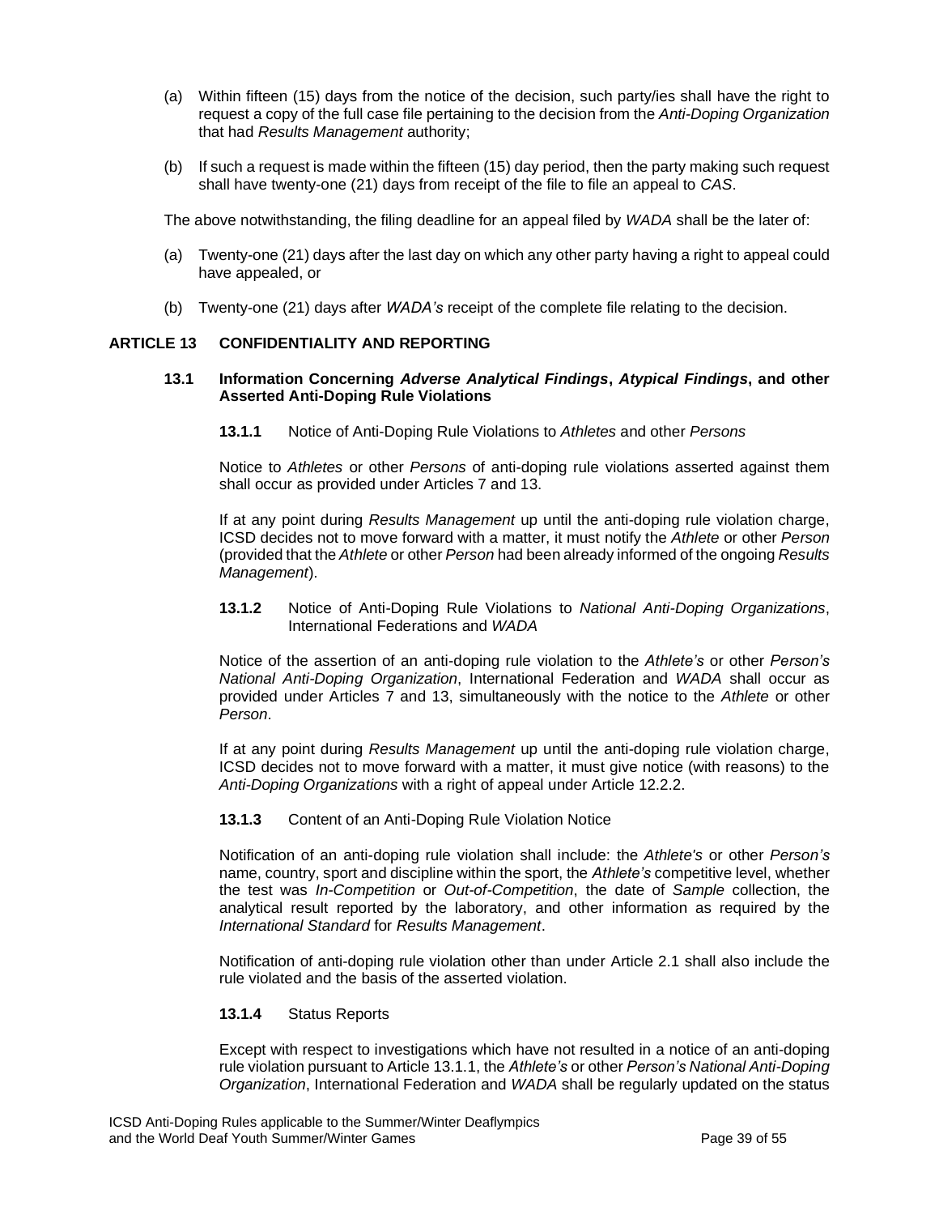(a) Within fifteen (15) days from the notice of the decision, such party/ies shall have the right to request a copy of the full case file pertaining to the decision from the *Anti-Doping Organization* that had *Results Management* authority;

(b) If such a request is made within the fifteen (15) day period, then the party making such request shall have twenty-one (21) days from receipt of the file to file an appeal to *CAS*.

The above notwithstanding, the filing deadline for an appeal filed by *WADA* shall be the later of:

(a) Twenty-one (21) days after the last day on which any other party having a right to appeal could have appealed, or

(b) Twenty-one (21) days after *WADA's* receipt of the complete file relating to the decision.

## ARTICLE 13 CONFIDENTIALITY AND REPORTING

### 13.1 Information Concerning *Adverse Analytical Findings*, *Atypical Findings*, and other Asserted Anti-Doping Rule Violations

**13.1.1** Notice of Anti-Doping Rule Violations to *Athletes* and other *Persons*

Notice to *Athletes* or other *Persons* of anti-doping rule violations asserted against them shall occur as provided under Articles 7 and 13.

If at any point during *Results Management* up until the anti-doping rule violation charge, ICSD decides not to move forward with a matter, it must notify the *Athlete* or other *Person* (provided that the *Athlete* or other *Person* had been already informed of the ongoing *Results Management*).

**13.1.2** Notice of Anti-Doping Rule Violations to *National Anti-Doping Organizations*, International Federations and *WADA*

Notice of the assertion of an anti-doping rule violation to the *Athlete's* or other *Person's National Anti-Doping Organization*, International Federation and *WADA* shall occur as provided under Articles 7 and 13, simultaneously with the notice to the *Athlete* or other *Person*.

If at any point during *Results Management* up until the anti-doping rule violation charge, ICSD decides not to move forward with a matter, it must give notice (with reasons) to the *Anti-Doping Organizations* with a right of appeal under Article 12.2.2.

**13.1.3** Content of an Anti-Doping Rule Violation Notice

Notification of an anti-doping rule violation shall include: the *Athlete's* or other *Person's* name, country, sport and discipline within the sport, the *Athlete's* competitive level, whether the test was *In-Competition* or *Out-of-Competition*, the date of *Sample* collection, the analytical result reported by the laboratory, and other information as required by the *International Standard* for *Results Management*.

Notification of anti-doping rule violation other than under Article 2.1 shall also include the rule violated and the basis of the asserted violation.

**13.1.4** Status Reports

Except with respect to investigations which have not resulted in a notice of an anti-doping rule violation pursuant to Article 13.1.1, the *Athlete's* or other *Person's National Anti-Doping Organization*, International Federation and *WADA* shall be regularly updated on the status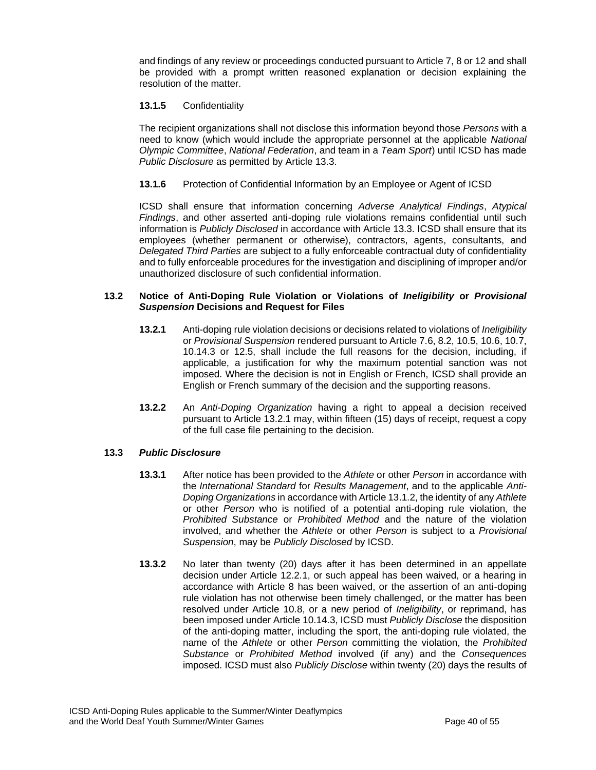and findings of any review or proceedings conducted pursuant to Article 7, 8 or 12 and shall be provided with a prompt written reasoned explanation or decision explaining the resolution of the matter.

**13.1.5** Confidentiality

The recipient organizations shall not disclose this information beyond those *Persons* with a need to know (which would include the appropriate personnel at the applicable *National Olympic Committee*, *National Federation*, and team in a *Team Sport*) until ICSD has made *Public Disclosure* as permitted by Article 13.3.

**13.1.6** Protection of Confidential Information by an Employee or Agent of ICSD

ICSD shall ensure that information concerning *Adverse Analytical Findings*, *Atypical Findings*, and other asserted anti-doping rule violations remains confidential until such information is *Publicly Disclosed* in accordance with Article 13.3. ICSD shall ensure that its employees (whether permanent or otherwise), contractors, agents, consultants, and *Delegated Third Parties* are subject to a fully enforceable contractual duty of confidentiality and to fully enforceable procedures for the investigation and disciplining of improper and/or unauthorized disclosure of such confidential information.

### 13.2 Notice of Anti-Doping Rule Violation or Violations of *Ineligibility* or *Provisional Suspension* Decisions and Request for Files

**13.2.1** Anti-doping rule violation decisions or decisions related to violations of *Ineligibility* or *Provisional Suspension* rendered pursuant to Article 7.6, 8.2, 10.5, 10.6, 10.7, 10.14.3 or 12.5, shall include the full reasons for the decision, including, if applicable, a justification for why the maximum potential sanction was not imposed. Where the decision is not in English or French, ICSD shall provide an English or French summary of the decision and the supporting reasons.

**13.2.2** An *Anti-Doping Organization* having a right to appeal a decision received pursuant to Article 13.2.1 may, within fifteen (15) days of receipt, request a copy of the full case file pertaining to the decision.

### 13.3 *Public Disclosure*

**13.3.1** After notice has been provided to the *Athlete* or other *Person* in accordance with the *International Standard* for *Results Management*, and to the applicable *Anti-Doping Organizations* in accordance with Article 13.1.2, the identity of any *Athlete* or other *Person* who is notified of a potential anti-doping rule violation, the *Prohibited Substance* or *Prohibited Method* and the nature of the violation involved, and whether the *Athlete* or other *Person* is subject to a *Provisional Suspension*, may be *Publicly Disclosed* by ICSD.

**13.3.2** No later than twenty (20) days after it has been determined in an appellate decision under Article 12.2.1, or such appeal has been waived, or a hearing in accordance with Article 8 has been waived, or the assertion of an anti-doping rule violation has not otherwise been timely challenged, or the matter has been resolved under Article 10.8, or a new period of *Ineligibility*, or reprimand, has been imposed under Article 10.14.3, ICSD must *Publicly Disclose* the disposition of the anti-doping matter, including the sport, the anti-doping rule violated, the name of the *Athlete* or other *Person* committing the violation, the *Prohibited Substance* or *Prohibited Method* involved (if any) and the *Consequences* imposed. ICSD must also *Publicly Disclose* within twenty (20) days the results of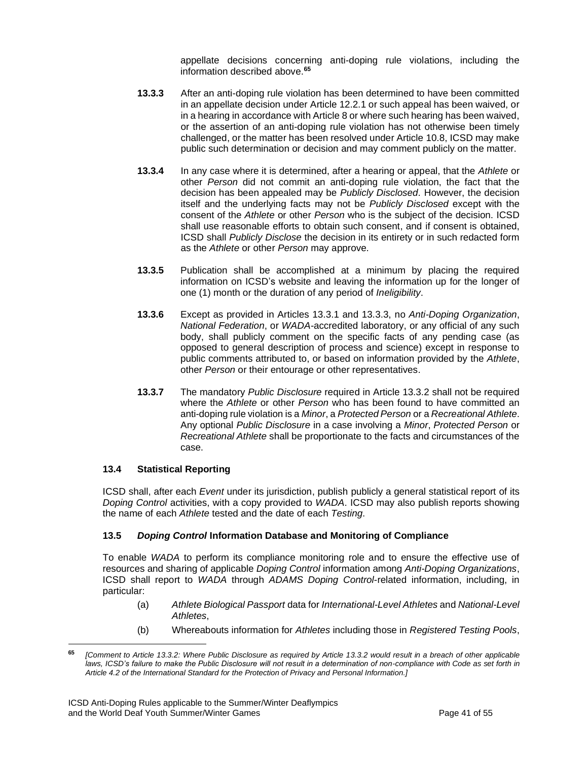appellate decisions concerning anti-doping rule violations, including the information described above.[65]

**13.3.3** After an anti-doping rule violation has been determined to have been committed in an appellate decision under Article 12.2.1 or such appeal has been waived, or in a hearing in accordance with Article 8 or where such hearing has been waived, or the assertion of an anti-doping rule violation has not otherwise been timely challenged, or the matter has been resolved under Article 10.8, ICSD may make public such determination or decision and may comment publicly on the matter.

**13.3.4** In any case where it is determined, after a hearing or appeal, that the *Athlete* or other *Person* did not commit an anti-doping rule violation, the fact that the decision has been appealed may be *Publicly Disclosed*. However, the decision itself and the underlying facts may not be *Publicly Disclosed* except with the consent of the *Athlete* or other *Person* who is the subject of the decision. ICSD shall use reasonable efforts to obtain such consent, and if consent is obtained, ICSD shall *Publicly Disclose* the decision in its entirety or in such redacted form as the *Athlete* or other *Person* may approve.

**13.3.5** Publication shall be accomplished at a minimum by placing the required information on ICSD's website and leaving the information up for the longer of one (1) month or the duration of any period of *Ineligibility*.

**13.3.6** Except as provided in Articles 13.3.1 and 13.3.3, no *Anti-Doping Organization*, *National Federation*, or *WADA*-accredited laboratory, or any official of any such body, shall publicly comment on the specific facts of any pending case (as opposed to general description of process and science) except in response to public comments attributed to, or based on information provided by the *Athlete*, other *Person* or their entourage or other representatives.

**13.3.7** The mandatory *Public Disclosure* required in Article 13.3.2 shall not be required where the *Athlete* or other *Person* who has been found to have committed an anti-doping rule violation is a *Minor*, a *Protected Person* or a *Recreational Athlete*. Any optional *Public Disclosure* in a case involving a *Minor*, *Protected Person* or *Recreational Athlete* shall be proportionate to the facts and circumstances of the case.

### 13.4 Statistical Reporting

ICSD shall, after each *Event* under its jurisdiction, publish publicly a general statistical report of its *Doping Control* activities, with a copy provided to *WADA*. ICSD may also publish reports showing the name of each *Athlete* tested and the date of each *Testing*.

### 13.5 *Doping Control* Information Database and Monitoring of Compliance

To enable *WADA* to perform its compliance monitoring role and to ensure the effective use of resources and sharing of applicable *Doping Control* information among *Anti-Doping Organizations*, ICSD shall report to *WADA* through *ADAMS Doping Control*-related information, including, in particular:

(a) *Athlete Biological Passport* data for *International-Level Athletes* and *National-Level Athletes*,

(b) Whereabouts information for *Athletes* including those in *Registered Testing Pools*,

---

[65] *[Comment to Article 13.3.2: Where Public Disclosure as required by Article 13.3.2 would result in a breach of other applicable laws, ICSD's failure to make the Public Disclosure will not result in a determination of non-compliance with Code as set forth in Article 4.2 of the International Standard for the Protection of Privacy and Personal Information.]*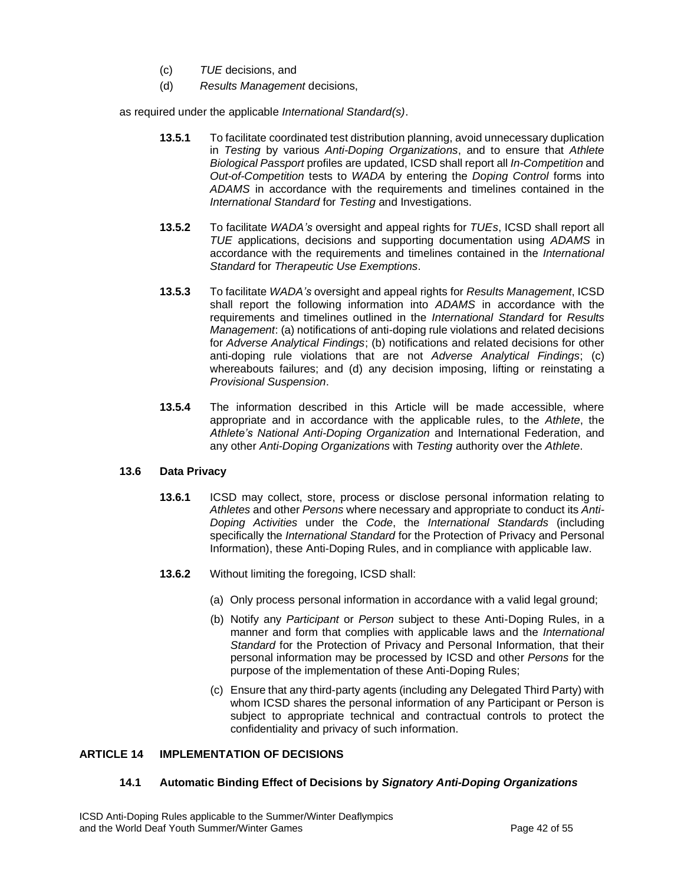(c) *TUE* decisions, and

(d) *Results Management* decisions,

as required under the applicable *International Standard(s)*.

**13.5.1** To facilitate coordinated test distribution planning, avoid unnecessary duplication in *Testing* by various *Anti-Doping Organizations*, and to ensure that *Athlete Biological Passport* profiles are updated, ICSD shall report all *In-Competition* and *Out-of-Competition* tests to *WADA* by entering the *Doping Control* forms into *ADAMS* in accordance with the requirements and timelines contained in the *International Standard* for *Testing* and Investigations.

**13.5.2** To facilitate *WADA's* oversight and appeal rights for *TUEs*, ICSD shall report all *TUE* applications, decisions and supporting documentation using *ADAMS* in accordance with the requirements and timelines contained in the *International Standard* for *Therapeutic Use Exemptions*.

**13.5.3** To facilitate *WADA's* oversight and appeal rights for *Results Management*, ICSD shall report the following information into *ADAMS* in accordance with the requirements and timelines outlined in the *International Standard* for *Results Management*: (a) notifications of anti-doping rule violations and related decisions for *Adverse Analytical Findings*; (b) notifications and related decisions for other anti-doping rule violations that are not *Adverse Analytical Findings*; (c) whereabouts failures; and (d) any decision imposing, lifting or reinstating a *Provisional Suspension*.

**13.5.4** The information described in this Article will be made accessible, where appropriate and in accordance with the applicable rules, to the *Athlete*, the *Athlete's National Anti-Doping Organization* and International Federation, and any other *Anti-Doping Organizations* with *Testing* authority over the *Athlete*.

### 13.6 Data Privacy

**13.6.1** ICSD may collect, store, process or disclose personal information relating to *Athletes* and other *Persons* where necessary and appropriate to conduct its *Anti-Doping Activities* under the *Code*, the *International Standards* (including specifically the *International Standard* for the Protection of Privacy and Personal Information), these Anti-Doping Rules, and in compliance with applicable law.

**13.6.2** Without limiting the foregoing, ICSD shall:

(a) Only process personal information in accordance with a valid legal ground;

(b) Notify any *Participant* or *Person* subject to these Anti-Doping Rules, in a manner and form that complies with applicable laws and the *International Standard* for the Protection of Privacy and Personal Information, that their personal information may be processed by ICSD and other *Persons* for the purpose of the implementation of these Anti-Doping Rules;

(c) Ensure that any third-party agents (including any Delegated Third Party) with whom ICSD shares the personal information of any Participant or Person is subject to appropriate technical and contractual controls to protect the confidentiality and privacy of such information.

## ARTICLE 14 IMPLEMENTATION OF DECISIONS

### 14.1 Automatic Binding Effect of Decisions by *Signatory Anti-Doping Organizations*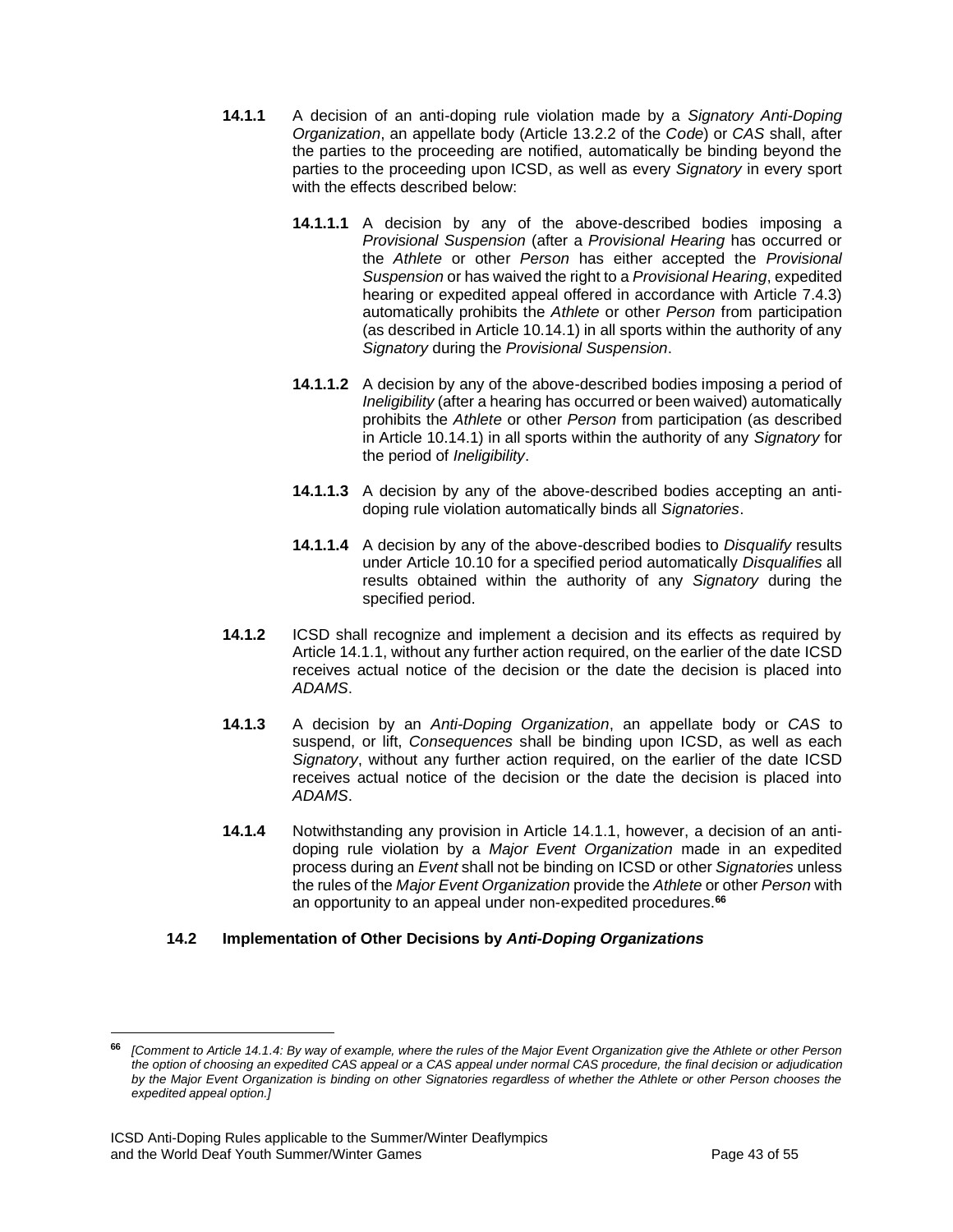**14.1.1** A decision of an anti-doping rule violation made by a *Signatory Anti-Doping Organization*, an appellate body (Article 13.2.2 of the *Code*) or *CAS* shall, after the parties to the proceeding are notified, automatically be binding beyond the parties to the proceeding upon ICSD, as well as every *Signatory* in every sport with the effects described below:

**14.1.1.1** A decision by any of the above-described bodies imposing a *Provisional Suspension* (after a *Provisional Hearing* has occurred or the *Athlete* or other *Person* has either accepted the *Provisional Suspension* or has waived the right to a *Provisional Hearing*, expedited hearing or expedited appeal offered in accordance with Article 7.4.3) automatically prohibits the *Athlete* or other *Person* from participation (as described in Article 10.14.1) in all sports within the authority of any *Signatory* during the *Provisional Suspension*.

**14.1.1.2** A decision by any of the above-described bodies imposing a period of *Ineligibility* (after a hearing has occurred or been waived) automatically prohibits the *Athlete* or other *Person* from participation (as described in Article 10.14.1) in all sports within the authority of any *Signatory* for the period of *Ineligibility*.

**14.1.1.3** A decision by any of the above-described bodies accepting an anti-doping rule violation automatically binds all *Signatories*.

**14.1.1.4** A decision by any of the above-described bodies to *Disqualify* results under Article 10.10 for a specified period automatically *Disqualifies* all results obtained within the authority of any *Signatory* during the specified period.

**14.1.2** ICSD shall recognize and implement a decision and its effects as required by Article 14.1.1, without any further action required, on the earlier of the date ICSD receives actual notice of the decision or the date the decision is placed into *ADAMS*.

**14.1.3** A decision by an *Anti-Doping Organization*, an appellate body or *CAS* to suspend, or lift, *Consequences* shall be binding upon ICSD, as well as each *Signatory*, without any further action required, on the earlier of the date ICSD receives actual notice of the decision or the date the decision is placed into *ADAMS*.

**14.1.4** Notwithstanding any provision in Article 14.1.1, however, a decision of an anti-doping rule violation by a *Major Event Organization* made in an expedited process during an *Event* shall not be binding on ICSD or other *Signatories* unless the rules of the *Major Event Organization* provide the *Athlete* or other *Person* with an opportunity to an appeal under non-expedited procedures.[66]

**14.2 Implementation of Other Decisions by *Anti-Doping Organizations***

[66] *[Comment to Article 14.1.4: By way of example, where the rules of the Major Event Organization give the Athlete or other Person the option of choosing an expedited CAS appeal or a CAS appeal under normal CAS procedure, the final decision or adjudication by the Major Event Organization is binding on other Signatories regardless of whether the Athlete or other Person chooses the expedited appeal option.]*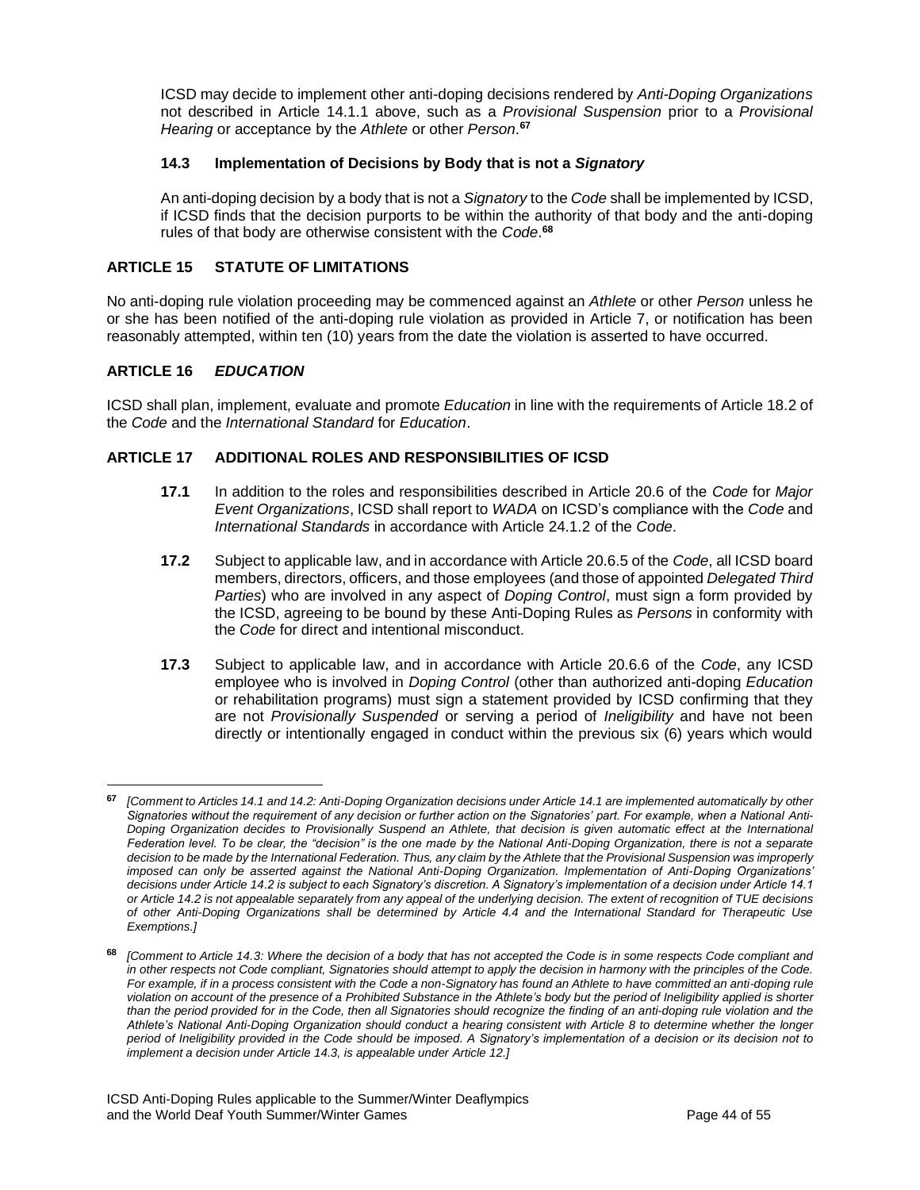ICSD may decide to implement other anti-doping decisions rendered by *Anti-Doping Organizations* not described in Article 14.1.1 above, such as a *Provisional Suspension* prior to a *Provisional Hearing* or acceptance by the *Athlete* or other *Person*.[67]

### 14.3 Implementation of Decisions by Body that is not a *Signatory*

An anti-doping decision by a body that is not a *Signatory* to the *Code* shall be implemented by ICSD, if ICSD finds that the decision purports to be within the authority of that body and the anti-doping rules of that body are otherwise consistent with the *Code*.[68]

## ARTICLE 15 STATUTE OF LIMITATIONS

No anti-doping rule violation proceeding may be commenced against an *Athlete* or other *Person* unless he or she has been notified of the anti-doping rule violation as provided in Article 7, or notification has been reasonably attempted, within ten (10) years from the date the violation is asserted to have occurred.

## ARTICLE 16 *EDUCATION*

ICSD shall plan, implement, evaluate and promote *Education* in line with the requirements of Article 18.2 of the *Code* and the *International Standard* for *Education*.

## ARTICLE 17 ADDITIONAL ROLES AND RESPONSIBILITIES OF ICSD

**17.1** In addition to the roles and responsibilities described in Article 20.6 of the *Code* for *Major Event Organizations*, ICSD shall report to *WADA* on ICSD's compliance with the *Code* and *International Standards* in accordance with Article 24.1.2 of the *Code*.

**17.2** Subject to applicable law, and in accordance with Article 20.6.5 of the *Code*, all ICSD board members, directors, officers, and those employees (and those of appointed *Delegated Third Parties*) who are involved in any aspect of *Doping Control*, must sign a form provided by the ICSD, agreeing to be bound by these Anti-Doping Rules as *Persons* in conformity with the *Code* for direct and intentional misconduct.

**17.3** Subject to applicable law, and in accordance with Article 20.6.6 of the *Code*, any ICSD employee who is involved in *Doping Control* (other than authorized anti-doping *Education* or rehabilitation programs) must sign a statement provided by ICSD confirming that they are not *Provisionally Suspended* or serving a period of *Ineligibility* and have not been directly or intentionally engaged in conduct within the previous six (6) years which would

---

[67] *[Comment to Articles 14.1 and 14.2: Anti-Doping Organization decisions under Article 14.1 are implemented automatically by other Signatories without the requirement of any decision or further action on the Signatories' part. For example, when a National Anti-Doping Organization decides to Provisionally Suspend an Athlete, that decision is given automatic effect at the International Federation level. To be clear, the "decision" is the one made by the National Anti-Doping Organization, there is not a separate decision to be made by the International Federation. Thus, any claim by the Athlete that the Provisional Suspension was improperly imposed can only be asserted against the National Anti-Doping Organization. Implementation of Anti-Doping Organizations' decisions under Article 14.2 is subject to each Signatory's discretion. A Signatory's implementation of a decision under Article 14.1 or Article 14.2 is not appealable separately from any appeal of the underlying decision. The extent of recognition of TUE decisions of other Anti-Doping Organizations shall be determined by Article 4.4 and the International Standard for Therapeutic Use Exemptions.]*

[68] *[Comment to Article 14.3: Where the decision of a body that has not accepted the Code is in some respects Code compliant and in other respects not Code compliant, Signatories should attempt to apply the decision in harmony with the principles of the Code. For example, if in a process consistent with the Code a non-Signatory has found an Athlete to have committed an anti-doping rule violation on account of the presence of a Prohibited Substance in the Athlete's body but the period of Ineligibility applied is shorter than the period provided for in the Code, then all Signatories should recognize the finding of an anti-doping rule violation and the Athlete's National Anti-Doping Organization should conduct a hearing consistent with Article 8 to determine whether the longer period of Ineligibility provided in the Code should be imposed. A Signatory's implementation of a decision or its decision not to implement a decision under Article 14.3, is appealable under Article 12.]*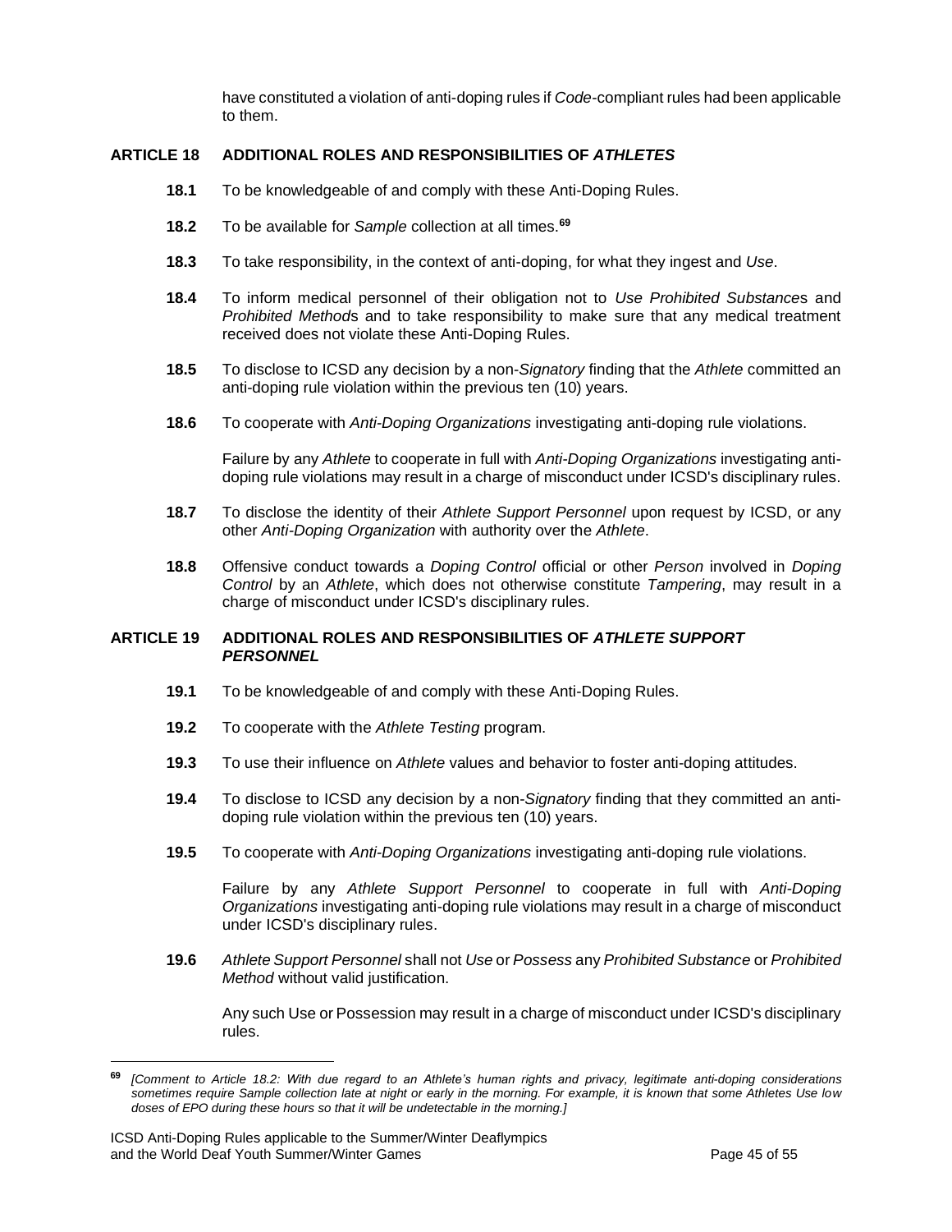have constituted a violation of anti-doping rules if *Code*-compliant rules had been applicable to them.

## ARTICLE 18 ADDITIONAL ROLES AND RESPONSIBILITIES OF *ATHLETES*

**18.1** To be knowledgeable of and comply with these Anti-Doping Rules.

**18.2** To be available for *Sample* collection at all times.[69]

**18.3** To take responsibility, in the context of anti-doping, for what they ingest and *Use*.

**18.4** To inform medical personnel of their obligation not to *Use Prohibited Substance*s and *Prohibited Method*s and to take responsibility to make sure that any medical treatment received does not violate these Anti-Doping Rules.

**18.5** To disclose to ICSD any decision by a non-*Signatory* finding that the *Athlete* committed an anti-doping rule violation within the previous ten (10) years.

**18.6** To cooperate with *Anti-Doping Organizations* investigating anti-doping rule violations.

Failure by any *Athlete* to cooperate in full with *Anti-Doping Organizations* investigating anti-doping rule violations may result in a charge of misconduct under ICSD's disciplinary rules.

**18.7** To disclose the identity of their *Athlete Support Personnel* upon request by ICSD, or any other *Anti-Doping Organization* with authority over the *Athlete*.

**18.8** Offensive conduct towards a *Doping Control* official or other *Person* involved in *Doping Control* by an *Athlete*, which does not otherwise constitute *Tampering*, may result in a charge of misconduct under ICSD's disciplinary rules.

## ARTICLE 19 ADDITIONAL ROLES AND RESPONSIBILITIES OF *ATHLETE SUPPORT PERSONNEL*

**19.1** To be knowledgeable of and comply with these Anti-Doping Rules.

**19.2** To cooperate with the *Athlete Testing* program.

**19.3** To use their influence on *Athlete* values and behavior to foster anti-doping attitudes.

**19.4** To disclose to ICSD any decision by a non-*Signatory* finding that they committed an anti-doping rule violation within the previous ten (10) years.

**19.5** To cooperate with *Anti-Doping Organizations* investigating anti-doping rule violations.

Failure by any *Athlete Support Personnel* to cooperate in full with *Anti-Doping Organizations* investigating anti-doping rule violations may result in a charge of misconduct under ICSD's disciplinary rules.

**19.6** *Athlete Support Personnel* shall not *Use* or *Possess* any *Prohibited Substance* or *Prohibited Method* without valid justification.

Any such Use or Possession may result in a charge of misconduct under ICSD's disciplinary rules.

---

[69] *[Comment to Article 18.2: With due regard to an Athlete's human rights and privacy, legitimate anti-doping considerations sometimes require Sample collection late at night or early in the morning. For example, it is known that some Athletes Use low doses of EPO during these hours so that it will be undetectable in the morning.]*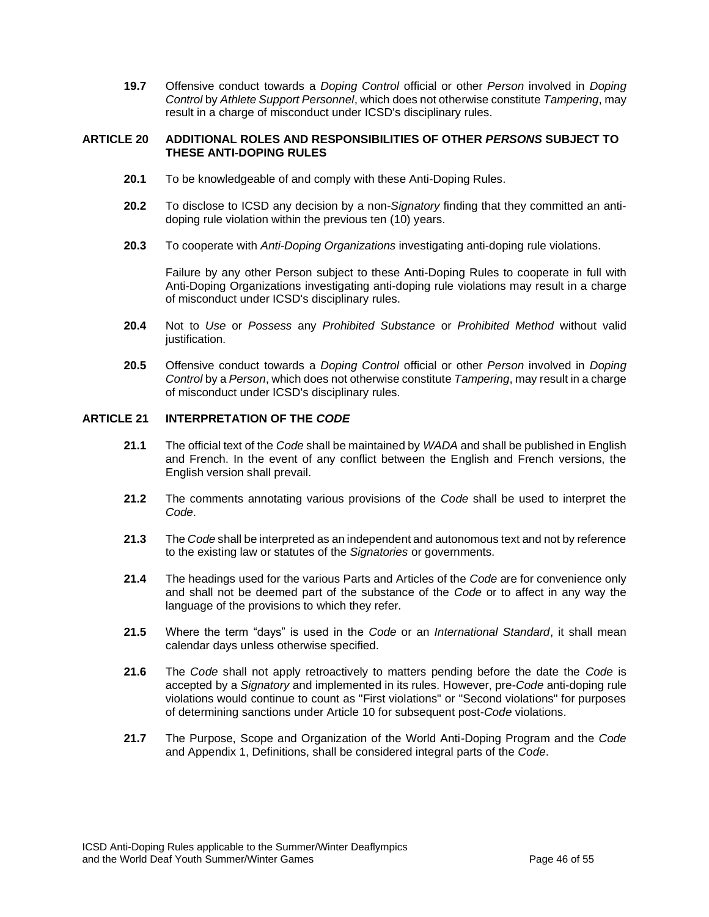**19.7** Offensive conduct towards a *Doping Control* official or other *Person* involved in *Doping Control* by *Athlete Support Personnel*, which does not otherwise constitute *Tampering*, may result in a charge of misconduct under ICSD's disciplinary rules.

## ARTICLE 20 ADDITIONAL ROLES AND RESPONSIBILITIES OF OTHER *PERSONS* SUBJECT TO THESE ANTI-DOPING RULES

**20.1** To be knowledgeable of and comply with these Anti-Doping Rules.

**20.2** To disclose to ICSD any decision by a non-*Signatory* finding that they committed an anti-doping rule violation within the previous ten (10) years.

**20.3** To cooperate with *Anti-Doping Organizations* investigating anti-doping rule violations.

Failure by any other Person subject to these Anti-Doping Rules to cooperate in full with Anti-Doping Organizations investigating anti-doping rule violations may result in a charge of misconduct under ICSD's disciplinary rules.

**20.4** Not to *Use* or *Possess* any *Prohibited Substance* or *Prohibited Method* without valid justification.

**20.5** Offensive conduct towards a *Doping Control* official or other *Person* involved in *Doping Control* by a *Person*, which does not otherwise constitute *Tampering*, may result in a charge of misconduct under ICSD's disciplinary rules.

## ARTICLE 21 INTERPRETATION OF THE *CODE*

**21.1** The official text of the *Code* shall be maintained by *WADA* and shall be published in English and French. In the event of any conflict between the English and French versions, the English version shall prevail.

**21.2** The comments annotating various provisions of the *Code* shall be used to interpret the *Code*.

**21.3** The *Code* shall be interpreted as an independent and autonomous text and not by reference to the existing law or statutes of the *Signatories* or governments.

**21.4** The headings used for the various Parts and Articles of the *Code* are for convenience only and shall not be deemed part of the substance of the *Code* or to affect in any way the language of the provisions to which they refer.

**21.5** Where the term "days" is used in the *Code* or an *International Standard*, it shall mean calendar days unless otherwise specified.

**21.6** The *Code* shall not apply retroactively to matters pending before the date the *Code* is accepted by a *Signatory* and implemented in its rules. However, pre-*Code* anti-doping rule violations would continue to count as "First violations" or "Second violations" for purposes of determining sanctions under Article 10 for subsequent post-*Code* violations.

**21.7** The Purpose, Scope and Organization of the World Anti-Doping Program and the *Code* and Appendix 1, Definitions, shall be considered integral parts of the *Code*.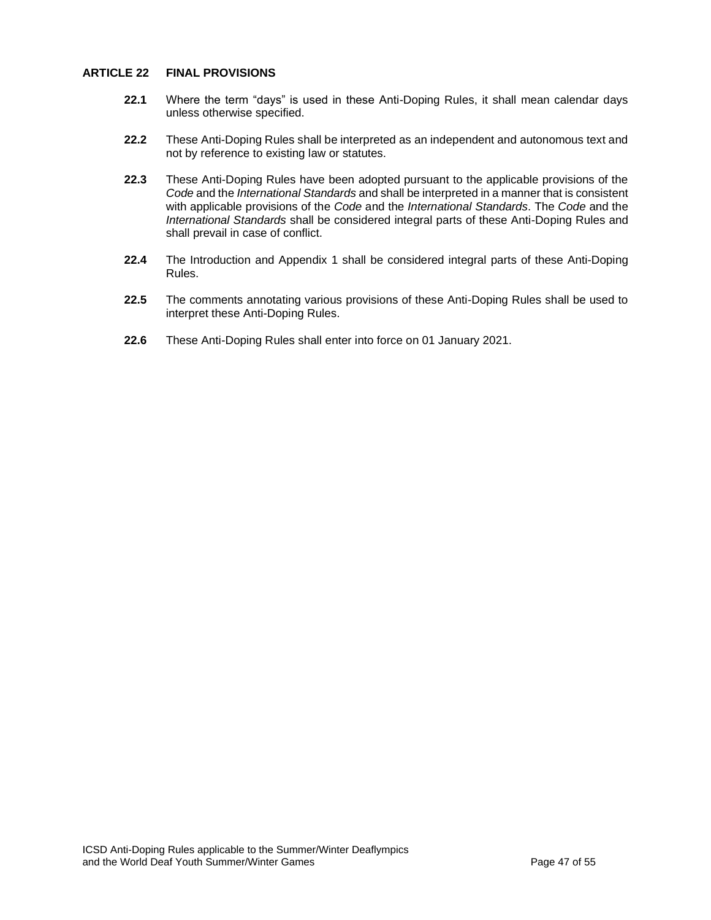## ARTICLE 22 FINAL PROVISIONS

**22.1** Where the term "days" is used in these Anti-Doping Rules, it shall mean calendar days unless otherwise specified.

**22.2** These Anti-Doping Rules shall be interpreted as an independent and autonomous text and not by reference to existing law or statutes.

**22.3** These Anti-Doping Rules have been adopted pursuant to the applicable provisions of the *Code* and the *International Standards* and shall be interpreted in a manner that is consistent with applicable provisions of the *Code* and the *International Standards*. The *Code* and the *International Standards* shall be considered integral parts of these Anti-Doping Rules and shall prevail in case of conflict.

**22.4** The Introduction and Appendix 1 shall be considered integral parts of these Anti-Doping Rules.

**22.5** The comments annotating various provisions of these Anti-Doping Rules shall be used to interpret these Anti-Doping Rules.

**22.6** These Anti-Doping Rules shall enter into force on 01 January 2021.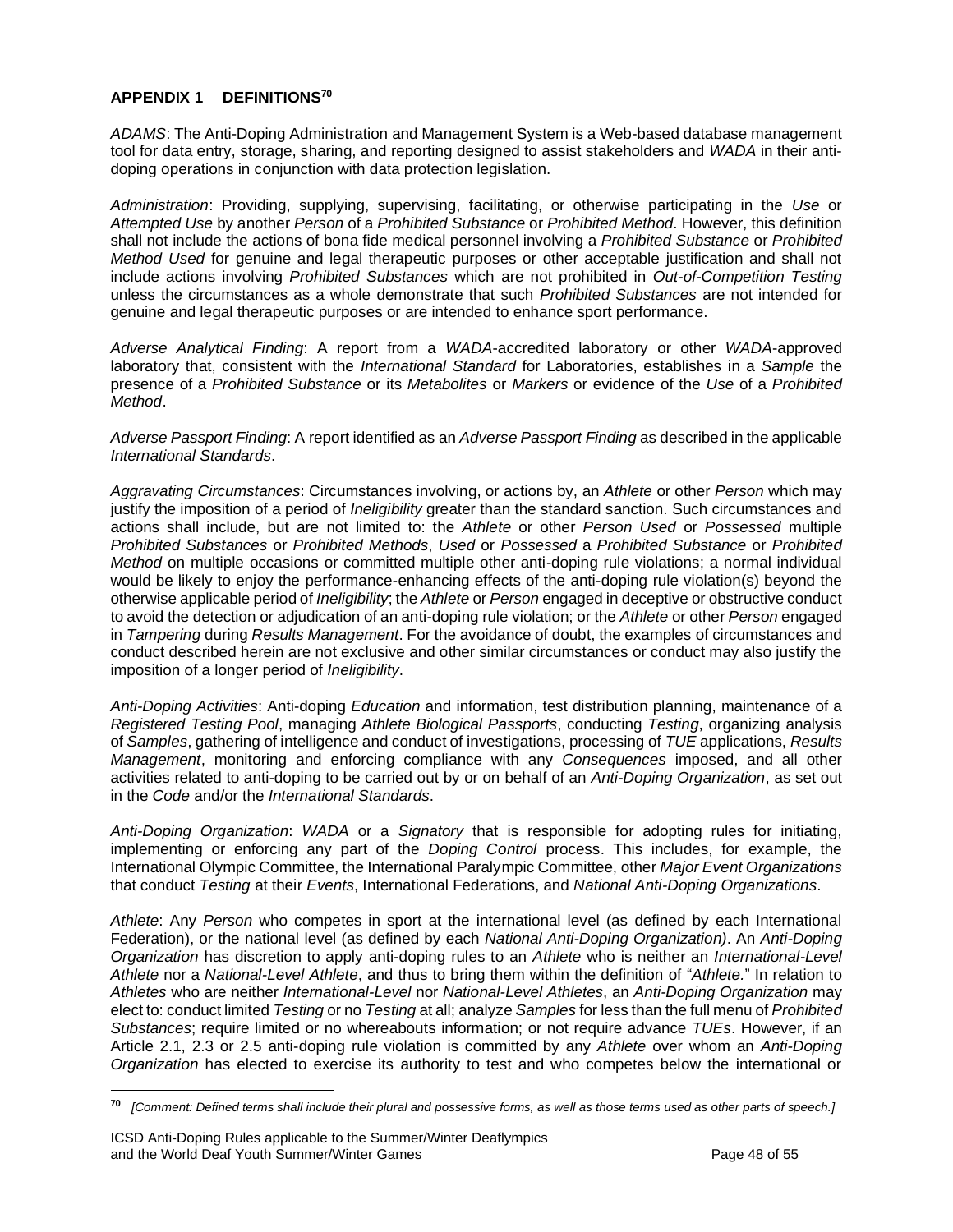## APPENDIX 1 DEFINITIONS[70]

*ADAMS*: The Anti-Doping Administration and Management System is a Web-based database management tool for data entry, storage, sharing, and reporting designed to assist stakeholders and *WADA* in their anti-doping operations in conjunction with data protection legislation.

*Administration*: Providing, supplying, supervising, facilitating, or otherwise participating in the *Use* or *Attempted Use* by another *Person* of a *Prohibited Substance* or *Prohibited Method*. However, this definition shall not include the actions of bona fide medical personnel involving a *Prohibited Substance* or *Prohibited Method Used* for genuine and legal therapeutic purposes or other acceptable justification and shall not include actions involving *Prohibited Substances* which are not prohibited in *Out-of-Competition Testing* unless the circumstances as a whole demonstrate that such *Prohibited Substances* are not intended for genuine and legal therapeutic purposes or are intended to enhance sport performance.

*Adverse Analytical Finding*: A report from a *WADA*-accredited laboratory or other *WADA*-approved laboratory that, consistent with the *International Standard* for Laboratories, establishes in a *Sample* the presence of a *Prohibited Substance* or its *Metabolites* or *Markers* or evidence of the *Use* of a *Prohibited Method*.

*Adverse Passport Finding*: A report identified as an *Adverse Passport Finding* as described in the applicable *International Standards*.

*Aggravating Circumstances*: Circumstances involving, or actions by, an *Athlete* or other *Person* which may justify the imposition of a period of *Ineligibility* greater than the standard sanction. Such circumstances and actions shall include, but are not limited to: the *Athlete* or other *Person Used* or *Possessed* multiple *Prohibited Substances* or *Prohibited Methods*, *Used* or *Possessed* a *Prohibited Substance* or *Prohibited Method* on multiple occasions or committed multiple other anti-doping rule violations; a normal individual would be likely to enjoy the performance-enhancing effects of the anti-doping rule violation(s) beyond the otherwise applicable period of *Ineligibility*; the *Athlete* or *Person* engaged in deceptive or obstructive conduct to avoid the detection or adjudication of an anti-doping rule violation; or the *Athlete* or other *Person* engaged in *Tampering* during *Results Management*. For the avoidance of doubt, the examples of circumstances and conduct described herein are not exclusive and other similar circumstances or conduct may also justify the imposition of a longer period of *Ineligibility*.

*Anti-Doping Activities*: Anti-doping *Education* and information, test distribution planning, maintenance of a *Registered Testing Pool*, managing *Athlete Biological Passports*, conducting *Testing*, organizing analysis of *Samples*, gathering of intelligence and conduct of investigations, processing of *TUE* applications, *Results Management*, monitoring and enforcing compliance with any *Consequences* imposed, and all other activities related to anti-doping to be carried out by or on behalf of an *Anti-Doping Organization*, as set out in the *Code* and/or the *International Standards*.

*Anti-Doping Organization*: *WADA* or a *Signatory* that is responsible for adopting rules for initiating, implementing or enforcing any part of the *Doping Control* process. This includes, for example, the International Olympic Committee, the International Paralympic Committee, other *Major Event Organizations* that conduct *Testing* at their *Events*, International Federations, and *National Anti-Doping Organizations*.

*Athlete*: Any *Person* who competes in sport at the international level (as defined by each International Federation), or the national level (as defined by each *National Anti-Doping Organization)*. An *Anti-Doping Organization* has discretion to apply anti-doping rules to an *Athlete* who is neither an *International-Level Athlete* nor a *National-Level Athlete*, and thus to bring them within the definition of "*Athlete*." In relation to *Athletes* who are neither *International-Level* nor *National-Level Athletes*, an *Anti-Doping Organization* may elect to: conduct limited *Testing* or no *Testing* at all; analyze *Samples* for less than the full menu of *Prohibited Substances*; require limited or no whereabouts information; or not require advance *TUEs*. However, if an Article 2.1, 2.3 or 2.5 anti-doping rule violation is committed by any *Athlete* over whom an *Anti-Doping Organization* has elected to exercise its authority to test and who competes below the international or

---

[70] *[Comment: Defined terms shall include their plural and possessive forms, as well as those terms used as other parts of speech.]*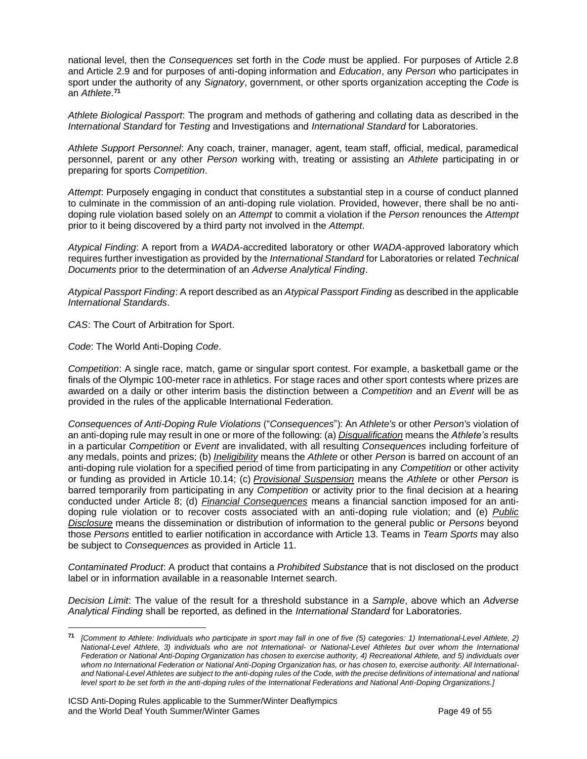national level, then the *Consequences* set forth in the *Code* must be applied. For purposes of Article 2.8 and Article 2.9 and for purposes of anti-doping information and *Education*, any *Person* who participates in sport under the authority of any *Signatory*, government, or other sports organization accepting the *Code* is an *Athlete*.[71]

*Athlete Biological Passport*: The program and methods of gathering and collating data as described in the *International Standard* for *Testing* and Investigations and *International Standard* for Laboratories.

*Athlete Support Personnel*: Any coach, trainer, manager, agent, team staff, official, medical, paramedical personnel, parent or any other *Person* working with, treating or assisting an *Athlete* participating in or preparing for sports *Competition*.

*Attempt*: Purposely engaging in conduct that constitutes a substantial step in a course of conduct planned to culminate in the commission of an anti-doping rule violation. Provided, however, there shall be no anti-doping rule violation based solely on an *Attempt* to commit a violation if the *Person* renounces the *Attempt* prior to it being discovered by a third party not involved in the *Attempt*.

*Atypical Finding*: A report from a *WADA*-accredited laboratory or other *WADA*-approved laboratory which requires further investigation as provided by the *International Standard* for Laboratories or related *Technical Documents* prior to the determination of an *Adverse Analytical Finding*.

*Atypical Passport Finding*: A report described as an *Atypical Passport Finding* as described in the applicable *International Standards*.

*CAS*: The Court of Arbitration for Sport.

*Code*: The World Anti-Doping *Code*.

*Competition*: A single race, match, game or singular sport contest. For example, a basketball game or the finals of the Olympic 100-meter race in athletics. For stage races and other sport contests where prizes are awarded on a daily or other interim basis the distinction between a *Competition* and an *Event* will be as provided in the rules of the applicable International Federation.

*Consequences of Anti-Doping Rule Violations* ("*Consequences*"): An *Athlete's* or other *Person's* violation of an anti-doping rule may result in one or more of the following: (a) ***Disqualification*** means the *Athlete's* results in a particular *Competition* or *Event* are invalidated, with all resulting *Consequences* including forfeiture of any medals, points and prizes; (b) ***Ineligibility*** means the *Athlete* or other *Person* is barred on account of an anti-doping rule violation for a specified period of time from participating in any *Competition* or other activity or funding as provided in Article 10.14; (c) ***Provisional Suspension*** means the *Athlete* or other *Person* is barred temporarily from participating in any *Competition* or activity prior to the final decision at a hearing conducted under Article 8; (d) ***Financial Consequences*** means a financial sanction imposed for an anti-doping rule violation or to recover costs associated with an anti-doping rule violation; and (e) ***Public Disclosure*** means the dissemination or distribution of information to the general public or *Persons* beyond those *Persons* entitled to earlier notification in accordance with Article 13. Teams in *Team Sports* may also be subject to *Consequences* as provided in Article 11.

*Contaminated Product*: A product that contains a *Prohibited Substance* that is not disclosed on the product label or in information available in a reasonable Internet search.

*Decision Limit*: The value of the result for a threshold substance in a *Sample*, above which an *Adverse Analytical Finding* shall be reported, as defined in the *International Standard* for Laboratories.

---

[71] *[Comment to Athlete: Individuals who participate in sport may fall in one of five (5) categories: 1) International-Level Athlete, 2) National-Level Athlete, 3) individuals who are not International- or National-Level Athletes but over whom the International Federation or National Anti-Doping Organization has chosen to exercise authority, 4) Recreational Athlete, and 5) individuals over whom no International Federation or National Anti-Doping Organization has, or has chosen to, exercise authority. All International- and National-Level Athletes are subject to the anti-doping rules of the Code, with the precise definitions of international and national level sport to be set forth in the anti-doping rules of the International Federations and National Anti-Doping Organizations.]*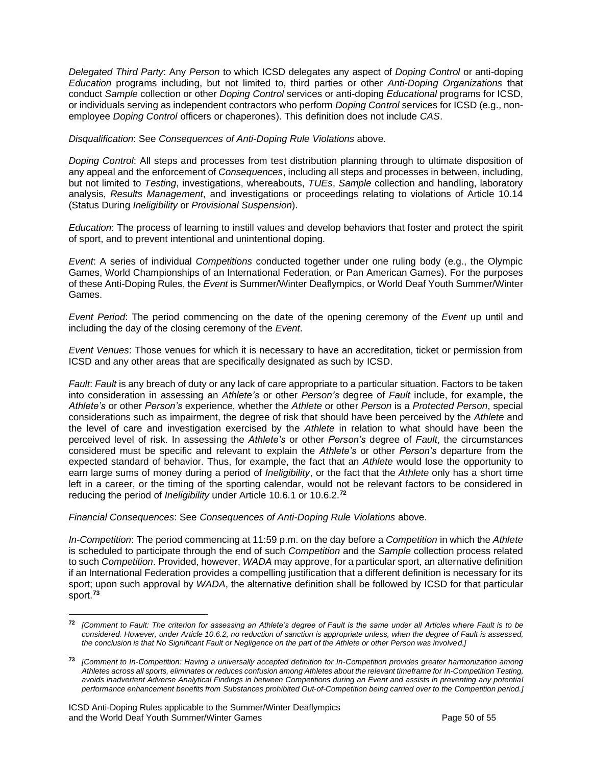*Delegated Third Party*: Any *Person* to which ICSD delegates any aspect of *Doping Control* or anti-doping *Education* programs including, but not limited to, third parties or other *Anti-Doping Organizations* that conduct *Sample* collection or other *Doping Control* services or anti-doping *Educational* programs for ICSD, or individuals serving as independent contractors who perform *Doping Control* services for ICSD (e.g., non-employee *Doping Control* officers or chaperones). This definition does not include *CAS*.

*Disqualification*: See *Consequences of Anti-Doping Rule Violations* above.

*Doping Control*: All steps and processes from test distribution planning through to ultimate disposition of any appeal and the enforcement of *Consequences*, including all steps and processes in between, including, but not limited to *Testing*, investigations, whereabouts, *TUEs*, *Sample* collection and handling, laboratory analysis, *Results Management*, and investigations or proceedings relating to violations of Article 10.14 (Status During *Ineligibility* or *Provisional Suspension*).

*Education*: The process of learning to instill values and develop behaviors that foster and protect the spirit of sport, and to prevent intentional and unintentional doping.

*Event*: A series of individual *Competitions* conducted together under one ruling body (e.g., the Olympic Games, World Championships of an International Federation, or Pan American Games). For the purposes of these Anti-Doping Rules, the *Event* is Summer/Winter Deaflympics, or World Deaf Youth Summer/Winter Games.

*Event Period*: The period commencing on the date of the opening ceremony of the *Event* up until and including the day of the closing ceremony of the *Event*.

*Event Venues*: Those venues for which it is necessary to have an accreditation, ticket or permission from ICSD and any other areas that are specifically designated as such by ICSD.

*Fault*: *Fault* is any breach of duty or any lack of care appropriate to a particular situation. Factors to be taken into consideration in assessing an *Athlete's* or other *Person's* degree of *Fault* include, for example, the *Athlete's* or other *Person's* experience, whether the *Athlete* or other *Person* is a *Protected Person*, special considerations such as impairment, the degree of risk that should have been perceived by the *Athlete* and the level of care and investigation exercised by the *Athlete* in relation to what should have been the perceived level of risk. In assessing the *Athlete's* or other *Person's* degree of *Fault*, the circumstances considered must be specific and relevant to explain the *Athlete's* or other *Person's* departure from the expected standard of behavior. Thus, for example, the fact that an *Athlete* would lose the opportunity to earn large sums of money during a period of *Ineligibility*, or the fact that the *Athlete* only has a short time left in a career, or the timing of the sporting calendar, would not be relevant factors to be considered in reducing the period of *Ineligibility* under Article 10.6.1 or 10.6.2.[72]

*Financial Consequences*: See *Consequences of Anti-Doping Rule Violations* above.

*In-Competition*: The period commencing at 11:59 p.m. on the day before a *Competition* in which the *Athlete* is scheduled to participate through the end of such *Competition* and the *Sample* collection process related to such *Competition*. Provided, however, *WADA* may approve, for a particular sport, an alternative definition if an International Federation provides a compelling justification that a different definition is necessary for its sport; upon such approval by *WADA*, the alternative definition shall be followed by ICSD for that particular sport.[73]

---

[72] *[Comment to Fault: The criterion for assessing an Athlete's degree of Fault is the same under all Articles where Fault is to be considered. However, under Article 10.6.2, no reduction of sanction is appropriate unless, when the degree of Fault is assessed, the conclusion is that No Significant Fault or Negligence on the part of the Athlete or other Person was involved.]*

[73] *[Comment to In-Competition: Having a universally accepted definition for In-Competition provides greater harmonization among Athletes across all sports, eliminates or reduces confusion among Athletes about the relevant timeframe for In-Competition Testing, avoids inadvertent Adverse Analytical Findings in between Competitions during an Event and assists in preventing any potential performance enhancement benefits from Substances prohibited Out-of-Competition being carried over to the Competition period.]*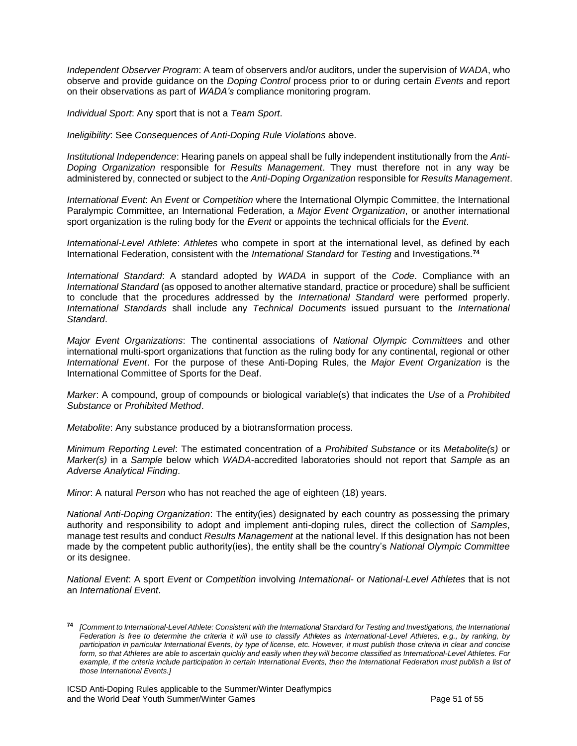*Independent Observer Program*: A team of observers and/or auditors, under the supervision of *WADA*, who observe and provide guidance on the *Doping Control* process prior to or during certain *Events* and report on their observations as part of *WADA's* compliance monitoring program.

*Individual Sport*: Any sport that is not a *Team Sport*.

*Ineligibility*: See *Consequences of Anti-Doping Rule Violations* above.

*Institutional Independence*: Hearing panels on appeal shall be fully independent institutionally from the *Anti-Doping Organization* responsible for *Results Management*. They must therefore not in any way be administered by, connected or subject to the *Anti-Doping Organization* responsible for *Results Management*.

*International Event*: An *Event* or *Competition* where the International Olympic Committee, the International Paralympic Committee, an International Federation, a *Major Event Organization*, or another international sport organization is the ruling body for the *Event* or appoints the technical officials for the *Event*.

*International-Level Athlete*: *Athletes* who compete in sport at the international level, as defined by each International Federation, consistent with the *International Standard* for *Testing* and Investigations.[74]

*International Standard*: A standard adopted by *WADA* in support of the *Code*. Compliance with an *International Standard* (as opposed to another alternative standard, practice or procedure) shall be sufficient to conclude that the procedures addressed by the *International Standard* were performed properly. *International Standards* shall include any *Technical Documents* issued pursuant to the *International Standard*.

*Major Event Organizations*: The continental associations of *National Olympic Committee*s and other international multi-sport organizations that function as the ruling body for any continental, regional or other *International Event*. For the purpose of these Anti-Doping Rules, the *Major Event Organization* is the International Committee of Sports for the Deaf.

*Marker*: A compound, group of compounds or biological variable(s) that indicates the *Use* of a *Prohibited Substance* or *Prohibited Method*.

*Metabolite*: Any substance produced by a biotransformation process.

*Minimum Reporting Level*: The estimated concentration of a *Prohibited Substance* or its *Metabolite(s)* or *Marker(s)* in a *Sample* below which *WADA*-accredited laboratories should not report that *Sample* as an *Adverse Analytical Finding*.

*Minor*: A natural *Person* who has not reached the age of eighteen (18) years.

*National Anti-Doping Organization*: The entity(ies) designated by each country as possessing the primary authority and responsibility to adopt and implement anti-doping rules, direct the collection of *Samples*, manage test results and conduct *Results Management* at the national level. If this designation has not been made by the competent public authority(ies), the entity shall be the country's *National Olympic Committee* or its designee.

*National Event*: A sport *Event* or *Competition* involving *International-* or *National-Level Athletes* that is not an *International Event*.

---

[74] *[Comment to International-Level Athlete: Consistent with the International Standard for Testing and Investigations, the International Federation is free to determine the criteria it will use to classify Athletes as International-Level Athletes, e.g., by ranking, by participation in particular International Events, by type of license, etc. However, it must publish those criteria in clear and concise form, so that Athletes are able to ascertain quickly and easily when they will become classified as International-Level Athletes. For example, if the criteria include participation in certain International Events, then the International Federation must publish a list of those International Events.]*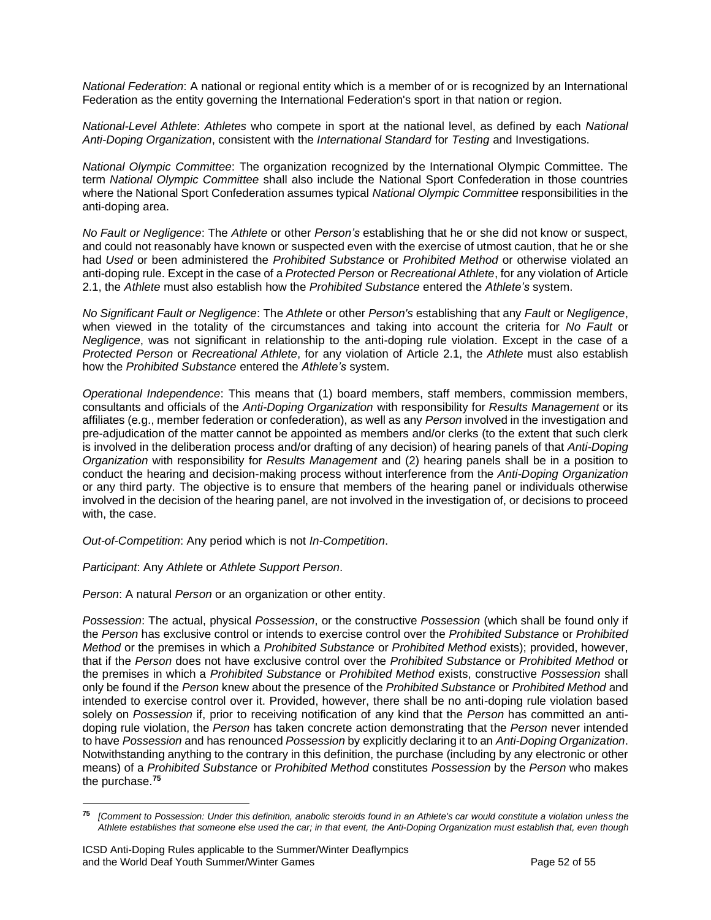*National Federation*: A national or regional entity which is a member of or is recognized by an International Federation as the entity governing the International Federation's sport in that nation or region.

*National-Level Athlete*: *Athletes* who compete in sport at the national level, as defined by each *National Anti-Doping Organization*, consistent with the *International Standard* for *Testing* and Investigations.

*National Olympic Committee*: The organization recognized by the International Olympic Committee. The term *National Olympic Committee* shall also include the National Sport Confederation in those countries where the National Sport Confederation assumes typical *National Olympic Committee* responsibilities in the anti-doping area.

*No Fault or Negligence*: The *Athlete* or other *Person's* establishing that he or she did not know or suspect, and could not reasonably have known or suspected even with the exercise of utmost caution, that he or she had *Used* or been administered the *Prohibited Substance* or *Prohibited Method* or otherwise violated an anti-doping rule. Except in the case of a *Protected Person* or *Recreational Athlete*, for any violation of Article 2.1, the *Athlete* must also establish how the *Prohibited Substance* entered the *Athlete's* system.

*No Significant Fault or Negligence*: The *Athlete* or other *Person's* establishing that any *Fault* or *Negligence*, when viewed in the totality of the circumstances and taking into account the criteria for *No Fault* or *Negligence*, was not significant in relationship to the anti-doping rule violation. Except in the case of a *Protected Person* or *Recreational Athlete*, for any violation of Article 2.1, the *Athlete* must also establish how the *Prohibited Substance* entered the *Athlete's* system.

*Operational Independence*: This means that (1) board members, staff members, commission members, consultants and officials of the *Anti-Doping Organization* with responsibility for *Results Management* or its affiliates (e.g., member federation or confederation), as well as any *Person* involved in the investigation and pre-adjudication of the matter cannot be appointed as members and/or clerks (to the extent that such clerk is involved in the deliberation process and/or drafting of any decision) of hearing panels of that *Anti-Doping Organization* with responsibility for *Results Management* and (2) hearing panels shall be in a position to conduct the hearing and decision-making process without interference from the *Anti-Doping Organization* or any third party. The objective is to ensure that members of the hearing panel or individuals otherwise involved in the decision of the hearing panel, are not involved in the investigation of, or decisions to proceed with, the case.

*Out-of-Competition*: Any period which is not *In-Competition*.

*Participant*: Any *Athlete* or *Athlete Support Person*.

*Person*: A natural *Person* or an organization or other entity.

*Possession*: The actual, physical *Possession*, or the constructive *Possession* (which shall be found only if the *Person* has exclusive control or intends to exercise control over the *Prohibited Substance* or *Prohibited Method* or the premises in which a *Prohibited Substance* or *Prohibited Method* exists); provided, however, that if the *Person* does not have exclusive control over the *Prohibited Substance* or *Prohibited Method* or the premises in which a *Prohibited Substance* or *Prohibited Method* exists, constructive *Possession* shall only be found if the *Person* knew about the presence of the *Prohibited Substance* or *Prohibited Method* and intended to exercise control over it. Provided, however, there shall be no anti-doping rule violation based solely on *Possession* if, prior to receiving notification of any kind that the *Person* has committed an anti-doping rule violation, the *Person* has taken concrete action demonstrating that the *Person* never intended to have *Possession* and has renounced *Possession* by explicitly declaring it to an *Anti-Doping Organization*. Notwithstanding anything to the contrary in this definition, the purchase (including by any electronic or other means) of a *Prohibited Substance* or *Prohibited Method* constitutes *Possession* by the *Person* who makes the purchase.[75]

---

[75] *[Comment to Possession: Under this definition, anabolic steroids found in an Athlete's car would constitute a violation unless the Athlete establishes that someone else used the car; in that event, the Anti-Doping Organization must establish that, even though*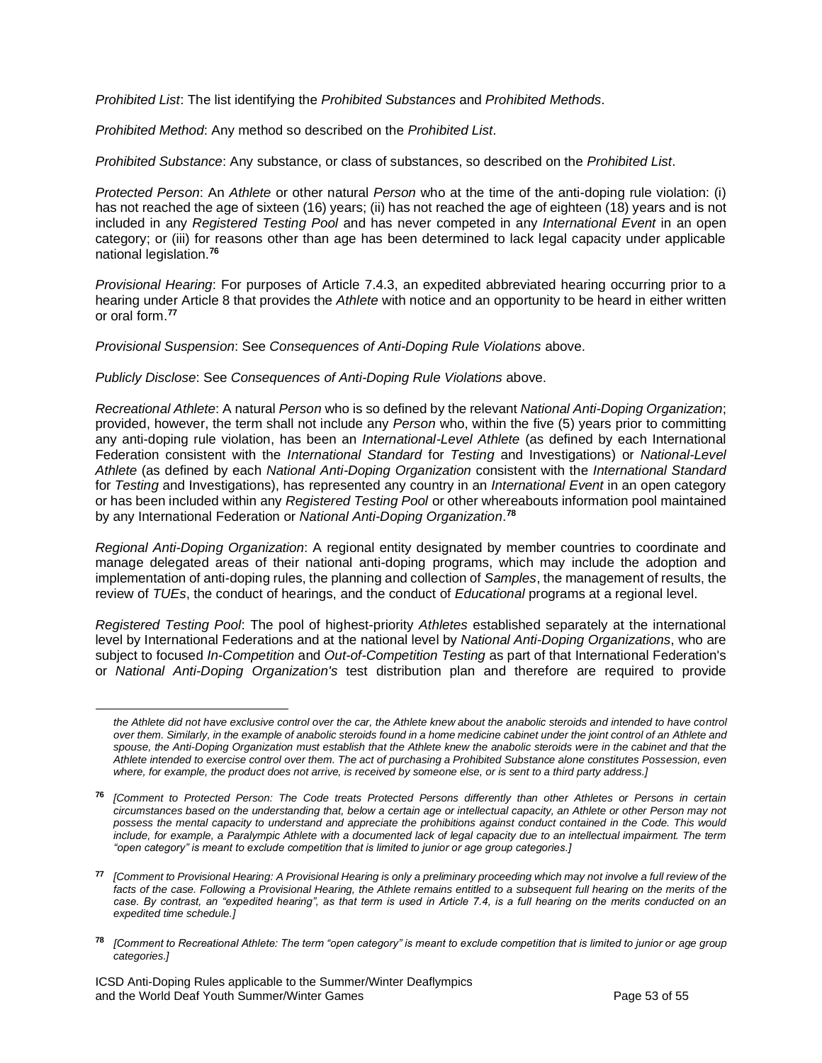*Prohibited List*: The list identifying the *Prohibited Substances* and *Prohibited Methods*.

*Prohibited Method*: Any method so described on the *Prohibited List*.

*Prohibited Substance*: Any substance, or class of substances, so described on the *Prohibited List*.

*Protected Person*: An *Athlete* or other natural *Person* who at the time of the anti-doping rule violation: (i) has not reached the age of sixteen (16) years; (ii) has not reached the age of eighteen (18) years and is not included in any *Registered Testing Pool* and has never competed in any *International Event* in an open category; or (iii) for reasons other than age has been determined to lack legal capacity under applicable national legislation.[76]

*Provisional Hearing*: For purposes of Article 7.4.3, an expedited abbreviated hearing occurring prior to a hearing under Article 8 that provides the *Athlete* with notice and an opportunity to be heard in either written or oral form.[77]

*Provisional Suspension*: See *Consequences of Anti-Doping Rule Violations* above.

*Publicly Disclose*: See *Consequences of Anti-Doping Rule Violations* above.

*Recreational Athlete*: A natural *Person* who is so defined by the relevant *National Anti-Doping Organization*; provided, however, the term shall not include any *Person* who, within the five (5) years prior to committing any anti-doping rule violation, has been an *International-Level Athlete* (as defined by each International Federation consistent with the *International Standard* for *Testing* and Investigations) or *National-Level Athlete* (as defined by each *National Anti-Doping Organization* consistent with the *International Standard* for *Testing* and Investigations), has represented any country in an *International Event* in an open category or has been included within any *Registered Testing Pool* or other whereabouts information pool maintained by any International Federation or *National Anti-Doping Organization*.[78]

*Regional Anti-Doping Organization*: A regional entity designated by member countries to coordinate and manage delegated areas of their national anti-doping programs, which may include the adoption and implementation of anti-doping rules, the planning and collection of *Samples*, the management of results, the review of *TUEs*, the conduct of hearings, and the conduct of *Educational* programs at a regional level.

*Registered Testing Pool*: The pool of highest-priority *Athletes* established separately at the international level by International Federations and at the national level by *National Anti-Doping Organizations*, who are subject to focused *In-Competition* and *Out-of-Competition Testing* as part of that International Federation's or *National Anti-Doping Organization's* test distribution plan and therefore are required to provide

---

*the Athlete did not have exclusive control over the car, the Athlete knew about the anabolic steroids and intended to have control over them. Similarly, in the example of anabolic steroids found in a home medicine cabinet under the joint control of an Athlete and spouse, the Anti-Doping Organization must establish that the Athlete knew the anabolic steroids were in the cabinet and that the Athlete intended to exercise control over them. The act of purchasing a Prohibited Substance alone constitutes Possession, even where, for example, the product does not arrive, is received by someone else, or is sent to a third party address.]*

[76] *[Comment to Protected Person: The Code treats Protected Persons differently than other Athletes or Persons in certain circumstances based on the understanding that, below a certain age or intellectual capacity, an Athlete or other Person may not possess the mental capacity to understand and appreciate the prohibitions against conduct contained in the Code. This would include, for example, a Paralympic Athlete with a documented lack of legal capacity due to an intellectual impairment. The term "open category" is meant to exclude competition that is limited to junior or age group categories.]*

[77] *[Comment to Provisional Hearing: A Provisional Hearing is only a preliminary proceeding which may not involve a full review of the facts of the case. Following a Provisional Hearing, the Athlete remains entitled to a subsequent full hearing on the merits of the case. By contrast, an "expedited hearing", as that term is used in Article 7.4, is a full hearing on the merits conducted on an expedited time schedule.]*

[78] *[Comment to Recreational Athlete: The term "open category" is meant to exclude competition that is limited to junior or age group categories.]*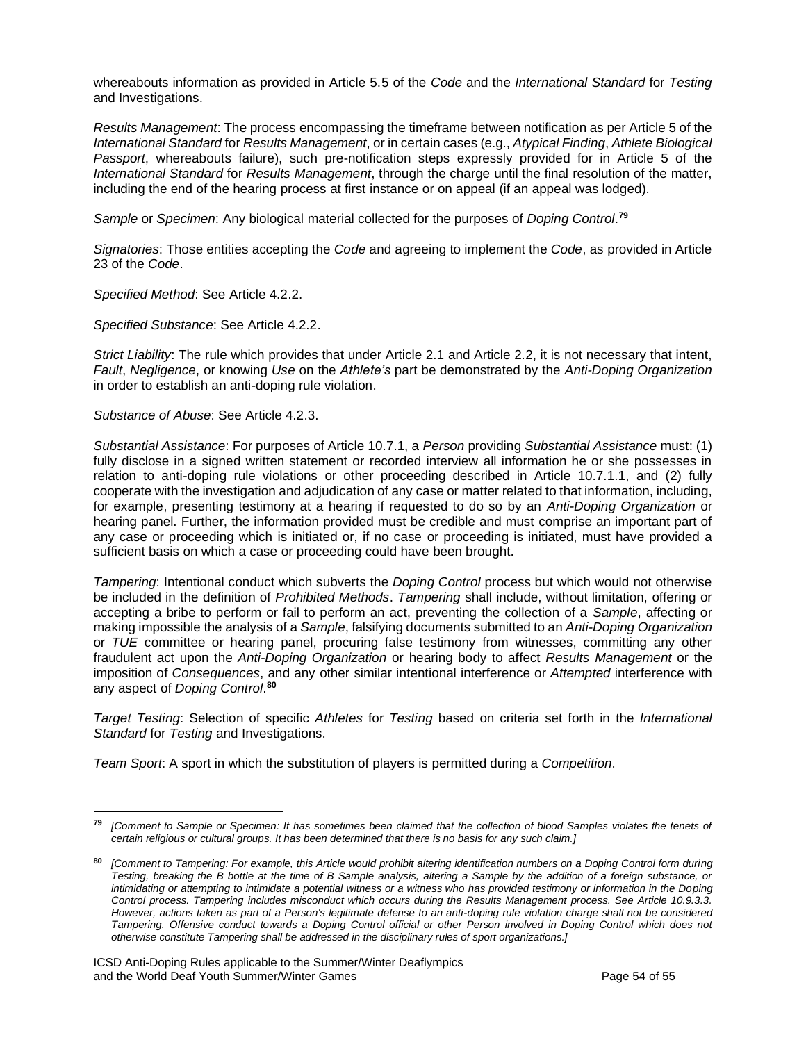whereabouts information as provided in Article 5.5 of the *Code* and the *International Standard* for *Testing* and Investigations.

*Results Management*: The process encompassing the timeframe between notification as per Article 5 of the *International Standard* for *Results Management*, or in certain cases (e.g., *Atypical Finding*, *Athlete Biological Passport*, whereabouts failure), such pre-notification steps expressly provided for in Article 5 of the *International Standard* for *Results Management*, through the charge until the final resolution of the matter, including the end of the hearing process at first instance or on appeal (if an appeal was lodged).

*Sample* or *Specimen*: Any biological material collected for the purposes of *Doping Control*.[79]

*Signatories*: Those entities accepting the *Code* and agreeing to implement the *Code*, as provided in Article 23 of the *Code*.

*Specified Method*: See Article 4.2.2.

*Specified Substance*: See Article 4.2.2.

*Strict Liability*: The rule which provides that under Article 2.1 and Article 2.2, it is not necessary that intent, *Fault*, *Negligence*, or knowing *Use* on the *Athlete's* part be demonstrated by the *Anti-Doping Organization* in order to establish an anti-doping rule violation.

*Substance of Abuse*: See Article 4.2.3.

*Substantial Assistance*: For purposes of Article 10.7.1, a *Person* providing *Substantial Assistance* must: (1) fully disclose in a signed written statement or recorded interview all information he or she possesses in relation to anti-doping rule violations or other proceeding described in Article 10.7.1.1, and (2) fully cooperate with the investigation and adjudication of any case or matter related to that information, including, for example, presenting testimony at a hearing if requested to do so by an *Anti-Doping Organization* or hearing panel. Further, the information provided must be credible and must comprise an important part of any case or proceeding which is initiated or, if no case or proceeding is initiated, must have provided a sufficient basis on which a case or proceeding could have been brought.

*Tampering*: Intentional conduct which subverts the *Doping Control* process but which would not otherwise be included in the definition of *Prohibited Methods*. *Tampering* shall include, without limitation, offering or accepting a bribe to perform or fail to perform an act, preventing the collection of a *Sample*, affecting or making impossible the analysis of a *Sample*, falsifying documents submitted to an *Anti-Doping Organization* or *TUE* committee or hearing panel, procuring false testimony from witnesses, committing any other fraudulent act upon the *Anti-Doping Organization* or hearing body to affect *Results Management* or the imposition of *Consequences*, and any other similar intentional interference or *Attempted* interference with any aspect of *Doping Control*.[80]

*Target Testing*: Selection of specific *Athletes* for *Testing* based on criteria set forth in the *International Standard* for *Testing* and Investigations.

*Team Sport*: A sport in which the substitution of players is permitted during a *Competition*.

---

[79] *[Comment to Sample or Specimen: It has sometimes been claimed that the collection of blood Samples violates the tenets of certain religious or cultural groups. It has been determined that there is no basis for any such claim.]*

[80] *[Comment to Tampering: For example, this Article would prohibit altering identification numbers on a Doping Control form during Testing, breaking the B bottle at the time of B Sample analysis, altering a Sample by the addition of a foreign substance, or intimidating or attempting to intimidate a potential witness or a witness who has provided testimony or information in the Doping Control process. Tampering includes misconduct which occurs during the Results Management process. See Article 10.9.3.3. However, actions taken as part of a Person's legitimate defense to an anti-doping rule violation charge shall not be considered Tampering. Offensive conduct towards a Doping Control official or other Person involved in Doping Control which does not otherwise constitute Tampering shall be addressed in the disciplinary rules of sport organizations.]*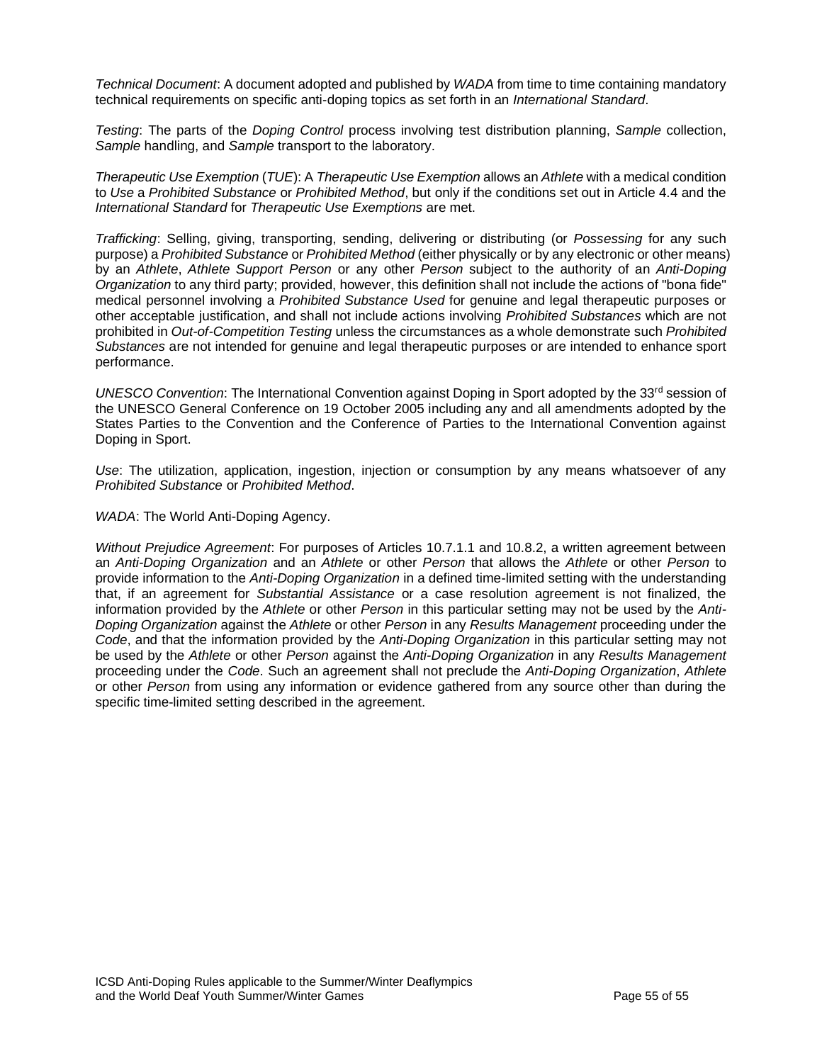*Technical Document*: A document adopted and published by *WADA* from time to time containing mandatory technical requirements on specific anti-doping topics as set forth in an *International Standard*.

*Testing*: The parts of the *Doping Control* process involving test distribution planning, *Sample* collection, *Sample* handling, and *Sample* transport to the laboratory.

*Therapeutic Use Exemption* (*TUE*): A *Therapeutic Use Exemption* allows an *Athlete* with a medical condition to *Use* a *Prohibited Substance* or *Prohibited Method*, but only if the conditions set out in Article 4.4 and the *International Standard* for *Therapeutic Use Exemptions* are met.

*Trafficking*: Selling, giving, transporting, sending, delivering or distributing (or *Possessing* for any such purpose) a *Prohibited Substance* or *Prohibited Method* (either physically or by any electronic or other means) by an *Athlete*, *Athlete Support Person* or any other *Person* subject to the authority of an *Anti-Doping Organization* to any third party; provided, however, this definition shall not include the actions of "bona fide" medical personnel involving a *Prohibited Substance Used* for genuine and legal therapeutic purposes or other acceptable justification, and shall not include actions involving *Prohibited Substances* which are not prohibited in *Out-of-Competition Testing* unless the circumstances as a whole demonstrate such *Prohibited Substances* are not intended for genuine and legal therapeutic purposes or are intended to enhance sport performance.

*UNESCO Convention*: The International Convention against Doping in Sport adopted by the 33rd session of the UNESCO General Conference on 19 October 2005 including any and all amendments adopted by the States Parties to the Convention and the Conference of Parties to the International Convention against Doping in Sport.

*Use*: The utilization, application, ingestion, injection or consumption by any means whatsoever of any *Prohibited Substance* or *Prohibited Method*.

*WADA*: The World Anti-Doping Agency.

*Without Prejudice Agreement*: For purposes of Articles 10.7.1.1 and 10.8.2, a written agreement between an *Anti-Doping Organization* and an *Athlete* or other *Person* that allows the *Athlete* or other *Person* to provide information to the *Anti-Doping Organization* in a defined time-limited setting with the understanding that, if an agreement for *Substantial Assistance* or a case resolution agreement is not finalized, the information provided by the *Athlete* or other *Person* in this particular setting may not be used by the *Anti-Doping Organization* against the *Athlete* or other *Person* in any *Results Management* proceeding under the *Code*, and that the information provided by the *Anti-Doping Organization* in this particular setting may not be used by the *Athlete* or other *Person* against the *Anti-Doping Organization* in any *Results Management* proceeding under the *Code*. Such an agreement shall not preclude the *Anti-Doping Organization*, *Athlete* or other *Person* from using any information or evidence gathered from any source other than during the specific time-limited setting described in the agreement.